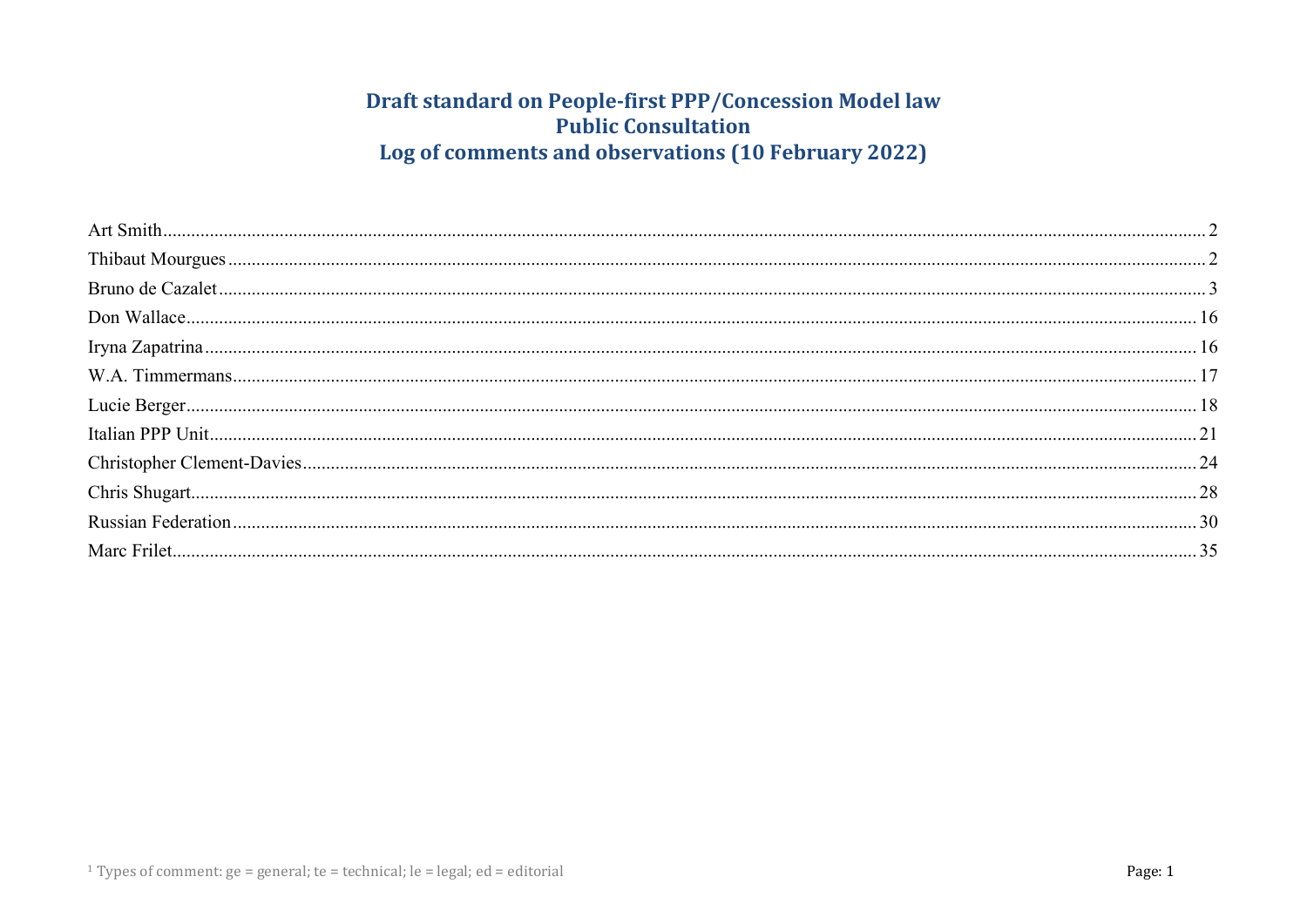# Draft standard on People-first PPP/Concession Model law
# Public Consultation
# Log of comments and observations (10 February 2022)

Art Smith ........ 2
Thibaut Mourgues ........ 2
Bruno de Cazalet ........ 3
Don Wallace ........ 16
Iryna Zapatrina ........ 16
W.A. Timmermans ........ 17
Lucie Berger ........ 18
Italian PPP Unit ........ 21
Christopher Clement-Davies ........ 24
Chris Shugart ........ 28
Russian Federation ........ 30
Marc Frilet ........ 35

[1] Types of comment: ge = general; te = technical; le = legal; ed = editorial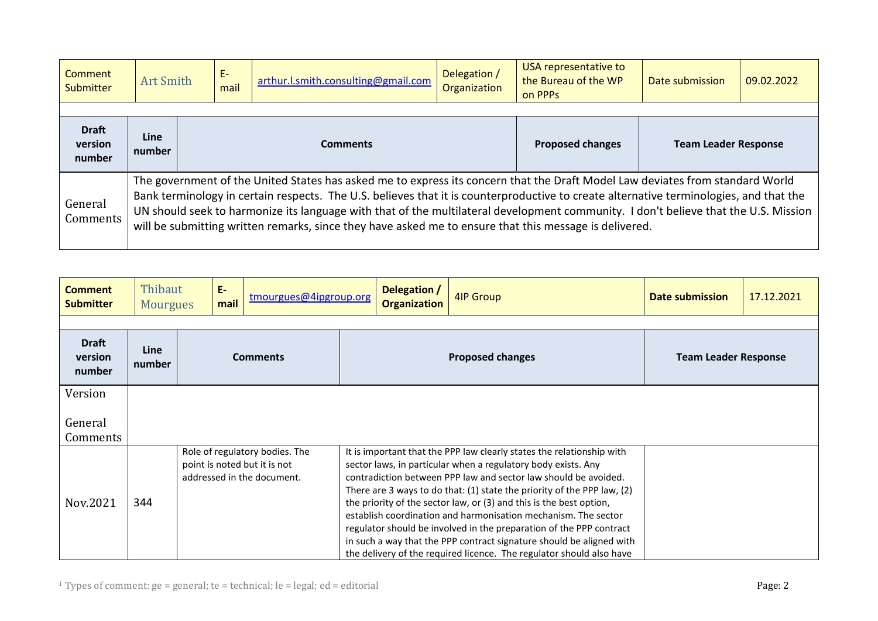| Comment Submitter | Art Smith | E-mail | arthur.l.smith.consulting@gmail.com | Delegation / Organization | USA representative to the Bureau of the WP on PPPs | Date submission | 09.02.2022 |
|---|---|---|---|---|---|---|---|

| Draft version number | Line number | Comments | Proposed changes | Team Leader Response |
|---|---|---|---|---|
| General Comments | The government of the United States has asked me to express its concern that the Draft Model Law deviates from standard World Bank terminology in certain respects. The U.S. believes that it is counterproductive to create alternative terminologies, and that the UN should seek to harmonize its language with that of the multilateral development community. I don't believe that the U.S. Mission will be submitting written remarks, since they have asked me to ensure that this message is delivered. | | | |

| Comment Submitter | Thibaut Mourgues | E-mail | tmourgues@4ipgroup.org | Delegation / Organization | 4IP Group | Date submission | 17.12.2021 |
|---|---|---|---|---|---|---|---|

| Draft version number | Line number | Comments | Proposed changes | Team Leader Response |
|---|---|---|---|---|
| Version<br><br>General Comments | | | | |
| Nov.2021 | 344 | Role of regulatory bodies. The point is noted but it is not addressed in the document. | It is important that the PPP law clearly states the relationship with sector laws, in particular when a regulatory body exists. Any contradiction between PPP law and sector law should be avoided. There are 3 ways to do that: (1) state the priority of the PPP law, (2) the priority of the sector law, or (3) and this is the best option, establish coordination and harmonisation mechanism. The sector regulator should be involved in the preparation of the PPP contract in such a way that the PPP contract signature should be aligned with the delivery of the required licence. The regulator should also have | |

[1] Types of comment: ge = general; te = technical; le = legal; ed = editorial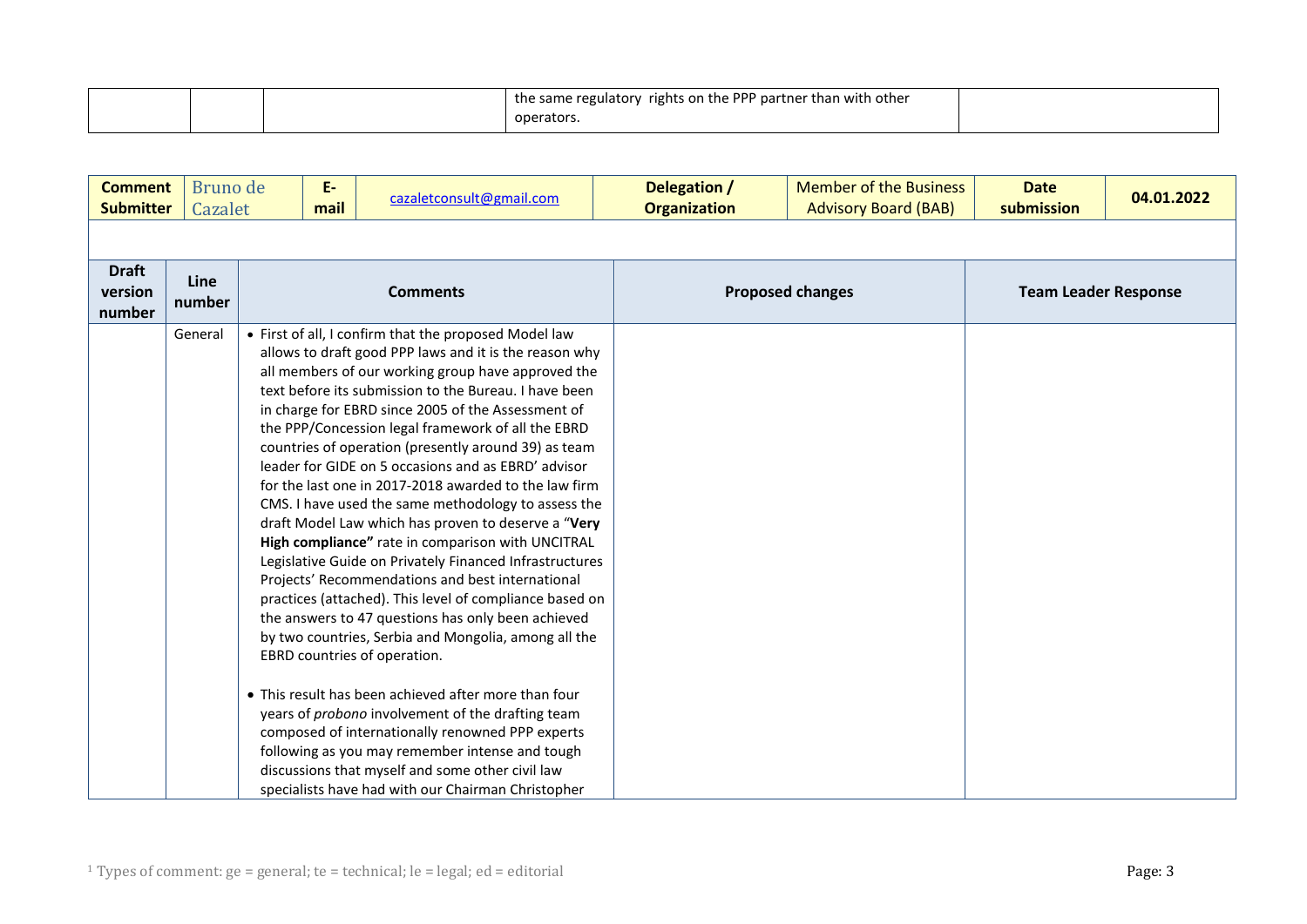| | | | the same regulatory rights on the PPP partner than with other operators. | |
|---|---|---|---|---|

| **Comment Submitter** | Bruno de Cazalet | **E-mail** | cazaletconsult@gmail.com | **Delegation / Organization** | Member of the Business Advisory Board (BAB) | **Date submission** | **04.01.2022** |
|---|---|---|---|---|---|---|---|

| **Draft version number** | **Line number** | **Comments** | **Proposed changes** | **Team Leader Response** |
|---|---|---|---|---|
| | General | • First of all, I confirm that the proposed Model law allows to draft good PPP laws and it is the reason why all members of our working group have approved the text before its submission to the Bureau. I have been in charge for EBRD since 2005 of the Assessment of the PPP/Concession legal framework of all the EBRD countries of operation (presently around 39) as team leader for GIDE on 5 occasions and as EBRD' advisor for the last one in 2017-2018 awarded to the law firm CMS. I have used the same methodology to assess the draft Model Law which has proven to deserve a "**Very High compliance"** rate in comparison with UNCITRAL Legislative Guide on Privately Financed Infrastructures Projects' Recommendations and best international practices (attached). This level of compliance based on the answers to 47 questions has only been achieved by two countries, Serbia and Mongolia, among all the EBRD countries of operation.<br><br>• This result has been achieved after more than four years of *probono* involvement of the drafting team composed of internationally renowned PPP experts following as you may remember intense and tough discussions that myself and some other civil law specialists have had with our Chairman Christopher | | |

[1] Types of comment: ge = general; te = technical; le = legal; ed = editorial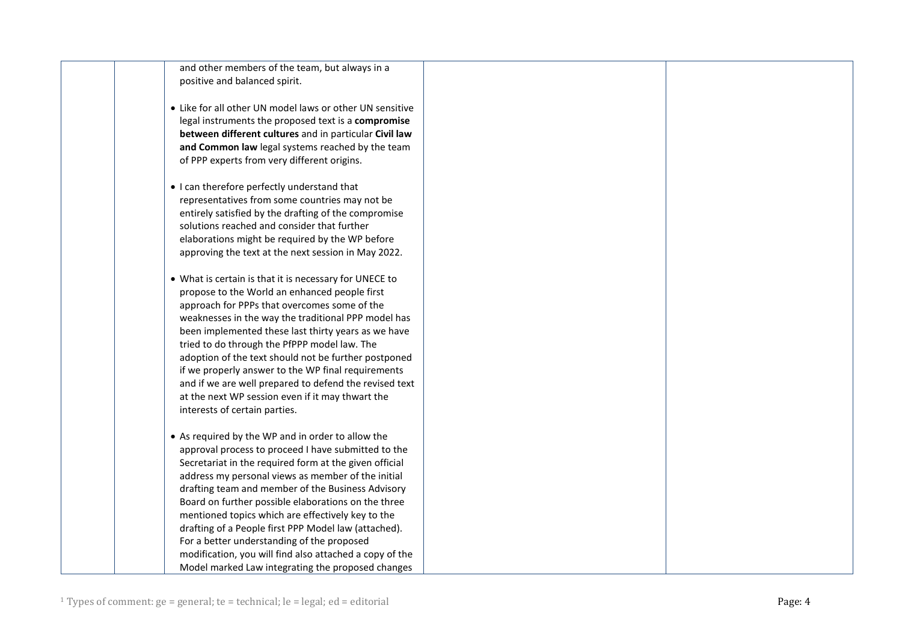| | | | | |
|---|---|---|---|---|
| | | and other members of the team, but always in a positive and balanced spirit.<br><br>• Like for all other UN model laws or other UN sensitive legal instruments the proposed text is a **compromise between different cultures** and in particular **Civil law and Common law** legal systems reached by the team of PPP experts from very different origins.<br><br>• I can therefore perfectly understand that representatives from some countries may not be entirely satisfied by the drafting of the compromise solutions reached and consider that further elaborations might be required by the WP before approving the text at the next session in May 2022.<br><br>• What is certain is that it is necessary for UNECE to propose to the World an enhanced people first approach for PPPs that overcomes some of the weaknesses in the way the traditional PPP model has been implemented these last thirty years as we have tried to do through the PfPPP model law. The adoption of the text should not be further postponed if we properly answer to the WP final requirements and if we are well prepared to defend the revised text at the next WP session even if it may thwart the interests of certain parties.<br><br>• As required by the WP and in order to allow the approval process to proceed I have submitted to the Secretariat in the required form at the given official address my personal views as member of the initial drafting team and member of the Business Advisory Board on further possible elaborations on the three mentioned topics which are effectively key to the drafting of a People first PPP Model law (attached). For a better understanding of the proposed modification, you will find also attached a copy of the Model marked Law integrating the proposed changes | | |

[1] Types of comment: ge = general; te = technical; le = legal; ed = editorial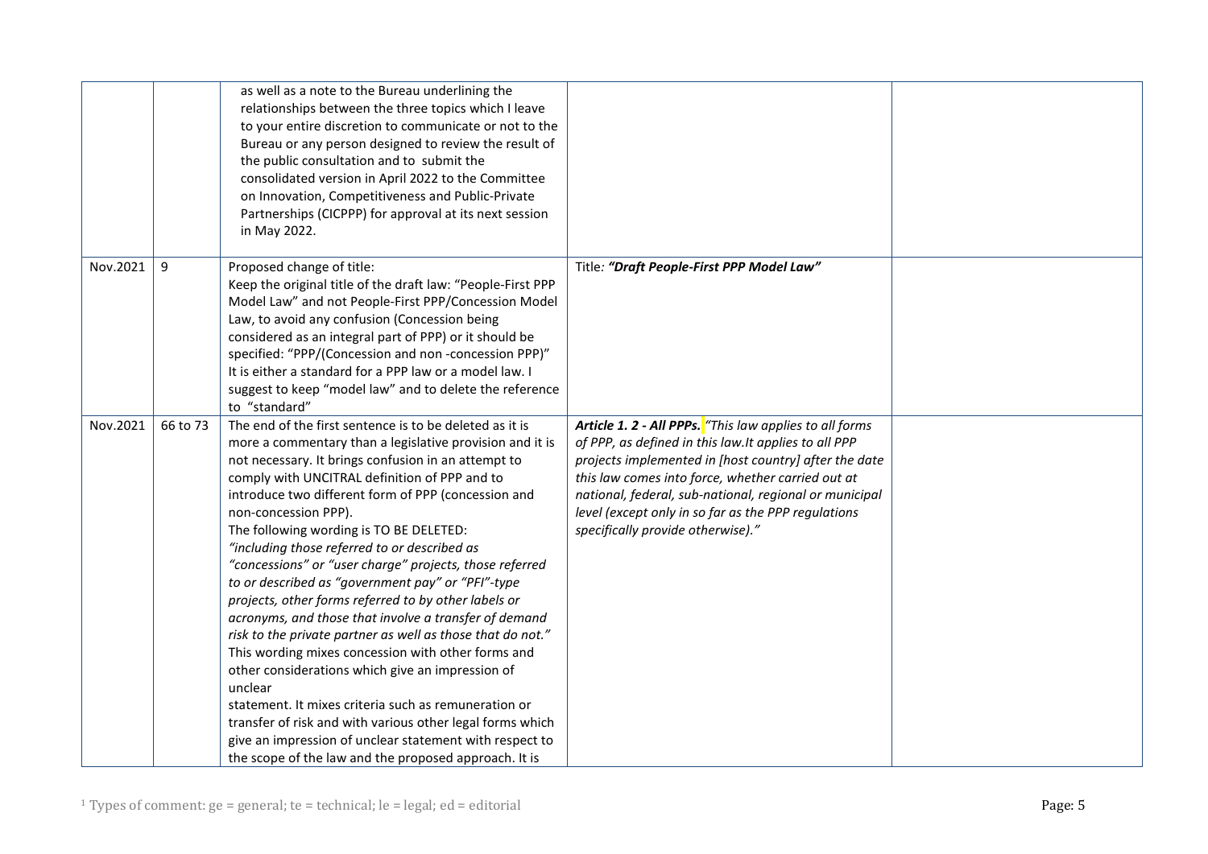|  |  |  |  |  |
|---|---|---|---|---|
|  |  | as well as a note to the Bureau underlining the relationships between the three topics which I leave to your entire discretion to communicate or not to the Bureau or any person designed to review the result of the public consultation and to submit the consolidated version in April 2022 to the Committee on Innovation, Competitiveness and Public-Private Partnerships (CICPPP) for approval at its next session in May 2022. |  |  |
| Nov.2021 | 9 | Proposed change of title:<br>Keep the original title of the draft law: "People-First PPP Model Law" and not People-First PPP/Concession Model Law, to avoid any confusion (Concession being considered as an integral part of PPP) or it should be specified: "PPP/(Concession and non -concession PPP)"<br>It is either a standard for a PPP law or a model law. I suggest to keep "model law" and to delete the reference to "standard" | Title*: "Draft People-First PPP Model Law"* |  |
| Nov.2021 | 66 to 73 | The end of the first sentence is to be deleted as it is more a commentary than a legislative provision and it is not necessary. It brings confusion in an attempt to comply with UNCITRAL definition of PPP and to introduce two different form of PPP (concession and non-concession PPP).<br>The following wording is TO BE DELETED:<br>*"including those referred to or described as "concessions" or "user charge" projects, those referred to or described as "government pay" or "PFI"-type projects, other forms referred to by other labels or acronyms, and those that involve a transfer of demand risk to the private partner as well as those that do not."*<br>This wording mixes concession with other forms and other considerations which give an impression of unclear<br>statement. It mixes criteria such as remuneration or transfer of risk and with various other legal forms which give an impression of unclear statement with respect to the scope of the law and the proposed approach. It is | ***Article 1. 2 - All PPPs.*** *"This law applies to all forms of PPP, as defined in this law.It applies to all PPP projects implemented in [host country] after the date this law comes into force, whether carried out at national, federal, sub-national, regional or municipal level (except only in so far as the PPP regulations specifically provide otherwise)."* |  |

[1] Types of comment: ge = general; te = technical; le = legal; ed = editorial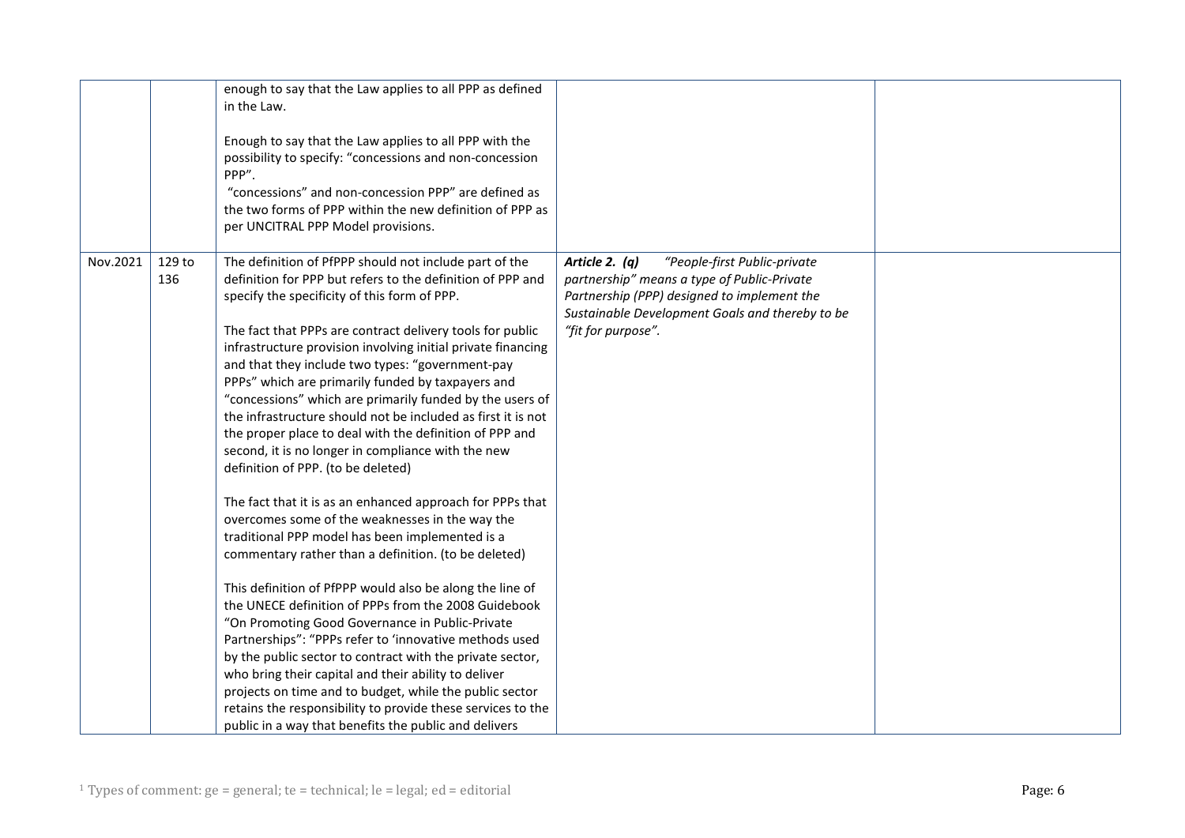|  |  |  |  |  |
|---|---|---|---|---|
|  |  | enough to say that the Law applies to all PPP as defined in the Law.<br><br>Enough to say that the Law applies to all PPP with the possibility to specify: "concessions and non-concession PPP".<br>"concessions" and non-concession PPP" are defined as the two forms of PPP within the new definition of PPP as per UNCITRAL PPP Model provisions. |  |  |
| Nov.2021 | 129 to 136 | The definition of PfPPP should not include part of the definition for PPP but refers to the definition of PPP and specify the specificity of this form of PPP.<br><br>The fact that PPPs are contract delivery tools for public infrastructure provision involving initial private financing and that they include two types: "government-pay PPPs" which are primarily funded by taxpayers and "concessions" which are primarily funded by the users of the infrastructure should not be included as first it is not the proper place to deal with the definition of PPP and second, it is no longer in compliance with the new definition of PPP. (to be deleted)<br><br>The fact that it is as an enhanced approach for PPPs that overcomes some of the weaknesses in the way the traditional PPP model has been implemented is a commentary rather than a definition. (to be deleted)<br><br>This definition of PfPPP would also be along the line of the UNECE definition of PPPs from the 2008 Guidebook "On Promoting Good Governance in Public-Private Partnerships": "PPPs refer to 'innovative methods used by the public sector to contract with the private sector, who bring their capital and their ability to deliver projects on time and to budget, while the public sector retains the responsibility to provide these services to the public in a way that benefits the public and delivers | ***Article 2. (q)*** *"People-first Public-private partnership" means a type of Public-Private Partnership (PPP) designed to implement the Sustainable Development Goals and thereby to be "fit for purpose".* |  |

[1] Types of comment: ge = general; te = technical; le = legal; ed = editorial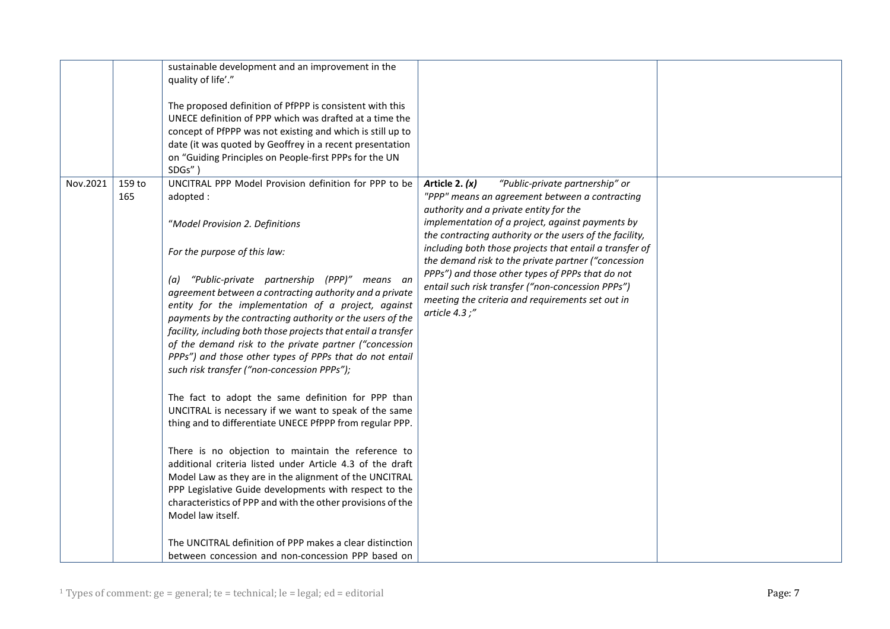| | | | | |
|---|---|---|---|---|
| | | sustainable development and an improvement in the quality of life'."<br><br>The proposed definition of PfPPP is consistent with this UNECE definition of PPP which was drafted at a time the concept of PfPPP was not existing and which is still up to date (it was quoted by Geoffrey in a recent presentation on "Guiding Principles on People-first PPPs for the UN SDGs" ) | | |
| Nov.2021 | 159 to 165 | UNCITRAL PPP Model Provision definition for PPP to be adopted :<br><br>"*Model Provision 2. Definitions*<br><br>*For the purpose of this law:*<br><br>*(a) "Public-private partnership (PPP)" means an agreement between a contracting authority and a private entity for the implementation of a project, against payments by the contracting authority or the users of the facility, including both those projects that entail a transfer of the demand risk to the private partner ("concession PPPs") and those other types of PPPs that do not entail such risk transfer ("non-concession PPPs");*<br><br>The fact to adopt the same definition for PPP than UNCITRAL is necessary if we want to speak of the same thing and to differentiate UNECE PfPPP from regular PPP.<br><br>There is no objection to maintain the reference to additional criteria listed under Article 4.3 of the draft Model Law as they are in the alignment of the UNCITRAL PPP Legislative Guide developments with respect to the characteristics of PPP and with the other provisions of the Model law itself.<br><br>The UNCITRAL definition of PPP makes a clear distinction between concession and non-concession PPP based on | ***Article 2. (x)*** *"Public-private partnership" or "PPP" means an agreement between a contracting authority and a private entity for the implementation of a project, against payments by the contracting authority or the users of the facility, including both those projects that entail a transfer of the demand risk to the private partner ("concession PPPs") and those other types of PPPs that do not entail such risk transfer ("non-concession PPPs") meeting the criteria and requirements set out in article 4.3 ;"* | |

[1] Types of comment: ge = general; te = technical; le = legal; ed = editorial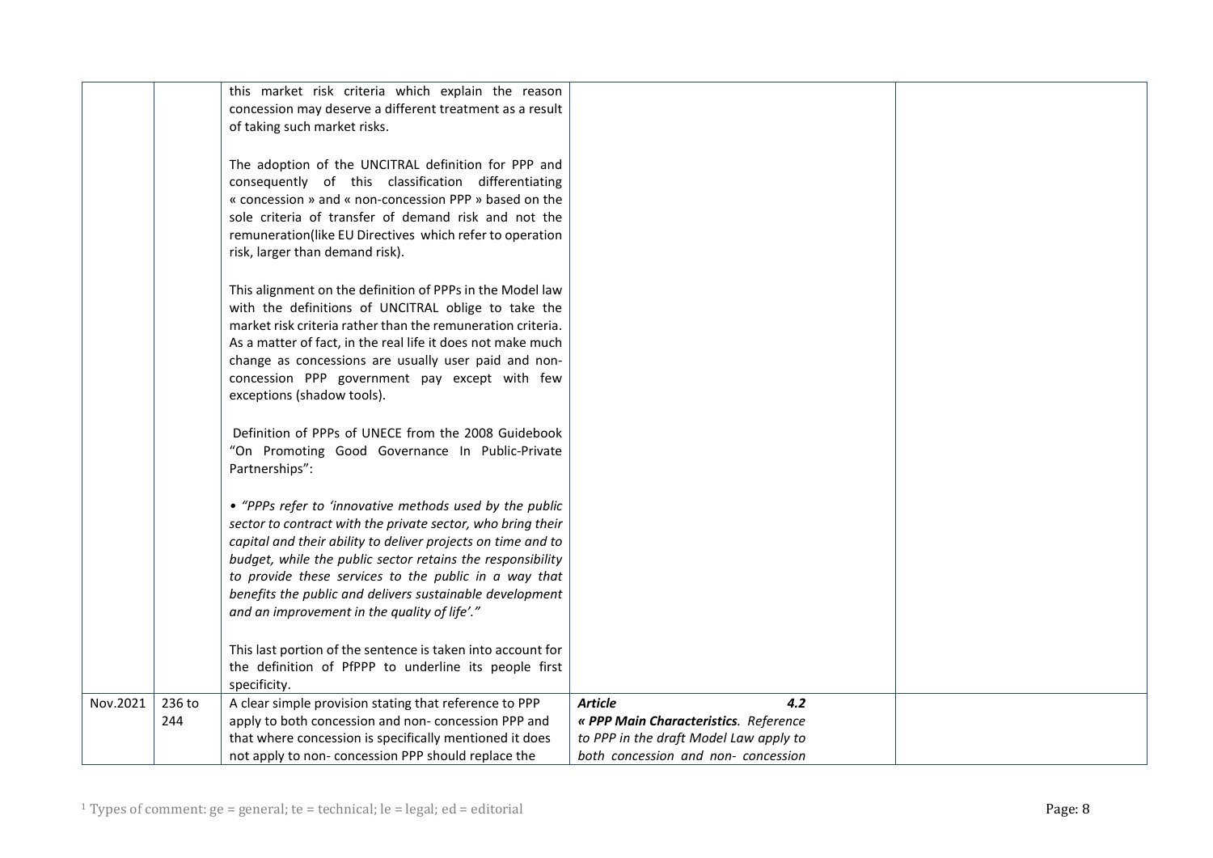| | | | | |
|---|---|---|---|---|
| | | this market risk criteria which explain the reason concession may deserve a different treatment as a result of taking such market risks.<br><br>The adoption of the UNCITRAL definition for PPP and consequently of this classification differentiating « concession » and « non-concession PPP » based on the sole criteria of transfer of demand risk and not the remuneration(like EU Directives which refer to operation risk, larger than demand risk).<br><br>This alignment on the definition of PPPs in the Model law with the definitions of UNCITRAL oblige to take the market risk criteria rather than the remuneration criteria. As a matter of fact, in the real life it does not make much change as concessions are usually user paid and non-concession PPP government pay except with few exceptions (shadow tools).<br><br>Definition of PPPs of UNECE from the 2008 Guidebook "On Promoting Good Governance In Public-Private Partnerships":<br><br>• *"PPPs refer to 'innovative methods used by the public sector to contract with the private sector, who bring their capital and their ability to deliver projects on time and to budget, while the public sector retains the responsibility to provide these services to the public in a way that benefits the public and delivers sustainable development and an improvement in the quality of life'."*<br><br>This last portion of the sentence is taken into account for the definition of PfPPP to underline its people first specificity. | | |
| Nov.2021 | 236 to 244 | A clear simple provision stating that reference to PPP apply to both concession and non- concession PPP and that where concession is specifically mentioned it does not apply to non- concession PPP should replace the | ***Article 4.2***<br>***« PPP Main Characteristics**. Reference to PPP in the draft Model Law apply to both concession and non- concession* | |

[1] Types of comment: ge = general; te = technical; le = legal; ed = editorial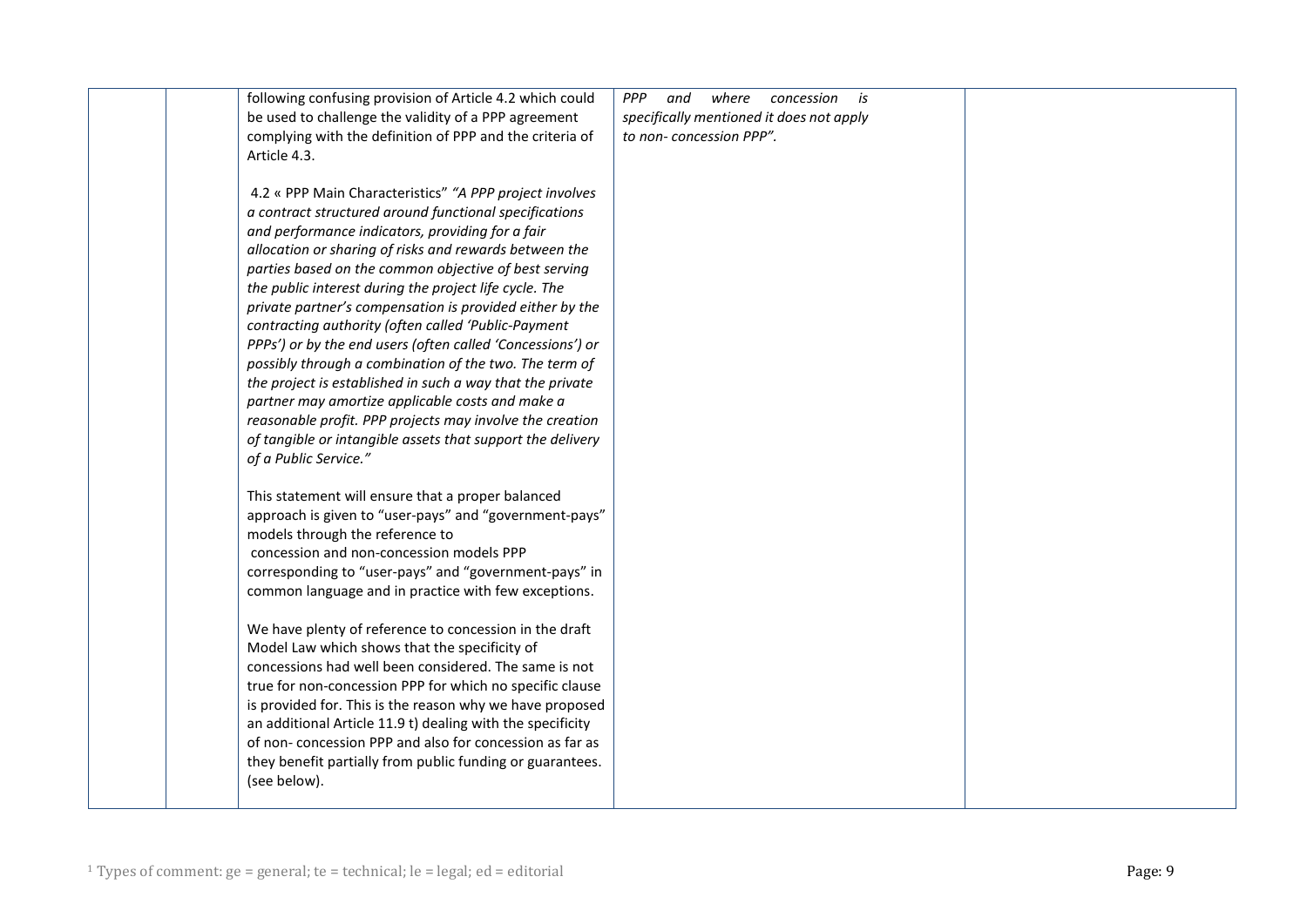|  |  |  |  |  |
|---|---|---|---|---|
|  |  | following confusing provision of Article 4.2 which could be used to challenge the validity of a PPP agreement complying with the definition of PPP and the criteria of Article 4.3.<br><br>4.2 « PPP Main Characteristics" *"A PPP project involves a contract structured around functional specifications and performance indicators, providing for a fair allocation or sharing of risks and rewards between the parties based on the common objective of best serving the public interest during the project life cycle. The private partner's compensation is provided either by the contracting authority (often called 'Public-Payment PPPs') or by the end users (often called 'Concessions') or possibly through a combination of the two. The term of the project is established in such a way that the private partner may amortize applicable costs and make a reasonable profit. PPP projects may involve the creation of tangible or intangible assets that support the delivery of a Public Service."*<br><br>This statement will ensure that a proper balanced approach is given to "user-pays" and "government-pays" models through the reference to concession and non-concession models PPP corresponding to "user-pays" and "government-pays" in common language and in practice with few exceptions.<br><br>We have plenty of reference to concession in the draft Model Law which shows that the specificity of concessions had well been considered. The same is not true for non-concession PPP for which no specific clause is provided for. This is the reason why we have proposed an additional Article 11.9 t) dealing with the specificity of non- concession PPP and also for concession as far as they benefit partially from public funding or guarantees. (see below). | *PPP and where concession is specifically mentioned it does not apply to non- concession PPP".* |  |

[1] Types of comment: ge = general; te = technical; le = legal; ed = editorial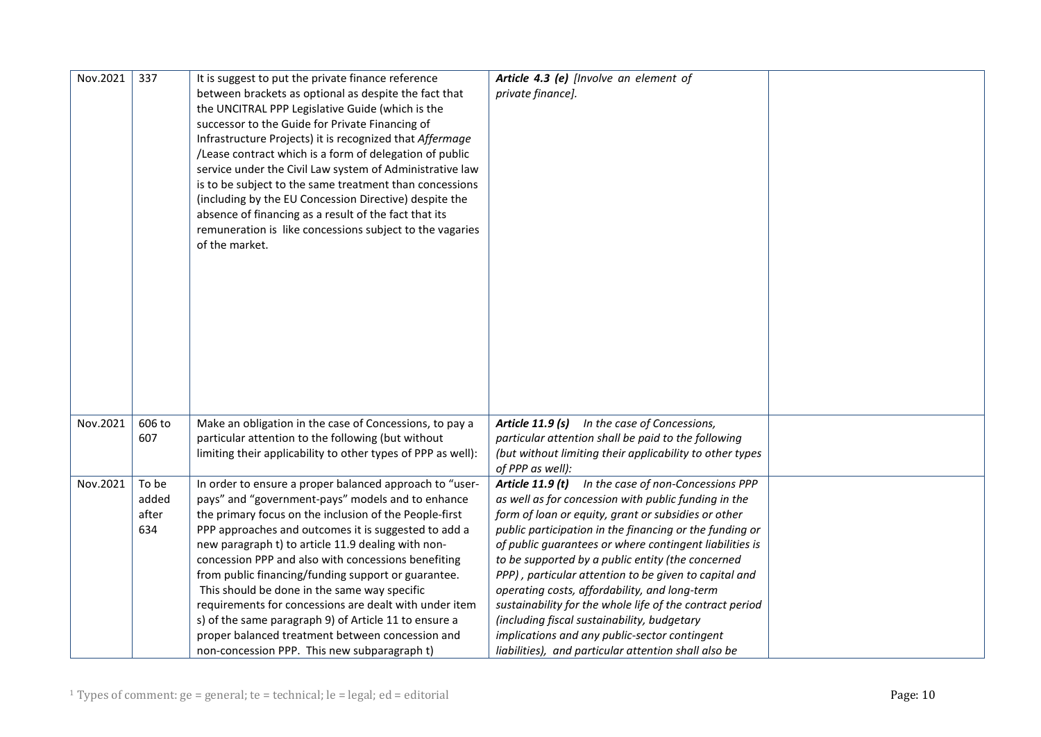| Nov.2021 | 337 | It is suggest to put the private finance reference between brackets as optional as despite the fact that the UNCITRAL PPP Legislative Guide (which is the successor to the Guide for Private Financing of Infrastructure Projects) it is recognized that *Affermage* /Lease contract which is a form of delegation of public service under the Civil Law system of Administrative law is to be subject to the same treatment than concessions (including by the EU Concession Directive) despite the absence of financing as a result of the fact that its remuneration is like concessions subject to the vagaries of the market. | ***Article 4.3 (e)*** *[Involve an element of private finance].* | |
|---|---|---|---|---|
| Nov.2021 | 606 to 607 | Make an obligation in the case of Concessions, to pay a particular attention to the following (but without limiting their applicability to other types of PPP as well): | ***Article 11.9 (s)*** *In the case of Concessions, particular attention shall be paid to the following (but without limiting their applicability to other types of PPP as well):* | |
| Nov.2021 | To be added after 634 | In order to ensure a proper balanced approach to "user-pays" and "government-pays" models and to enhance the primary focus on the inclusion of the People-first PPP approaches and outcomes it is suggested to add a new paragraph t) to article 11.9 dealing with non-concession PPP and also with concessions benefiting from public financing/funding support or guarantee. This should be done in the same way specific requirements for concessions are dealt with under item s) of the same paragraph 9) of Article 11 to ensure a proper balanced treatment between concession and non-concession PPP. This new subparagraph t) | ***Article 11.9 (t)*** *In the case of non-Concessions PPP as well as for concession with public funding in the form of loan or equity, grant or subsidies or other public participation in the financing or the funding or of public guarantees or where contingent liabilities is to be supported by a public entity (the concerned PPP) , particular attention to be given to capital and operating costs, affordability, and long-term sustainability for the whole life of the contract period (including fiscal sustainability, budgetary implications and any public-sector contingent liabilities), and particular attention shall also be* | |

[1] Types of comment: ge = general; te = technical; le = legal; ed = editorial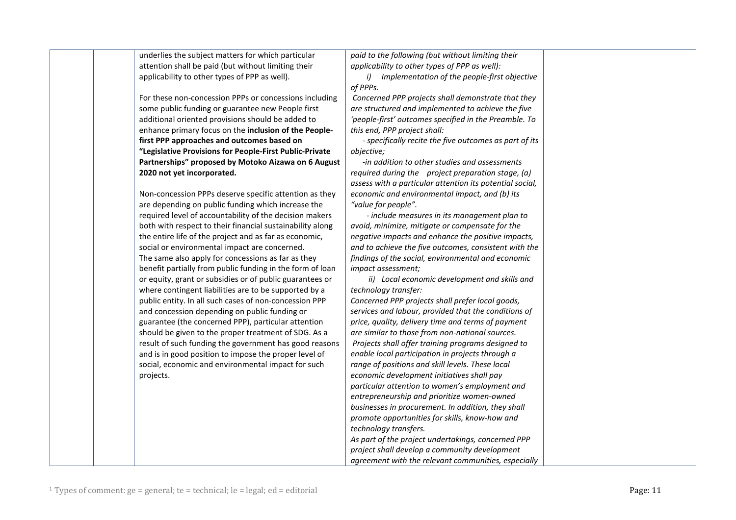| | | | | |
|---|---|---|---|---|
| | | underlies the subject matters for which particular attention shall be paid (but without limiting their applicability to other types of PPP as well).<br><br>For these non-concession PPPs or concessions including some public funding or guarantee new People first additional oriented provisions should be added to enhance primary focus on the **inclusion of the People-first PPP approaches and outcomes based on "Legislative Provisions for People-First Public-Private Partnerships" proposed by Motoko Aizawa on 6 August 2020 not yet incorporated.**<br><br>Non-concession PPPs deserve specific attention as they are depending on public funding which increase the required level of accountability of the decision makers both with respect to their financial sustainability along the entire life of the project and as far as economic, social or environmental impact are concerned.<br>The same also apply for concessions as far as they benefit partially from public funding in the form of loan or equity, grant or subsidies or of public guarantees or where contingent liabilities are to be supported by a public entity. In all such cases of non-concession PPP and concession depending on public funding or guarantee (the concerned PPP), particular attention should be given to the proper treatment of SDG. As a result of such funding the government has good reasons and is in good position to impose the proper level of social, economic and environmental impact for such projects. | *paid to the following (but without limiting their applicability to other types of PPP as well):*<br>*i) Implementation of the people-first objective of PPPs.*<br>*Concerned PPP projects shall demonstrate that they are structured and implemented to achieve the five 'people-first' outcomes specified in the Preamble. To this end, PPP project shall:*<br>*- specifically recite the five outcomes as part of its objective;*<br>*-in addition to other studies and assessments required during the project preparation stage, (a) assess with a particular attention its potential social, economic and environmental impact, and (b) its "value for people".*<br>*- include measures in its management plan to avoid, minimize, mitigate or compensate for the negative impacts and enhance the positive impacts, and to achieve the five outcomes, consistent with the findings of the social, environmental and economic impact assessment;*<br>*ii) Local economic development and skills and technology transfer:*<br>*Concerned PPP projects shall prefer local goods, services and labour, provided that the conditions of price, quality, delivery time and terms of payment are similar to those from non-national sources.*<br>*Projects shall offer training programs designed to enable local participation in projects through a range of positions and skill levels. These local economic development initiatives shall pay particular attention to women's employment and entrepreneurship and prioritize women-owned businesses in procurement. In addition, they shall promote opportunities for skills, know-how and technology transfers.*<br>*As part of the project undertakings, concerned PPP project shall develop a community development agreement with the relevant communities, especially* | |

[1] Types of comment: ge = general; te = technical; le = legal; ed = editorial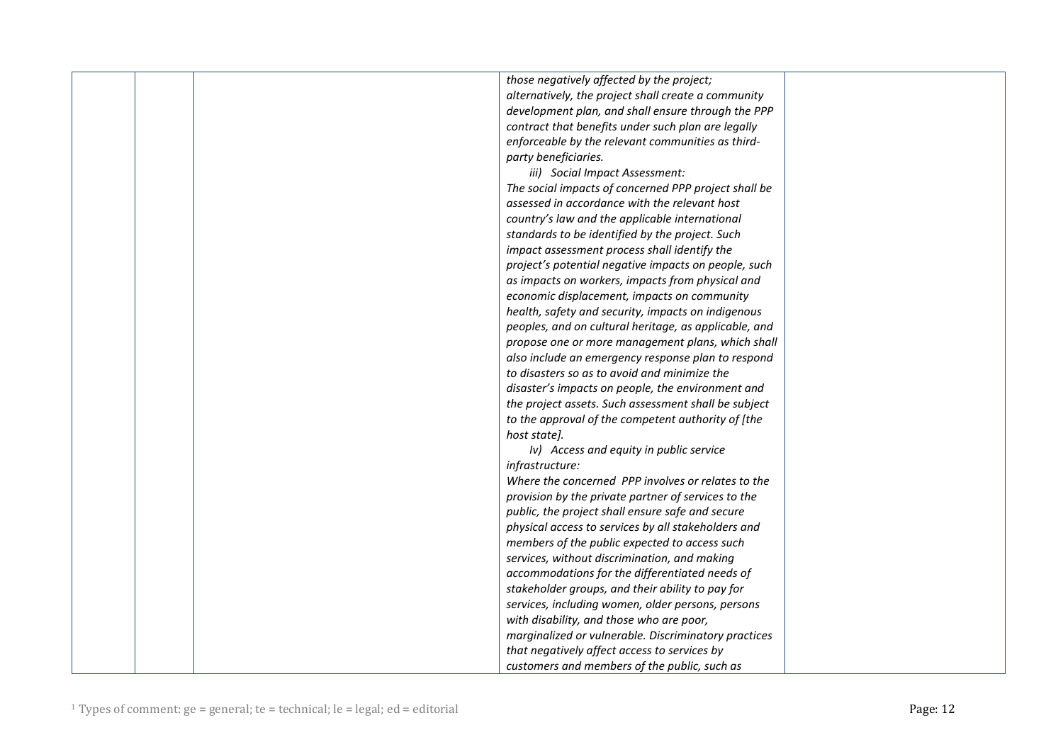| | | | | |
|---|---|---|---|---|
| | | | *those negatively affected by the project; alternatively, the project shall create a community development plan, and shall ensure through the PPP contract that benefits under such plan are legally enforceable by the relevant communities as third-party beneficiaries.*<br>*iii) Social Impact Assessment:*<br>*The social impacts of concerned PPP project shall be assessed in accordance with the relevant host country's law and the applicable international standards to be identified by the project. Such impact assessment process shall identify the project's potential negative impacts on people, such as impacts on workers, impacts from physical and economic displacement, impacts on community health, safety and security, impacts on indigenous peoples, and on cultural heritage, as applicable, and propose one or more management plans, which shall also include an emergency response plan to respond to disasters so as to avoid and minimize the disaster's impacts on people, the environment and the project assets. Such assessment shall be subject to the approval of the competent authority of [the host state].*<br>*Iv) Access and equity in public service infrastructure:*<br>*Where the concerned PPP involves or relates to the provision by the private partner of services to the public, the project shall ensure safe and secure physical access to services by all stakeholders and members of the public expected to access such services, without discrimination, and making accommodations for the differentiated needs of stakeholder groups, and their ability to pay for services, including women, older persons, persons with disability, and those who are poor, marginalized or vulnerable. Discriminatory practices that negatively affect access to services by customers and members of the public, such as* | |

[1] Types of comment: ge = general; te = technical; le = legal; ed = editorial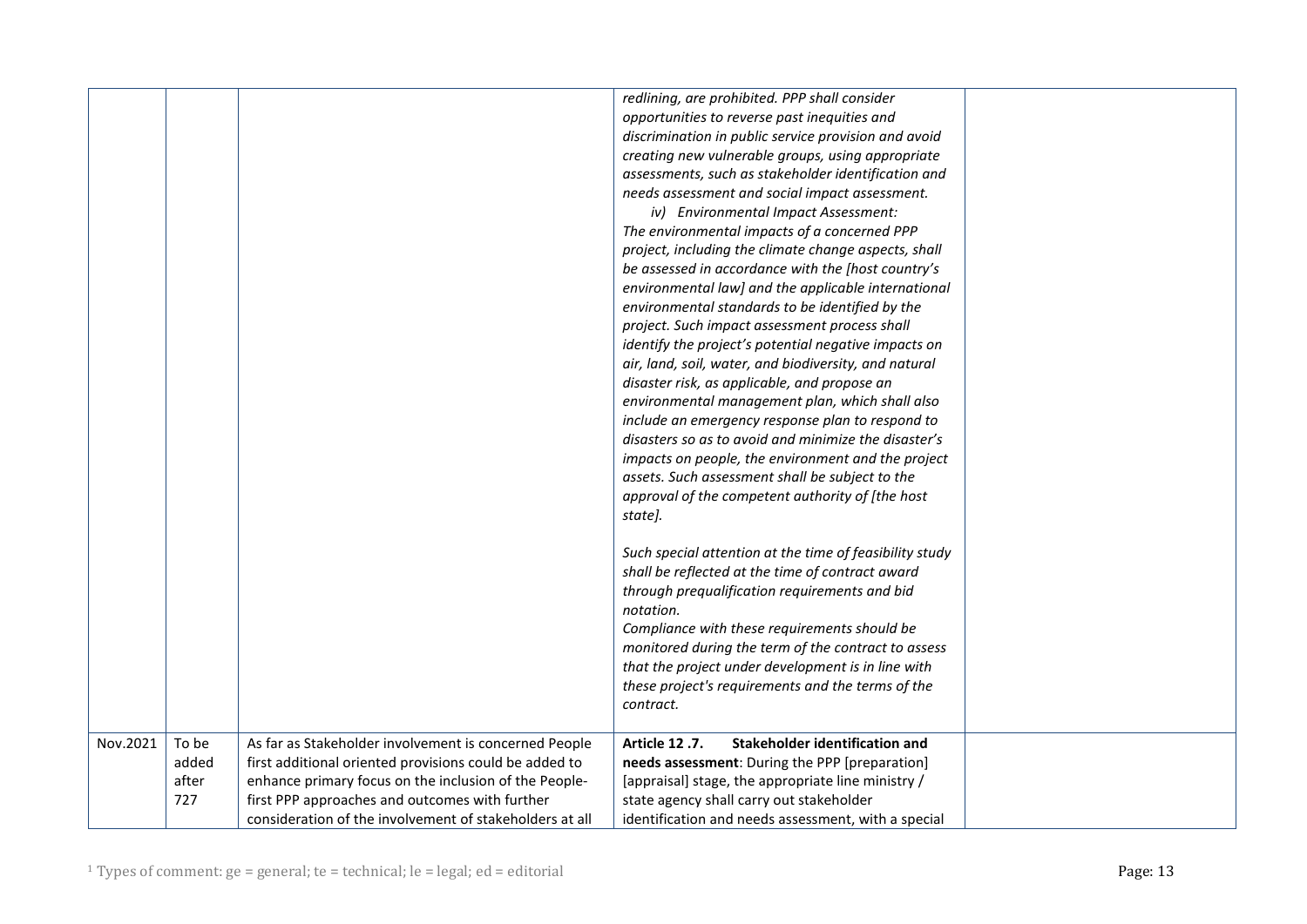| | | | | |
|---|---|---|---|---|
| | | | *redlining, are prohibited. PPP shall consider opportunities to reverse past inequities and discrimination in public service provision and avoid creating new vulnerable groups, using appropriate assessments, such as stakeholder identification and needs assessment and social impact assessment.*<br>*iv) Environmental Impact Assessment:*<br>*The environmental impacts of a concerned PPP project, including the climate change aspects, shall be assessed in accordance with the [host country's environmental law] and the applicable international environmental standards to be identified by the project. Such impact assessment process shall identify the project's potential negative impacts on air, land, soil, water, and biodiversity, and natural disaster risk, as applicable, and propose an environmental management plan, which shall also include an emergency response plan to respond to disasters so as to avoid and minimize the disaster's impacts on people, the environment and the project assets. Such assessment shall be subject to the approval of the competent authority of [the host state].*<br><br>*Such special attention at the time of feasibility study shall be reflected at the time of contract award through prequalification requirements and bid notation.*<br>*Compliance with these requirements should be monitored during the term of the contract to assess that the project under development is in line with these project's requirements and the terms of the contract.* | |
| Nov.2021 | To be added after 727 | As far as Stakeholder involvement is concerned People first additional oriented provisions could be added to enhance primary focus on the inclusion of the People-first PPP approaches and outcomes with further consideration of the involvement of stakeholders at all | **Article 12 .7. Stakeholder identification and needs assessment**: During the PPP [preparation] [appraisal] stage, the appropriate line ministry / state agency shall carry out stakeholder identification and needs assessment, with a special | |

[1] Types of comment: ge = general; te = technical; le = legal; ed = editorial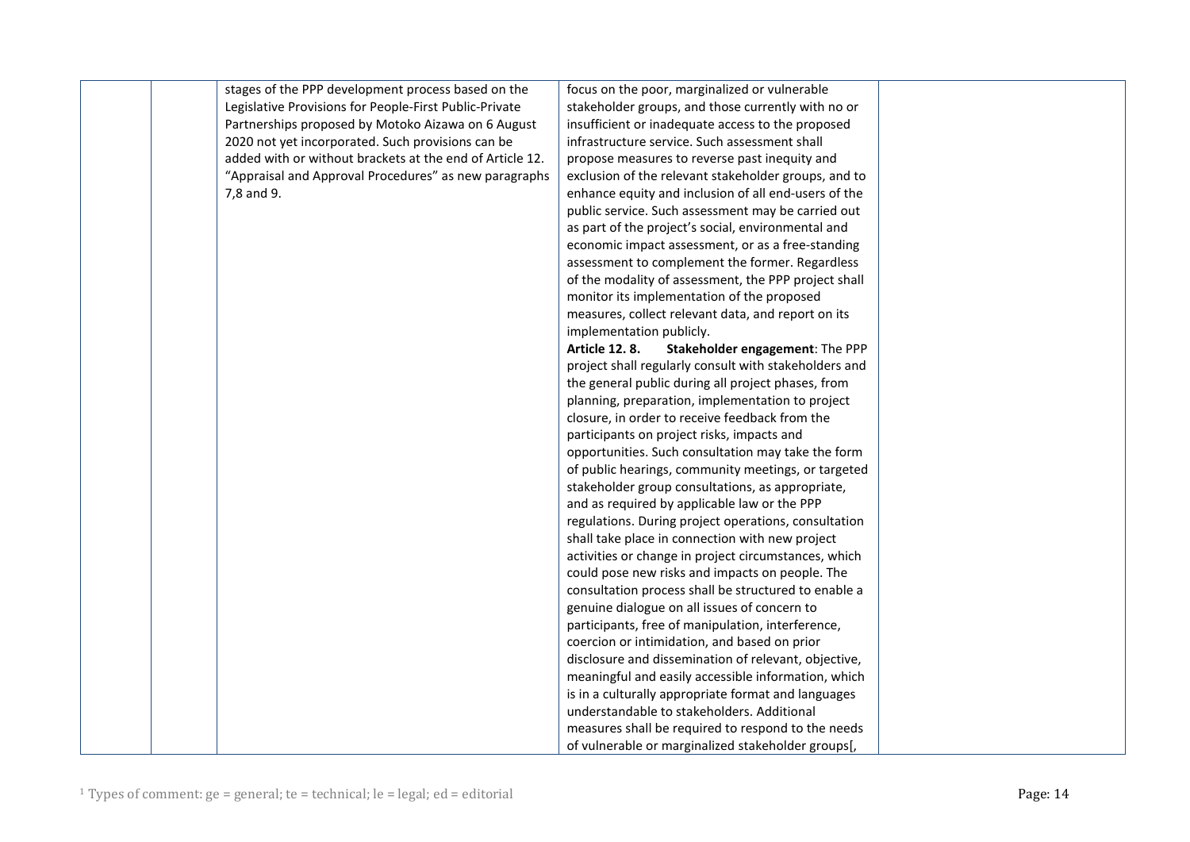| | | | | |
|---|---|---|---|---|
| | | stages of the PPP development process based on the Legislative Provisions for People-First Public-Private Partnerships proposed by Motoko Aizawa on 6 August 2020 not yet incorporated. Such provisions can be added with or without brackets at the end of Article 12. "Appraisal and Approval Procedures" as new paragraphs 7,8 and 9. | focus on the poor, marginalized or vulnerable stakeholder groups, and those currently with no or insufficient or inadequate access to the proposed infrastructure service. Such assessment shall propose measures to reverse past inequity and exclusion of the relevant stakeholder groups, and to enhance equity and inclusion of all end-users of the public service. Such assessment may be carried out as part of the project's social, environmental and economic impact assessment, or as a free-standing assessment to complement the former. Regardless of the modality of assessment, the PPP project shall monitor its implementation of the proposed measures, collect relevant data, and report on its implementation publicly.<br>**Article 12. 8. Stakeholder engagement**: The PPP project shall regularly consult with stakeholders and the general public during all project phases, from planning, preparation, implementation to project closure, in order to receive feedback from the participants on project risks, impacts and opportunities. Such consultation may take the form of public hearings, community meetings, or targeted stakeholder group consultations, as appropriate, and as required by applicable law or the PPP regulations. During project operations, consultation shall take place in connection with new project activities or change in project circumstances, which could pose new risks and impacts on people. The consultation process shall be structured to enable a genuine dialogue on all issues of concern to participants, free of manipulation, interference, coercion or intimidation, and based on prior disclosure and dissemination of relevant, objective, meaningful and easily accessible information, which is in a culturally appropriate format and languages understandable to stakeholders. Additional measures shall be required to respond to the needs of vulnerable or marginalized stakeholder groups[, | |

[1] Types of comment: ge = general; te = technical; le = legal; ed = editorial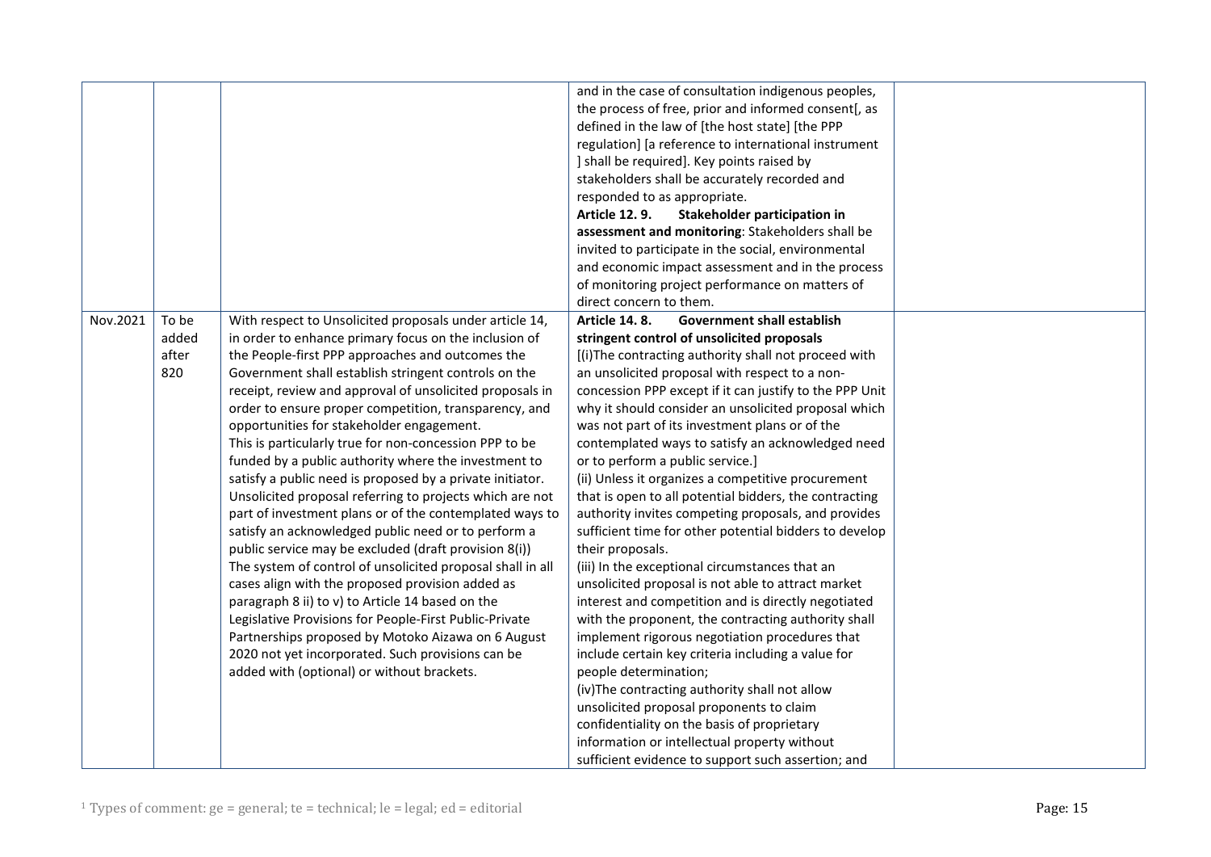| | | | | |
|---|---|---|---|---|
| | | | and in the case of consultation indigenous peoples, the process of free, prior and informed consent[, as defined in the law of [the host state] [the PPP regulation] [a reference to international instrument ] shall be required]. Key points raised by stakeholders shall be accurately recorded and responded to as appropriate.<br>**Article 12. 9. Stakeholder participation in assessment and monitoring**: Stakeholders shall be invited to participate in the social, environmental and economic impact assessment and in the process of monitoring project performance on matters of direct concern to them. | |
| Nov.2021 | To be added after 820 | With respect to Unsolicited proposals under article 14, in order to enhance primary focus on the inclusion of the People-first PPP approaches and outcomes the Government shall establish stringent controls on the receipt, review and approval of unsolicited proposals in order to ensure proper competition, transparency, and opportunities for stakeholder engagement.<br>This is particularly true for non-concession PPP to be funded by a public authority where the investment to satisfy a public need is proposed by a private initiator. Unsolicited proposal referring to projects which are not part of investment plans or of the contemplated ways to satisfy an acknowledged public need or to perform a public service may be excluded (draft provision 8(i))<br>The system of control of unsolicited proposal shall in all cases align with the proposed provision added as paragraph 8 ii) to v) to Article 14 based on the Legislative Provisions for People-First Public-Private Partnerships proposed by Motoko Aizawa on 6 August 2020 not yet incorporated. Such provisions can be added with (optional) or without brackets. | **Article 14. 8. Government shall establish stringent control of unsolicited proposals**<br>[(i)The contracting authority shall not proceed with an unsolicited proposal with respect to a non-concession PPP except if it can justify to the PPP Unit why it should consider an unsolicited proposal which was not part of its investment plans or of the contemplated ways to satisfy an acknowledged need or to perform a public service.]<br>(ii) Unless it organizes a competitive procurement that is open to all potential bidders, the contracting authority invites competing proposals, and provides sufficient time for other potential bidders to develop their proposals.<br>(iii) In the exceptional circumstances that an unsolicited proposal is not able to attract market interest and competition and is directly negotiated with the proponent, the contracting authority shall implement rigorous negotiation procedures that include certain key criteria including a value for people determination;<br>(iv)The contracting authority shall not allow unsolicited proposal proponents to claim confidentiality on the basis of proprietary information or intellectual property without sufficient evidence to support such assertion; and | |

[1] Types of comment: ge = general; te = technical; le = legal; ed = editorial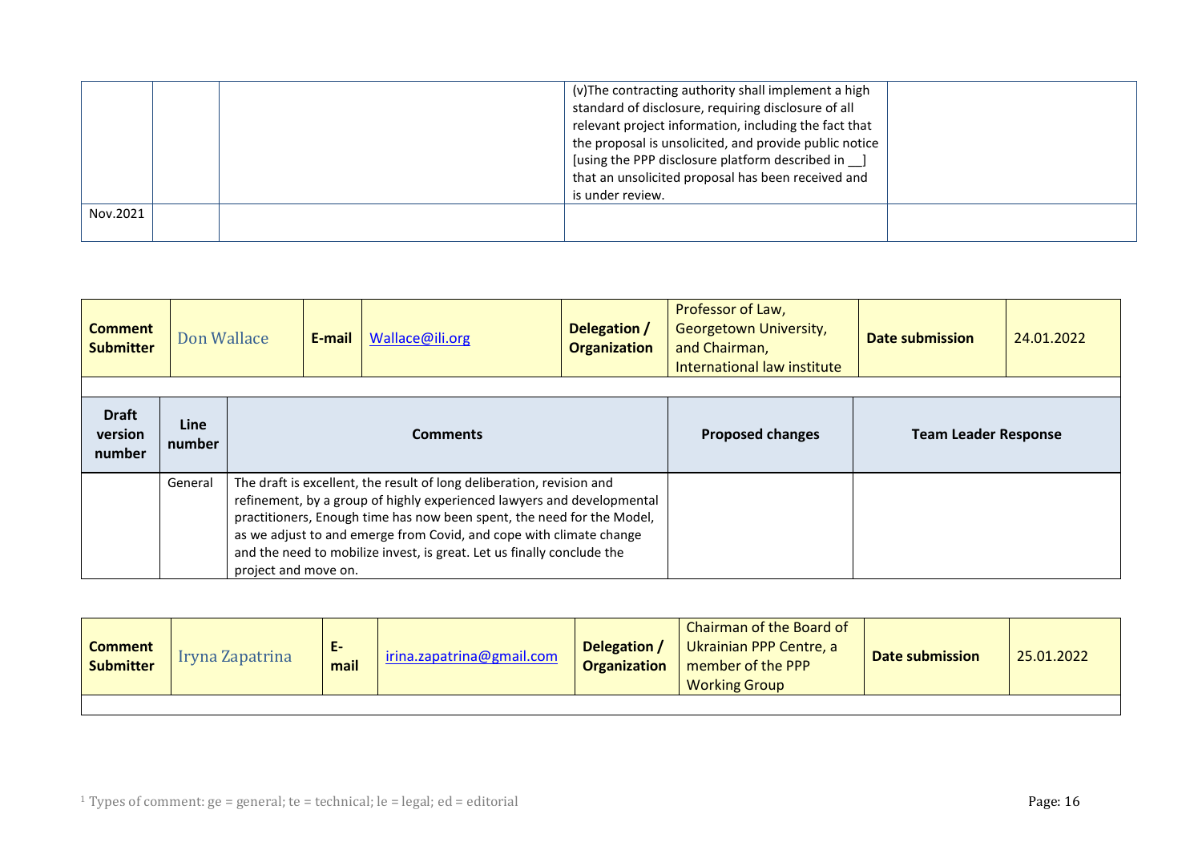| | | | (v)The contracting authority shall implement a high standard of disclosure, requiring disclosure of all relevant project information, including the fact that the proposal is unsolicited, and provide public notice [using the PPP disclosure platform described in __] that an unsolicited proposal has been received and is under review. | |
|---|---|---|---|---|
| Nov.2021 | | | | |

| **Comment Submitter** | Don Wallace | **E-mail** | Wallace@ili.org | **Delegation / Organization** | Professor of Law, Georgetown University, and Chairman, International law institute | **Date submission** | 24.01.2022 |
|---|---|---|---|---|---|---|---|

| **Draft version number** | **Line number** | **Comments** | **Proposed changes** | **Team Leader Response** |
|---|---|---|---|---|
| | General | The draft is excellent, the result of long deliberation, revision and refinement, by a group of highly experienced lawyers and developmental practitioners, Enough time has now been spent, the need for the Model, as we adjust to and emerge from Covid, and cope with climate change and the need to mobilize invest, is great. Let us finally conclude the project and move on. | | |

| **Comment Submitter** | Iryna Zapatrina | **E-mail** | irina.zapatrina@gmail.com | **Delegation / Organization** | Chairman of the Board of Ukrainian PPP Centre, a member of the PPP Working Group | **Date submission** | 25.01.2022 |
|---|---|---|---|---|---|---|---|

[1] Types of comment: ge = general; te = technical; le = legal; ed = editorial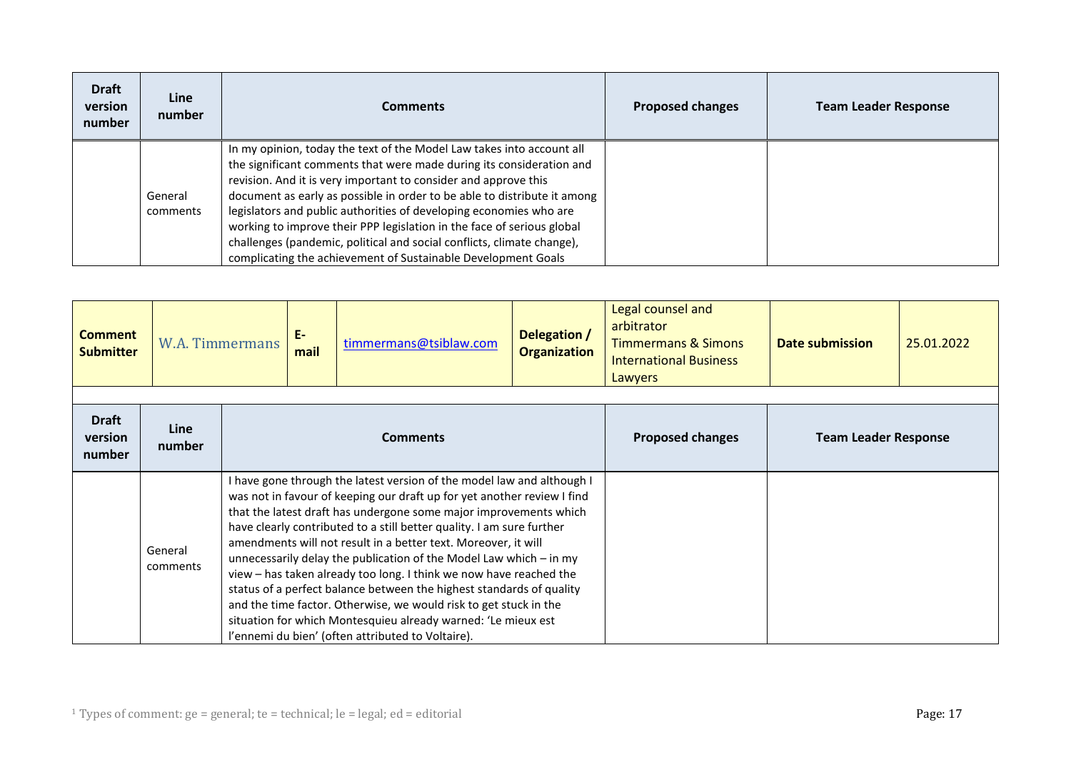| Draft version number | Line number | Comments | Proposed changes | Team Leader Response |
|---|---|---|---|---|
| | General comments | In my opinion, today the text of the Model Law takes into account all the significant comments that were made during its consideration and revision. And it is very important to consider and approve this document as early as possible in order to be able to distribute it among legislators and public authorities of developing economies who are working to improve their PPP legislation in the face of serious global challenges (pandemic, political and social conflicts, climate change), complicating the achievement of Sustainable Development Goals | | |

| Comment Submitter | W.A. Timmermans | E-mail | timmermans@tsiblaw.com | Delegation / Organization | Legal counsel and arbitrator Timmermans & Simons International Business Lawyers | Date submission | 25.01.2022 |
|---|---|---|---|---|---|---|---|

| Draft version number | Line number | Comments | Proposed changes | Team Leader Response |
|---|---|---|---|---|
| | General comments | I have gone through the latest version of the model law and although I was not in favour of keeping our draft up for yet another review I find that the latest draft has undergone some major improvements which have clearly contributed to a still better quality. I am sure further amendments will not result in a better text. Moreover, it will unnecessarily delay the publication of the Model Law which – in my view – has taken already too long. I think we now have reached the status of a perfect balance between the highest standards of quality and the time factor. Otherwise, we would risk to get stuck in the situation for which Montesquieu already warned: 'Le mieux est l'ennemi du bien' (often attributed to Voltaire). | | |

[1] Types of comment: ge = general; te = technical; le = legal; ed = editorial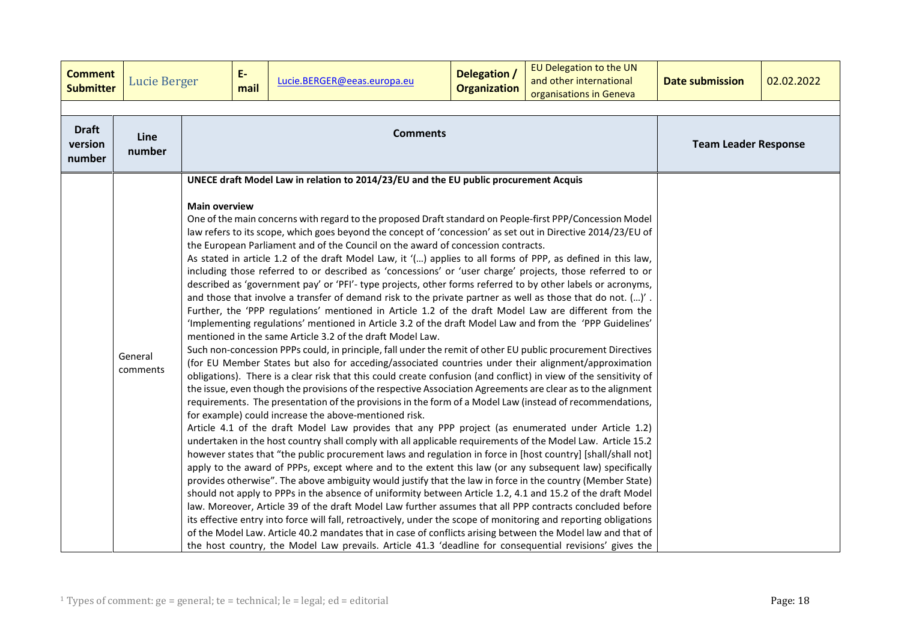| Comment Submitter | Lucie Berger | E-mail | Lucie.BERGER@eeas.europa.eu | Delegation / Organization | EU Delegation to the UN and other international organisations in Geneva | Date submission | 02.02.2022 |
|---|---|---|---|---|---|---|---|

| Draft version number | Line number | Comments | Team Leader Response |
|---|---|---|---|
| | General comments | **UNECE draft Model Law in relation to 2014/23/EU and the EU public procurement Acquis**<br><br>**Main overview**<br>One of the main concerns with regard to the proposed Draft standard on People-first PPP/Concession Model law refers to its scope, which goes beyond the concept of 'concession' as set out in Directive 2014/23/EU of the European Parliament and of the Council on the award of concession contracts.<br>As stated in article 1.2 of the draft Model Law, it '(…) applies to all forms of PPP, as defined in this law, including those referred to or described as 'concessions' or 'user charge' projects, those referred to or described as 'government pay' or 'PFI'- type projects, other forms referred to by other labels or acronyms, and those that involve a transfer of demand risk to the private partner as well as those that do not. (…)' . Further, the 'PPP regulations' mentioned in Article 1.2 of the draft Model Law are different from the 'Implementing regulations' mentioned in Article 3.2 of the draft Model Law and from the 'PPP Guidelines' mentioned in the same Article 3.2 of the draft Model Law.<br>Such non-concession PPPs could, in principle, fall under the remit of other EU public procurement Directives (for EU Member States but also for acceding/associated countries under their alignment/approximation obligations). There is a clear risk that this could create confusion (and conflict) in view of the sensitivity of the issue, even though the provisions of the respective Association Agreements are clear as to the alignment requirements. The presentation of the provisions in the form of a Model Law (instead of recommendations, for example) could increase the above-mentioned risk.<br>Article 4.1 of the draft Model Law provides that any PPP project (as enumerated under Article 1.2) undertaken in the host country shall comply with all applicable requirements of the Model Law. Article 15.2 however states that "the public procurement laws and regulation in force in [host country] [shall/shall not] apply to the award of PPPs, except where and to the extent this law (or any subsequent law) specifically provides otherwise". The above ambiguity would justify that the law in force in the country (Member State) should not apply to PPPs in the absence of uniformity between Article 1.2, 4.1 and 15.2 of the draft Model law. Moreover, Article 39 of the draft Model Law further assumes that all PPP contracts concluded before its effective entry into force will fall, retroactively, under the scope of monitoring and reporting obligations of the Model Law. Article 40.2 mandates that in case of conflicts arising between the Model law and that of the host country, the Model Law prevails. Article 41.3 'deadline for consequential revisions' gives the | |

[1] Types of comment: ge = general; te = technical; le = legal; ed = editorial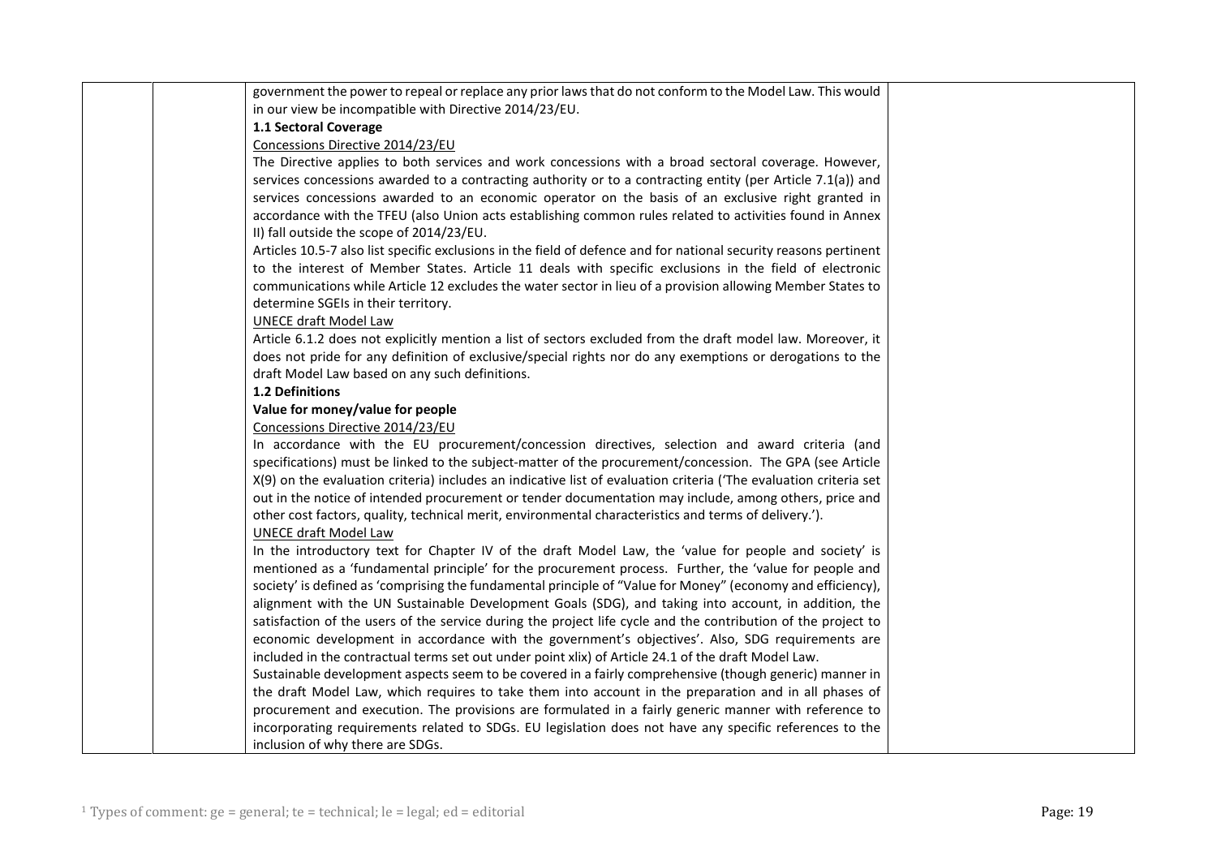government the power to repeal or replace any prior laws that do not conform to the Model Law. This would in our view be incompatible with Directive 2014/23/EU.

**1.1 Sectoral Coverage**

Concessions Directive 2014/23/EU

The Directive applies to both services and work concessions with a broad sectoral coverage. However, services concessions awarded to a contracting authority or to a contracting entity (per Article 7.1(a)) and services concessions awarded to an economic operator on the basis of an exclusive right granted in accordance with the TFEU (also Union acts establishing common rules related to activities found in Annex II) fall outside the scope of 2014/23/EU.

Articles 10.5-7 also list specific exclusions in the field of defence and for national security reasons pertinent to the interest of Member States. Article 11 deals with specific exclusions in the field of electronic communications while Article 12 excludes the water sector in lieu of a provision allowing Member States to determine SGEIs in their territory.

UNECE draft Model Law

Article 6.1.2 does not explicitly mention a list of sectors excluded from the draft model law. Moreover, it does not pride for any definition of exclusive/special rights nor do any exemptions or derogations to the draft Model Law based on any such definitions.

**1.2 Definitions**

**Value for money/value for people**

Concessions Directive 2014/23/EU

In accordance with the EU procurement/concession directives, selection and award criteria (and specifications) must be linked to the subject-matter of the procurement/concession. The GPA (see Article X(9) on the evaluation criteria) includes an indicative list of evaluation criteria ('The evaluation criteria set out in the notice of intended procurement or tender documentation may include, among others, price and other cost factors, quality, technical merit, environmental characteristics and terms of delivery.').

UNECE draft Model Law

In the introductory text for Chapter IV of the draft Model Law, the 'value for people and society' is mentioned as a 'fundamental principle' for the procurement process. Further, the 'value for people and society' is defined as 'comprising the fundamental principle of "Value for Money" (economy and efficiency), alignment with the UN Sustainable Development Goals (SDG), and taking into account, in addition, the satisfaction of the users of the service during the project life cycle and the contribution of the project to economic development in accordance with the government's objectives'. Also, SDG requirements are included in the contractual terms set out under point xlix) of Article 24.1 of the draft Model Law.

Sustainable development aspects seem to be covered in a fairly comprehensive (though generic) manner in the draft Model Law, which requires to take them into account in the preparation and in all phases of procurement and execution. The provisions are formulated in a fairly generic manner with reference to incorporating requirements related to SDGs. EU legislation does not have any specific references to the inclusion of why there are SDGs.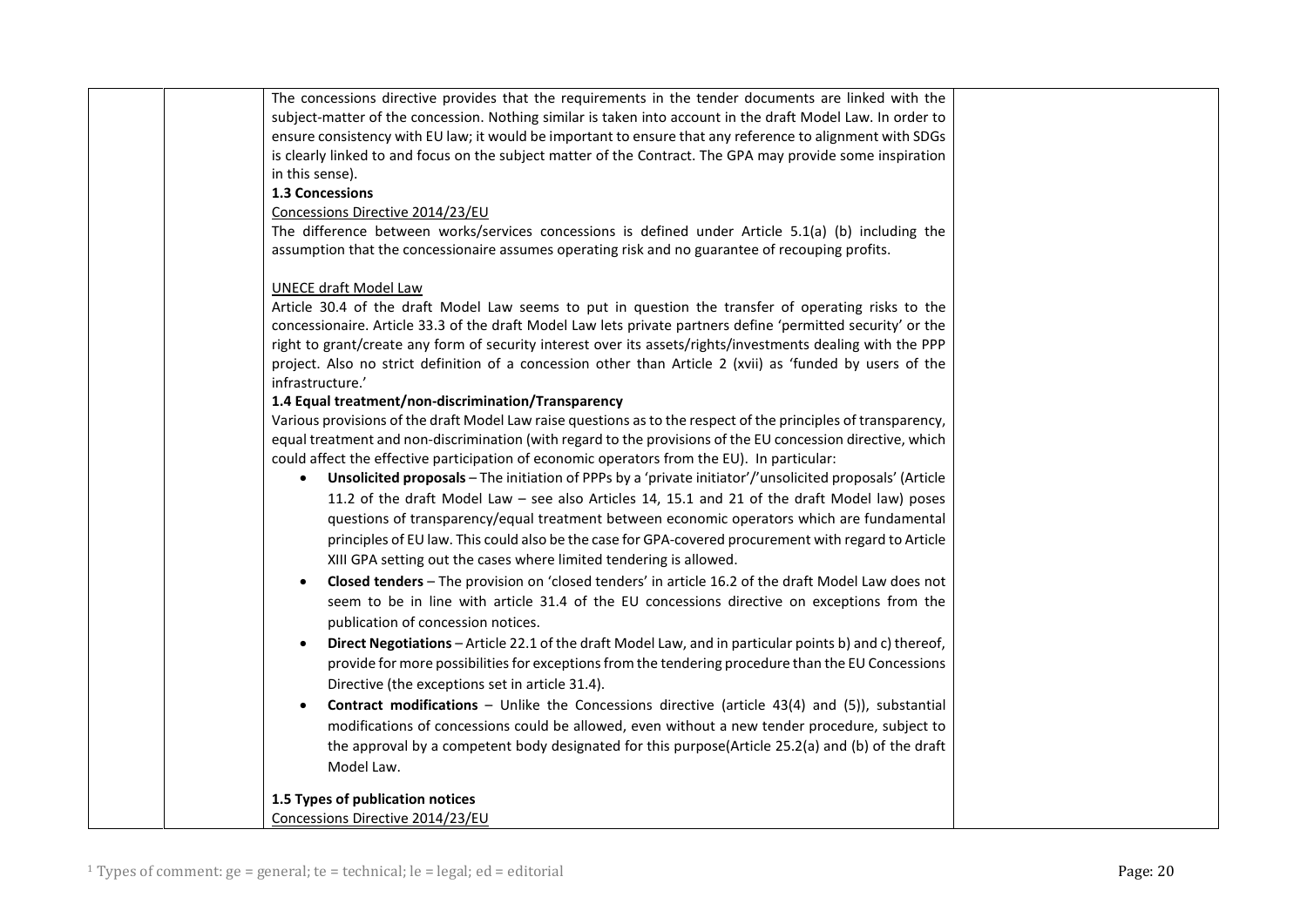| | | | |
|---|---|---|---|
| | | The concessions directive provides that the requirements in the tender documents are linked with the subject-matter of the concession. Nothing similar is taken into account in the draft Model Law. In order to ensure consistency with EU law; it would be important to ensure that any reference to alignment with SDGs is clearly linked to and focus on the subject matter of the Contract. The GPA may provide some inspiration in this sense).<br><br>**1.3 Concessions**<br><br><u>Concessions Directive 2014/23/EU</u><br><br>The difference between works/services concessions is defined under Article 5.1(a) (b) including the assumption that the concessionaire assumes operating risk and no guarantee of recouping profits.<br><br><u>UNECE draft Model Law</u><br><br>Article 30.4 of the draft Model Law seems to put in question the transfer of operating risks to the concessionaire. Article 33.3 of the draft Model Law lets private partners define 'permitted security' or the right to grant/create any form of security interest over its assets/rights/investments dealing with the PPP project. Also no strict definition of a concession other than Article 2 (xvii) as 'funded by users of the infrastructure.'<br><br>**1.4 Equal treatment/non-discrimination/Transparency**<br><br>Various provisions of the draft Model Law raise questions as to the respect of the principles of transparency, equal treatment and non-discrimination (with regard to the provisions of the EU concession directive, which could affect the effective participation of economic operators from the EU). In particular:<br><br>• **Unsolicited proposals** – The initiation of PPPs by a 'private initiator'/'unsolicited proposals' (Article 11.2 of the draft Model Law – see also Articles 14, 15.1 and 21 of the draft Model law) poses questions of transparency/equal treatment between economic operators which are fundamental principles of EU law. This could also be the case for GPA-covered procurement with regard to Article XIII GPA setting out the cases where limited tendering is allowed.<br><br>• **Closed tenders** – The provision on 'closed tenders' in article 16.2 of the draft Model Law does not seem to be in line with article 31.4 of the EU concessions directive on exceptions from the publication of concession notices.<br><br>• **Direct Negotiations** – Article 22.1 of the draft Model Law, and in particular points b) and c) thereof, provide for more possibilities for exceptions from the tendering procedure than the EU Concessions Directive (the exceptions set in article 31.4).<br><br>• **Contract modifications** – Unlike the Concessions directive (article 43(4) and (5)), substantial modifications of concessions could be allowed, even without a new tender procedure, subject to the approval by a competent body designated for this purpose(Article 25.2(a) and (b) of the draft Model Law.<br><br>**1.5 Types of publication notices**<br><br><u>Concessions Directive 2014/23/EU</u> | |

[1] Types of comment: ge = general; te = technical; le = legal; ed = editorial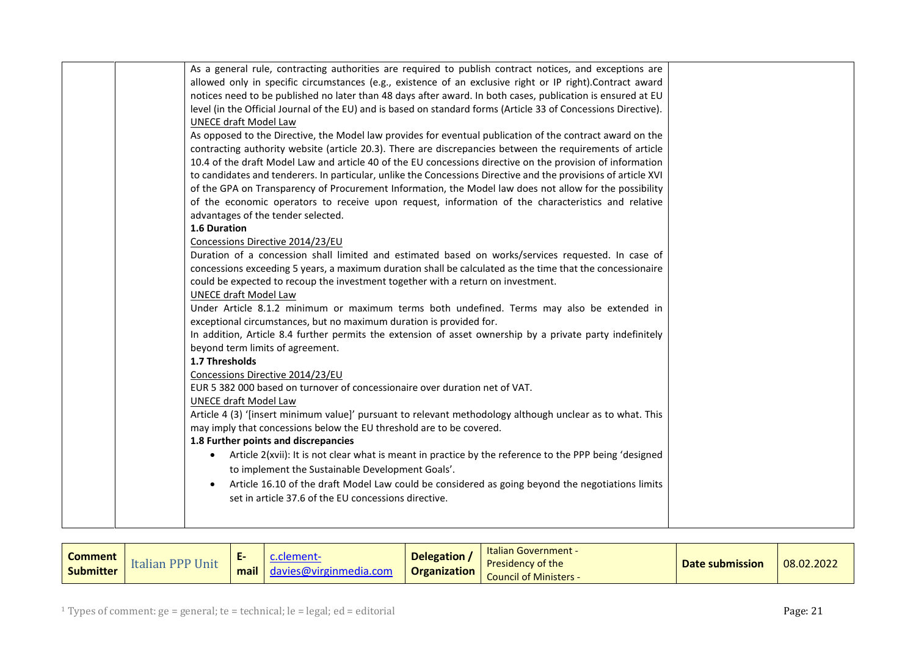| | | As a general rule, contracting authorities are required to publish contract notices, and exceptions are allowed only in specific circumstances (e.g., existence of an exclusive right or IP right).Contract award notices need to be published no later than 48 days after award. In both cases, publication is ensured at EU level (in the Official Journal of the EU) and is based on standard forms (Article 33 of Concessions Directive).<br>UNECE draft Model Law<br>As opposed to the Directive, the Model law provides for eventual publication of the contract award on the contracting authority website (article 20.3). There are discrepancies between the requirements of article 10.4 of the draft Model Law and article 40 of the EU concessions directive on the provision of information to candidates and tenderers. In particular, unlike the Concessions Directive and the provisions of article XVI of the GPA on Transparency of Procurement Information, the Model law does not allow for the possibility of the economic operators to receive upon request, information of the characteristics and relative advantages of the tender selected.<br>**1.6 Duration**<br>Concessions Directive 2014/23/EU<br>Duration of a concession shall limited and estimated based on works/services requested. In case of concessions exceeding 5 years, a maximum duration shall be calculated as the time that the concessionaire could be expected to recoup the investment together with a return on investment.<br>UNECE draft Model Law<br>Under Article 8.1.2 minimum or maximum terms both undefined. Terms may also be extended in exceptional circumstances, but no maximum duration is provided for.<br>In addition, Article 8.4 further permits the extension of asset ownership by a private party indefinitely beyond term limits of agreement.<br>**1.7 Thresholds**<br>Concessions Directive 2014/23/EU<br>EUR 5 382 000 based on turnover of concessionaire over duration net of VAT.<br>UNECE draft Model Law<br>Article 4 (3) '[insert minimum value]' pursuant to relevant methodology although unclear as to what. This may imply that concessions below the EU threshold are to be covered.<br>**1.8 Further points and discrepancies**<br>• Article 2(xvii): It is not clear what is meant in practice by the reference to the PPP being 'designed to implement the Sustainable Development Goals'.<br>• Article 16.10 of the draft Model Law could be considered as going beyond the negotiations limits set in article 37.6 of the EU concessions directive. | |

| **Comment Submitter** | Italian PPP Unit | **E-mail** | c.clement-davies@virginmedia.com | **Delegation / Organization** | Italian Government - Presidency of the Council of Ministers - | **Date submission** | 08.02.2022 |
|---|---|---|---|---|---|---|---|

[1] Types of comment: ge = general; te = technical; le = legal; ed = editorial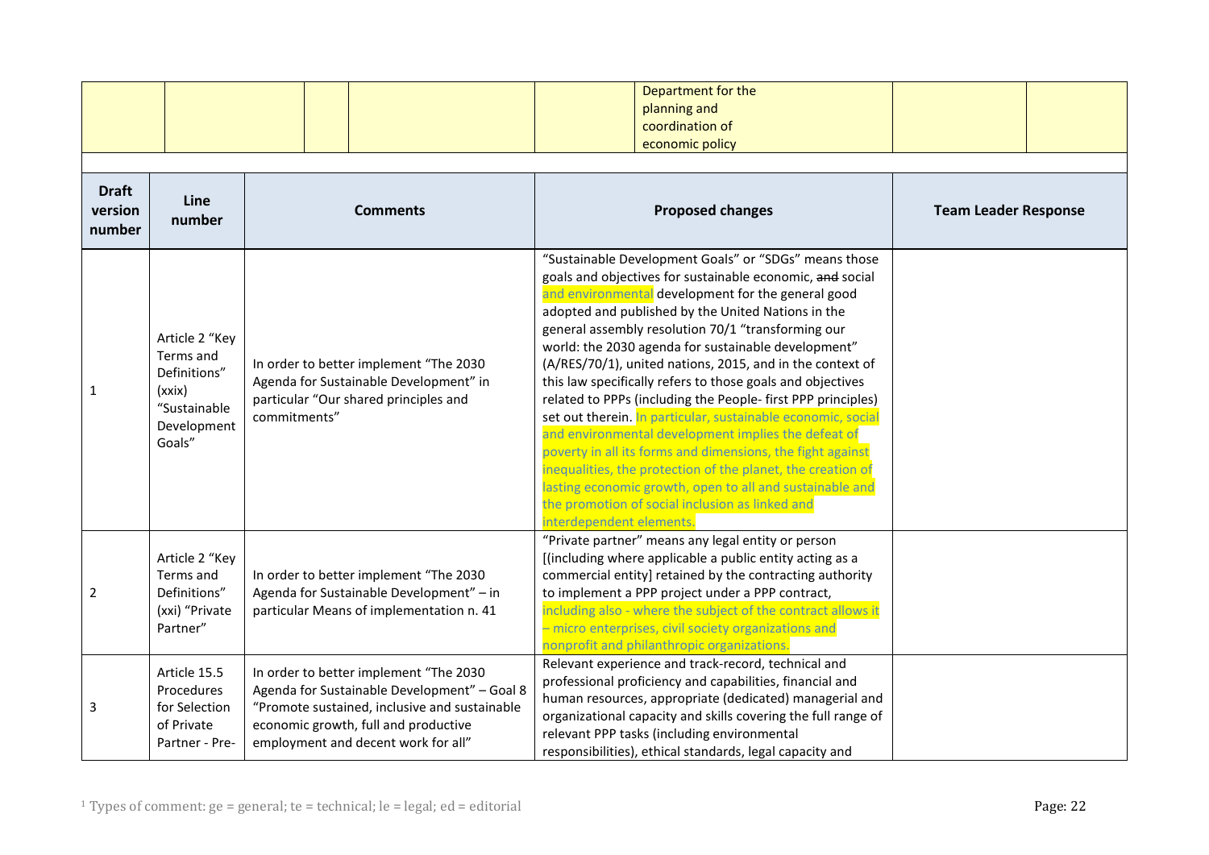| | | | | | Department for the planning and coordination of economic policy | | |
|---|---|---|---|---|---|---|---|

| Draft version number | Line number | Comments | Proposed changes | Team Leader Response |
|---|---|---|---|---|
| 1 | Article 2 "Key Terms and Definitions" (xxix) "Sustainable Development Goals" | In order to better implement "The 2030 Agenda for Sustainable Development" in particular "Our shared principles and commitments" | "Sustainable Development Goals" or "SDGs" means those goals and objectives for sustainable economic, ~~and~~ social and environmental development for the general good adopted and published by the United Nations in the general assembly resolution 70/1 "transforming our world: the 2030 agenda for sustainable development" (A/RES/70/1), united nations, 2015, and in the context of this law specifically refers to those goals and objectives related to PPPs (including the People- first PPP principles) set out therein. In particular, sustainable economic, social and environmental development implies the defeat of poverty in all its forms and dimensions, the fight against inequalities, the protection of the planet, the creation of lasting economic growth, open to all and sustainable and the promotion of social inclusion as linked and interdependent elements. | |
| 2 | Article 2 "Key Terms and Definitions" (xxi) "Private Partner" | In order to better implement "The 2030 Agenda for Sustainable Development" – in particular Means of implementation n. 41 | "Private partner" means any legal entity or person [(including where applicable a public entity acting as a commercial entity] retained by the contracting authority to implement a PPP project under a PPP contract, including also - where the subject of the contract allows it – micro enterprises, civil society organizations and nonprofit and philanthropic organizations. | |
| 3 | Article 15.5 Procedures for Selection of Private Partner - Pre- | In order to better implement "The 2030 Agenda for Sustainable Development" – Goal 8 "Promote sustained, inclusive and sustainable economic growth, full and productive employment and decent work for all" | Relevant experience and track-record, technical and professional proficiency and capabilities, financial and human resources, appropriate (dedicated) managerial and organizational capacity and skills covering the full range of relevant PPP tasks (including environmental responsibilities), ethical standards, legal capacity and | |

[1] Types of comment: ge = general; te = technical; le = legal; ed = editorial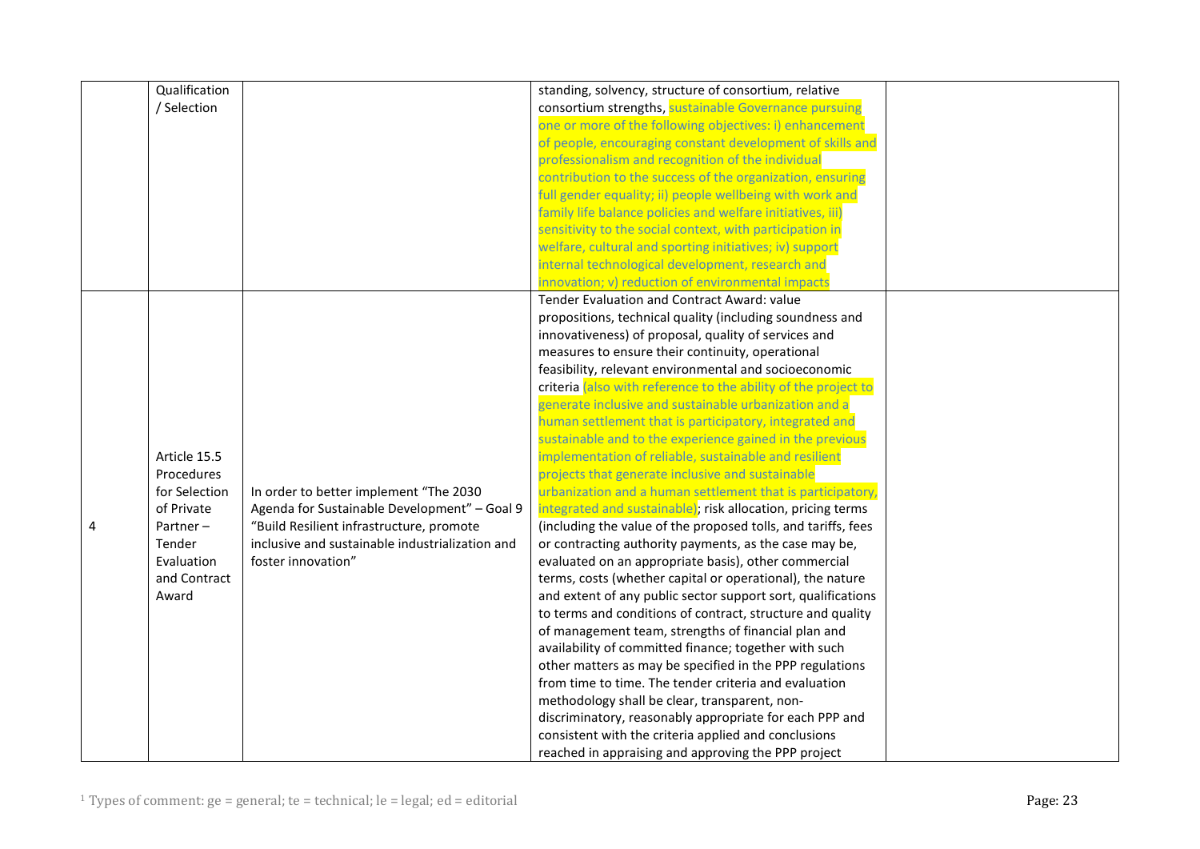| | | | | |
|---|---|---|---|---|
| | Qualification / Selection | | standing, solvency, structure of consortium, relative consortium strengths, sustainable Governance pursuing one or more of the following objectives: i) enhancement of people, encouraging constant development of skills and professionalism and recognition of the individual contribution to the success of the organization, ensuring full gender equality; ii) people wellbeing with work and family life balance policies and welfare initiatives, iii) sensitivity to the social context, with participation in welfare, cultural and sporting initiatives; iv) support internal technological development, research and innovation; v) reduction of environmental impacts | |
| 4 | Article 15.5 Procedures for Selection of Private Partner – Tender Evaluation and Contract Award | In order to better implement "The 2030 Agenda for Sustainable Development" – Goal 9 "Build Resilient infrastructure, promote inclusive and sustainable industrialization and foster innovation" | Tender Evaluation and Contract Award: value propositions, technical quality (including soundness and innovativeness) of proposal, quality of services and measures to ensure their continuity, operational feasibility, relevant environmental and socioeconomic criteria (also with reference to the ability of the project to generate inclusive and sustainable urbanization and a human settlement that is participatory, integrated and sustainable and to the experience gained in the previous implementation of reliable, sustainable and resilient projects that generate inclusive and sustainable urbanization and a human settlement that is participatory, integrated and sustainable); risk allocation, pricing terms (including the value of the proposed tolls, and tariffs, fees or contracting authority payments, as the case may be, evaluated on an appropriate basis), other commercial terms, costs (whether capital or operational), the nature and extent of any public sector support sort, qualifications to terms and conditions of contract, structure and quality of management team, strengths of financial plan and availability of committed finance; together with such other matters as may be specified in the PPP regulations from time to time. The tender criteria and evaluation methodology shall be clear, transparent, non-discriminatory, reasonably appropriate for each PPP and consistent with the criteria applied and conclusions reached in appraising and approving the PPP project | |

[1] Types of comment: ge = general; te = technical; le = legal; ed = editorial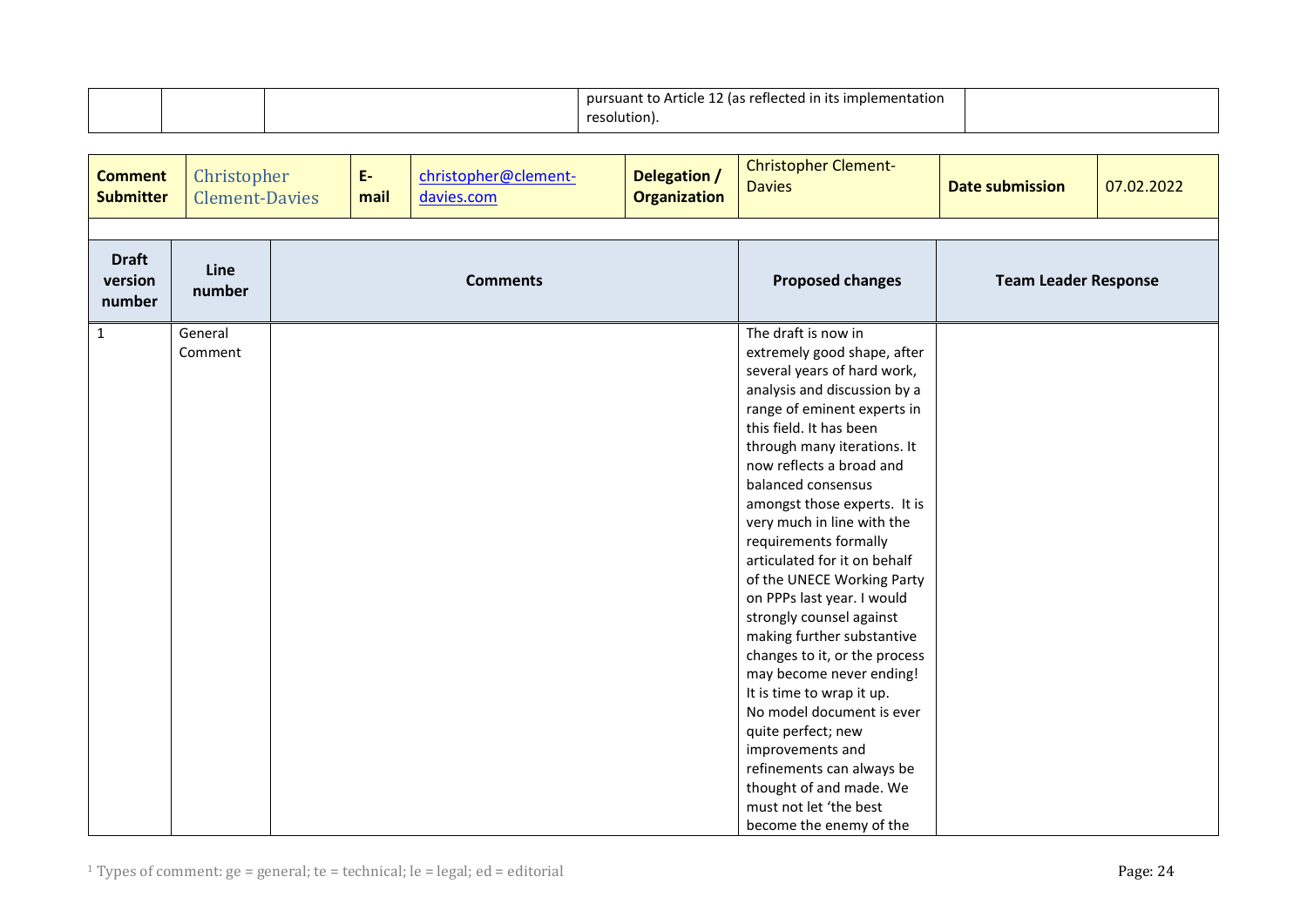|  |  |  | pursuant to Article 12 (as reflected in its implementation resolution). |  |
|---|---|---|---|---|

| **Comment Submitter** | Christopher Clement-Davies | **E-mail** | christopher@clement-davies.com | **Delegation / Organization** | Christopher Clement-Davies | **Date submission** | 07.02.2022 |
|---|---|---|---|---|---|---|---|

| **Draft version number** | **Line number** | **Comments** | **Proposed changes** | **Team Leader Response** |
|---|---|---|---|---|
| 1 | General Comment |  | The draft is now in extremely good shape, after several years of hard work, analysis and discussion by a range of eminent experts in this field. It has been through many iterations. It now reflects a broad and balanced consensus amongst those experts. It is very much in line with the requirements formally articulated for it on behalf of the UNECE Working Party on PPPs last year. I would strongly counsel against making further substantive changes to it, or the process may become never ending! It is time to wrap it up. No model document is ever quite perfect; new improvements and refinements can always be thought of and made. We must not let 'the best become the enemy of the |  |

[1] Types of comment: ge = general; te = technical; le = legal; ed = editorial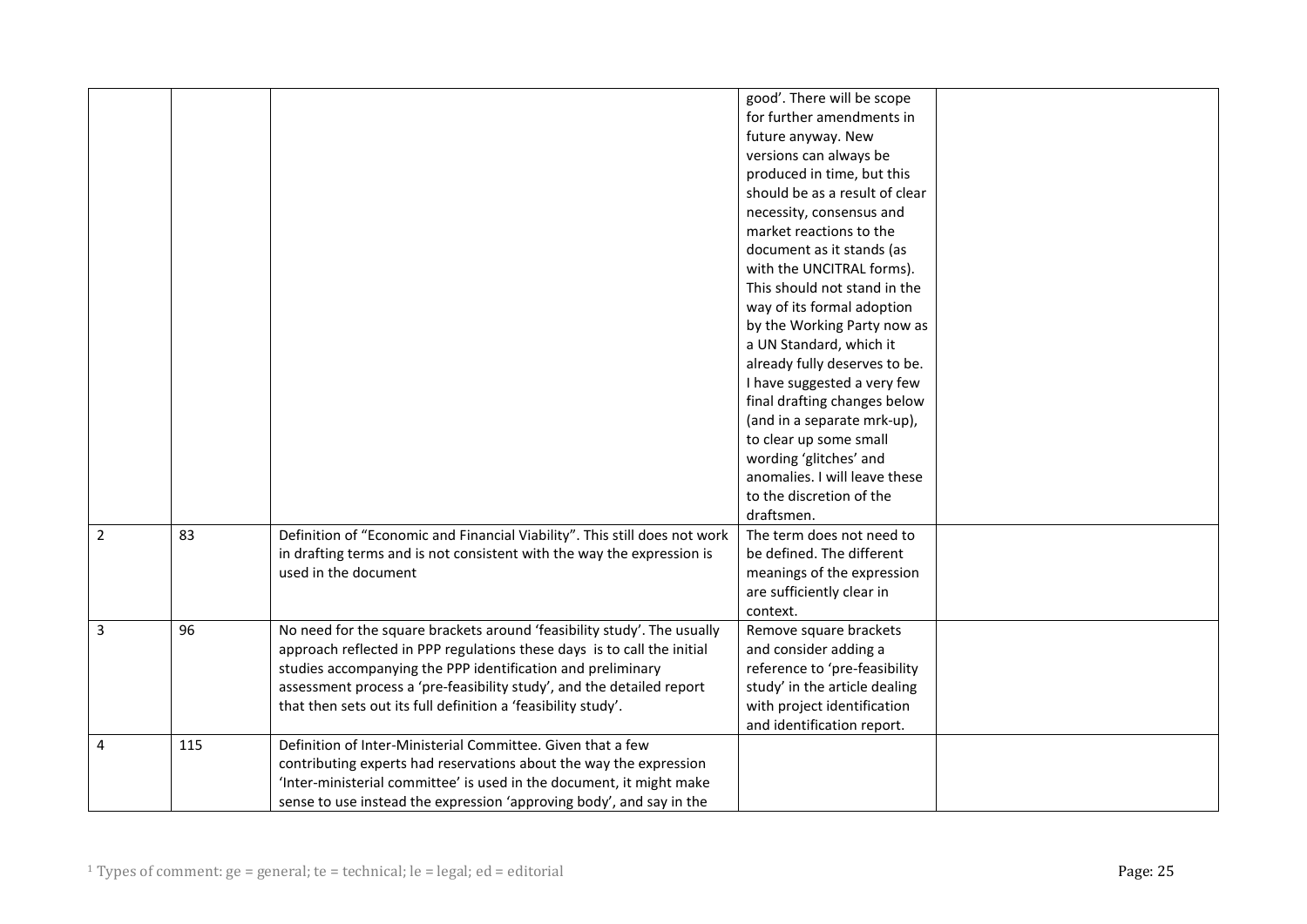| | | | | |
|---|---|---|---|---|
| | | | good'. There will be scope for further amendments in future anyway. New versions can always be produced in time, but this should be as a result of clear necessity, consensus and market reactions to the document as it stands (as with the UNCITRAL forms). This should not stand in the way of its formal adoption by the Working Party now as a UN Standard, which it already fully deserves to be. I have suggested a very few final drafting changes below (and in a separate mrk-up), to clear up some small wording 'glitches' and anomalies. I will leave these to the discretion of the draftsmen. | |
| 2 | 83 | Definition of "Economic and Financial Viability". This still does not work in drafting terms and is not consistent with the way the expression is used in the document | The term does not need to be defined. The different meanings of the expression are sufficiently clear in context. | |
| 3 | 96 | No need for the square brackets around 'feasibility study'. The usually approach reflected in PPP regulations these days is to call the initial studies accompanying the PPP identification and preliminary assessment process a 'pre-feasibility study', and the detailed report that then sets out its full definition a 'feasibility study'. | Remove square brackets and consider adding a reference to 'pre-feasibility study' in the article dealing with project identification and identification report. | |
| 4 | 115 | Definition of Inter-Ministerial Committee. Given that a few contributing experts had reservations about the way the expression 'Inter-ministerial committee' is used in the document, it might make sense to use instead the expression 'approving body', and say in the | | |

[1] Types of comment: ge = general; te = technical; le = legal; ed = editorial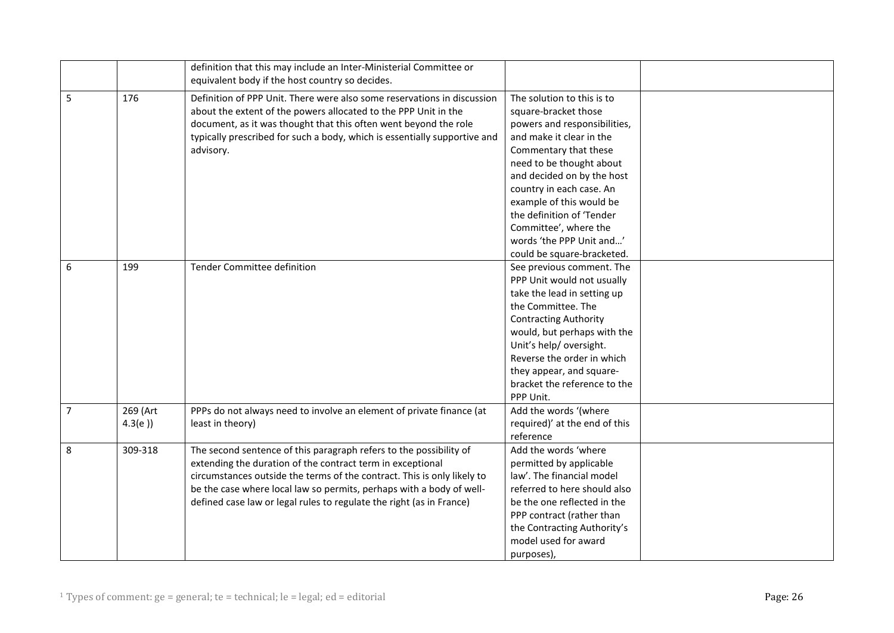| | | | | |
|---|---|---|---|---|
| | | definition that this may include an Inter-Ministerial Committee or equivalent body if the host country so decides. | | |
| 5 | 176 | Definition of PPP Unit. There were also some reservations in discussion about the extent of the powers allocated to the PPP Unit in the document, as it was thought that this often went beyond the role typically prescribed for such a body, which is essentially supportive and advisory. | The solution to this is to square-bracket those powers and responsibilities, and make it clear in the Commentary that these need to be thought about and decided on by the host country in each case. An example of this would be the definition of 'Tender Committee', where the words 'the PPP Unit and…' could be square-bracketed. | |
| 6 | 199 | Tender Committee definition | See previous comment. The PPP Unit would not usually take the lead in setting up the Committee. The Contracting Authority would, but perhaps with the Unit's help/ oversight. Reverse the order in which they appear, and square-bracket the reference to the PPP Unit. | |
| 7 | 269 (Art 4.3(e )) | PPPs do not always need to involve an element of private finance (at least in theory) | Add the words '(where required)' at the end of this reference | |
| 8 | 309-318 | The second sentence of this paragraph refers to the possibility of extending the duration of the contract term in exceptional circumstances outside the terms of the contract. This is only likely to be the case where local law so permits, perhaps with a body of well-defined case law or legal rules to regulate the right (as in France) | Add the words 'where permitted by applicable law'. The financial model referred to here should also be the one reflected in the PPP contract (rather than the Contracting Authority's model used for award purposes), | |

[1] Types of comment: ge = general; te = technical; le = legal; ed = editorial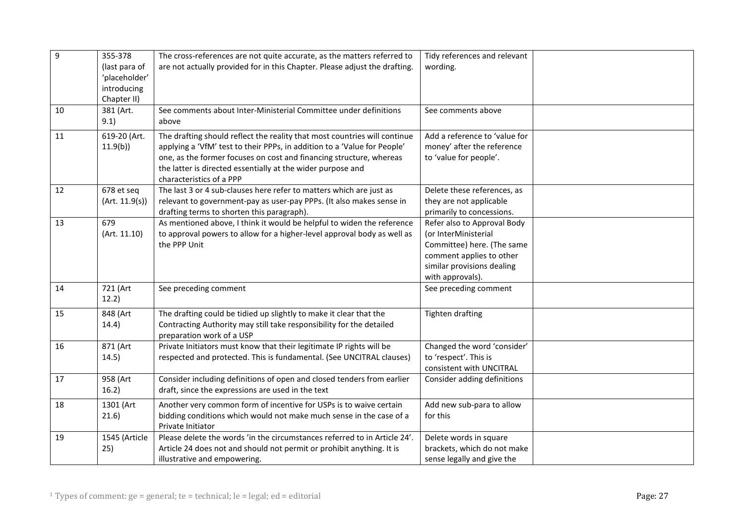| 9 | 355-378 (last para of 'placeholder' introducing Chapter II) | The cross-references are not quite accurate, as the matters referred to are not actually provided for in this Chapter. Please adjust the drafting. | Tidy references and relevant wording. | |
|---|---|---|---|---|
| 10 | 381 (Art. 9.1) | See comments about Inter-Ministerial Committee under definitions above | See comments above | |
| 11 | 619-20 (Art. 11.9(b)) | The drafting should reflect the reality that most countries will continue applying a 'VfM' test to their PPPs, in addition to a 'Value for People' one, as the former focuses on cost and financing structure, whereas the latter is directed essentially at the wider purpose and characteristics of a PPP | Add a reference to 'value for money' after the reference to 'value for people'. | |
| 12 | 678 et seq (Art. 11.9(s)) | The last 3 or 4 sub-clauses here refer to matters which are just as relevant to government-pay as user-pay PPPs. (It also makes sense in drafting terms to shorten this paragraph). | Delete these references, as they are not applicable primarily to concessions. | |
| 13 | 679 (Art. 11.10) | As mentioned above, I think it would be helpful to widen the reference to approval powers to allow for a higher-level approval body as well as the PPP Unit | Refer also to Approval Body (or InterMinisterial Committee) here. (The same comment applies to other similar provisions dealing with approvals). | |
| 14 | 721 (Art 12.2) | See preceding comment | See preceding comment | |
| 15 | 848 (Art 14.4) | The drafting could be tidied up slightly to make it clear that the Contracting Authority may still take responsibility for the detailed preparation work of a USP | Tighten drafting | |
| 16 | 871 (Art 14.5) | Private Initiators must know that their legitimate IP rights will be respected and protected. This is fundamental. (See UNCITRAL clauses) | Changed the word 'consider' to 'respect'. This is consistent with UNCITRAL | |
| 17 | 958 (Art 16.2) | Consider including definitions of open and closed tenders from earlier draft, since the expressions are used in the text | Consider adding definitions | |
| 18 | 1301 (Art 21.6) | Another very common form of incentive for USPs is to waive certain bidding conditions which would not make much sense in the case of a Private Initiator | Add new sub-para to allow for this | |
| 19 | 1545 (Article 25) | Please delete the words 'in the circumstances referred to in Article 24'. Article 24 does not and should not permit or prohibit anything. It is illustrative and empowering. | Delete words in square brackets, which do not make sense legally and give the | |

[1] Types of comment: ge = general; te = technical; le = legal; ed = editorial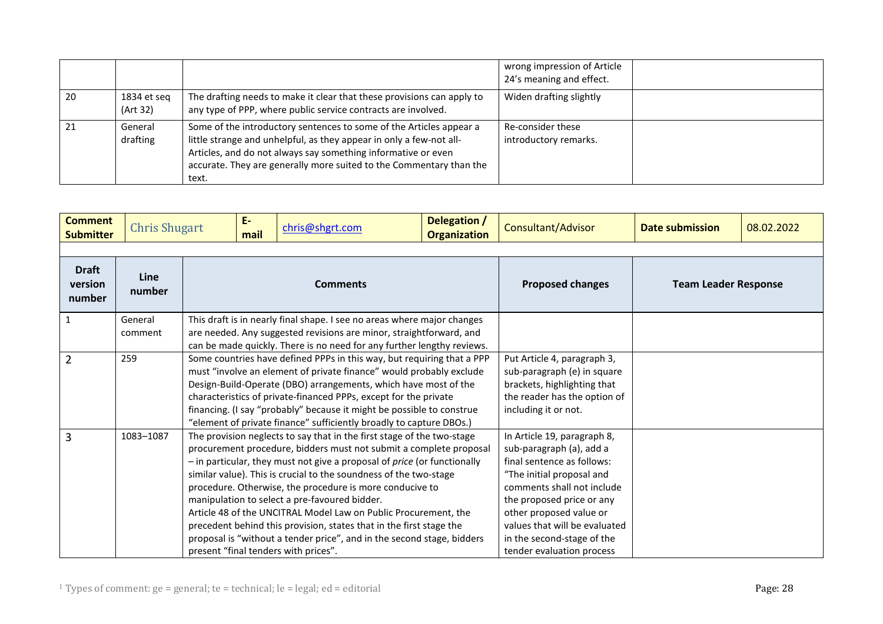| | | | wrong impression of Article 24's meaning and effect. | |
|---|---|---|---|---|
| 20 | 1834 et seq (Art 32) | The drafting needs to make it clear that these provisions can apply to any type of PPP, where public service contracts are involved. | Widen drafting slightly | |
| 21 | General drafting | Some of the introductory sentences to some of the Articles appear a little strange and unhelpful, as they appear in only a few-not all- Articles, and do not always say something informative or even accurate. They are generally more suited to the Commentary than the text. | Re-consider these introductory remarks. | |

| **Comment Submitter** | Chris Shugart | **E-mail** | chris@shgrt.com | **Delegation / Organization** | Consultant/Advisor | **Date submission** | 08.02.2022 |
|---|---|---|---|---|---|---|---|

| **Draft version number** | **Line number** | **Comments** | **Proposed changes** | **Team Leader Response** |
|---|---|---|---|---|
| 1 | General comment | This draft is in nearly final shape. I see no areas where major changes are needed. Any suggested revisions are minor, straightforward, and can be made quickly. There is no need for any further lengthy reviews. | | |
| 2 | 259 | Some countries have defined PPPs in this way, but requiring that a PPP must "involve an element of private finance" would probably exclude Design-Build-Operate (DBO) arrangements, which have most of the characteristics of private-financed PPPs, except for the private financing. (I say "probably" because it might be possible to construe "element of private finance" sufficiently broadly to capture DBOs.) | Put Article 4, paragraph 3, sub-paragraph (e) in square brackets, highlighting that the reader has the option of including it or not. | |
| 3 | 1083–1087 | The provision neglects to say that in the first stage of the two-stage procurement procedure, bidders must not submit a complete proposal – in particular, they must not give a proposal of *price* (or functionally similar value). This is crucial to the soundness of the two-stage procedure. Otherwise, the procedure is more conducive to manipulation to select a pre-favoured bidder.<br>Article 48 of the UNCITRAL Model Law on Public Procurement, the precedent behind this provision, states that in the first stage the proposal is "without a tender price", and in the second stage, bidders present "final tenders with prices". | In Article 19, paragraph 8, sub-paragraph (a), add a final sentence as follows: "The initial proposal and comments shall not include the proposed price or any other proposed value or values that will be evaluated in the second-stage of the tender evaluation process | |

[1] Types of comment: ge = general; te = technical; le = legal; ed = editorial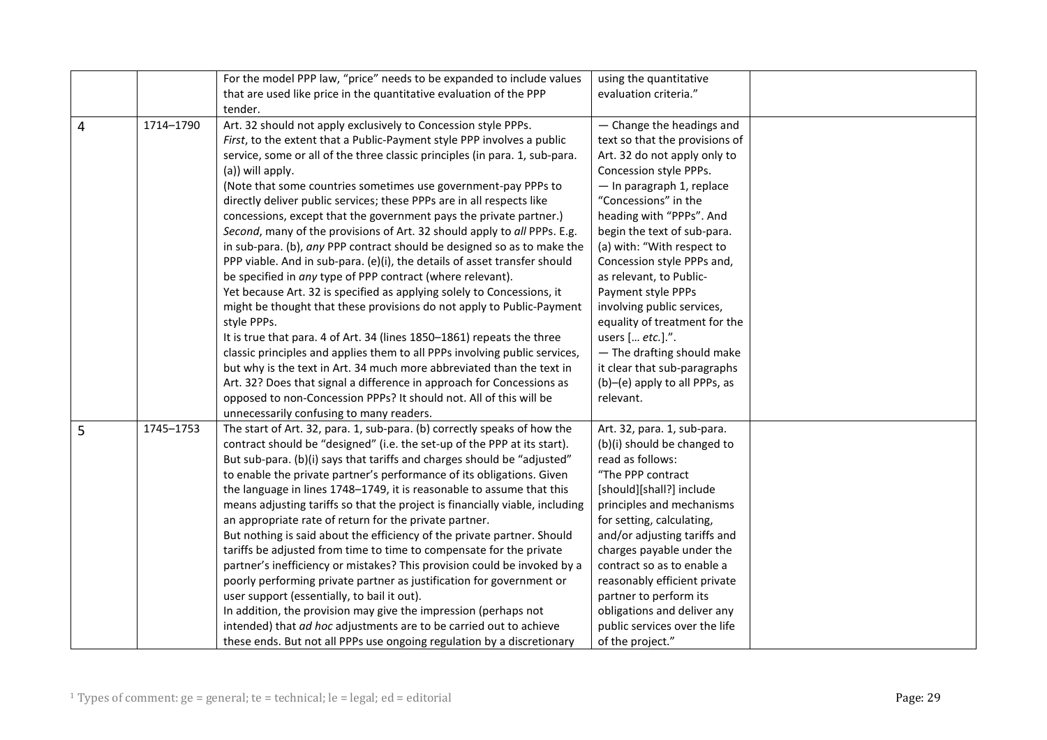| | | | | |
|---|---|---|---|---|
| | | For the model PPP law, “price” needs to be expanded to include values that are used like price in the quantitative evaluation of the PPP tender. | using the quantitative evaluation criteria.” | |
| 4 | 1714–1790 | Art. 32 should not apply exclusively to Concession style PPPs.<br>*First*, to the extent that a Public-Payment style PPP involves a public service, some or all of the three classic principles (in para. 1, sub-para. (a)) will apply.<br>(Note that some countries sometimes use government-pay PPPs to directly deliver public services; these PPPs are in all respects like concessions, except that the government pays the private partner.)<br>*Second*, many of the provisions of Art. 32 should apply to *all* PPPs. E.g. in sub-para. (b), *any* PPP contract should be designed so as to make the PPP viable. And in sub-para. (e)(i), the details of asset transfer should be specified in *any* type of PPP contract (where relevant).<br>Yet because Art. 32 is specified as applying solely to Concessions, it might be thought that these provisions do not apply to Public-Payment style PPPs.<br>It is true that para. 4 of Art. 34 (lines 1850–1861) repeats the three classic principles and applies them to all PPPs involving public services, but why is the text in Art. 34 much more abbreviated than the text in Art. 32? Does that signal a difference in approach for Concessions as opposed to non-Concession PPPs? It should not. All of this will be unnecessarily confusing to many readers. | — Change the headings and text so that the provisions of Art. 32 do not apply only to Concession style PPPs.<br>— In paragraph 1, replace “Concessions” in the heading with “PPPs”. And begin the text of sub-para. (a) with: “With respect to Concession style PPPs and, as relevant, to Public-Payment style PPPs involving public services, equality of treatment for the users [… *etc.*].”.<br>— The drafting should make it clear that sub-paragraphs (b)–(e) apply to all PPPs, as relevant. | |
| 5 | 1745–1753 | The start of Art. 32, para. 1, sub-para. (b) correctly speaks of how the contract should be “designed” (i.e. the set-up of the PPP at its start). But sub-para. (b)(i) says that tariffs and charges should be “adjusted” to enable the private partner’s performance of its obligations. Given the language in lines 1748–1749, it is reasonable to assume that this means adjusting tariffs so that the project is financially viable, including an appropriate rate of return for the private partner.<br>But nothing is said about the efficiency of the private partner. Should tariffs be adjusted from time to time to compensate for the private partner’s inefficiency or mistakes? This provision could be invoked by a poorly performing private partner as justification for government or user support (essentially, to bail it out).<br>In addition, the provision may give the impression (perhaps not intended) that *ad hoc* adjustments are to be carried out to achieve these ends. But not all PPPs use ongoing regulation by a discretionary | Art. 32, para. 1, sub-para. (b)(i) should be changed to read as follows:<br>“The PPP contract [should][shall?] include principles and mechanisms for setting, calculating, and/or adjusting tariffs and charges payable under the contract so as to enable a reasonably efficient private partner to perform its obligations and deliver any public services over the life of the project.” | |

[1] Types of comment: ge = general; te = technical; le = legal; ed = editorial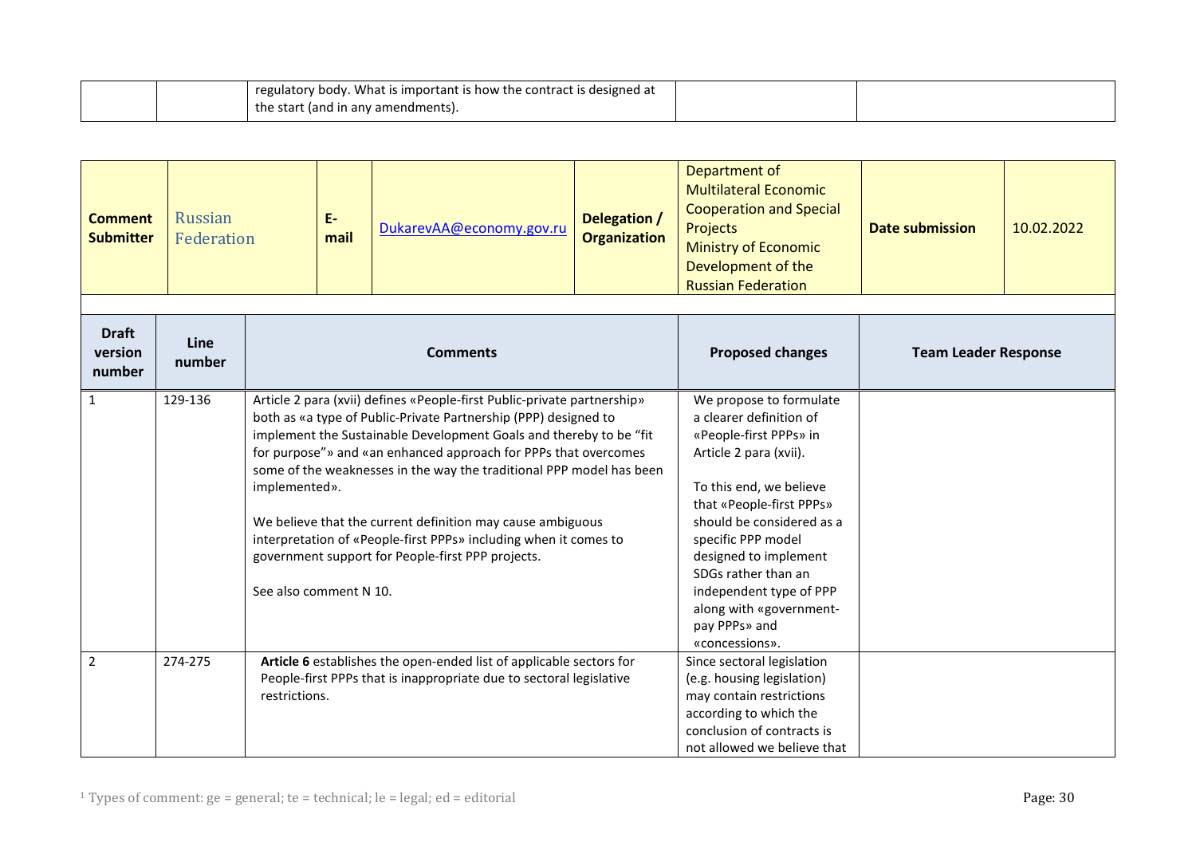| | | regulatory body. What is important is how the contract is designed at the start (and in any amendments). | | |
|---|---|---|---|---|

| **Comment Submitter** | Russian Federation | **E-mail** | DukarevAA@economy.gov.ru | **Delegation / Organization** | Department of Multilateral Economic Cooperation and Special Projects Ministry of Economic Development of the Russian Federation | **Date submission** | 10.02.2022 |
|---|---|---|---|---|---|---|---|

| **Draft version number** | **Line number** | **Comments** | **Proposed changes** | **Team Leader Response** |
|---|---|---|---|---|
| 1 | 129-136 | Article 2 para (xvii) defines «People-first Public-private partnership» both as «a type of Public-Private Partnership (PPP) designed to implement the Sustainable Development Goals and thereby to be "fit for purpose"» and «an enhanced approach for PPPs that overcomes some of the weaknesses in the way the traditional PPP model has been implemented».<br><br>We believe that the current definition may cause ambiguous interpretation of «People-first PPPs» including when it comes to government support for People-first PPP projects.<br><br>See also comment N 10. | We propose to formulate a clearer definition of «People-first PPPs» in Article 2 para (xvii).<br><br>To this end, we believe that «People-first PPPs» should be considered as a specific PPP model designed to implement SDGs rather than an independent type of PPP along with «government-pay PPPs» and «concessions». | |
| 2 | 274-275 | **Article 6** establishes the open-ended list of applicable sectors for People-first PPPs that is inappropriate due to sectoral legislative restrictions. | Since sectoral legislation (e.g. housing legislation) may contain restrictions according to which the conclusion of contracts is not allowed we believe that | |

[1] Types of comment: ge = general; te = technical; le = legal; ed = editorial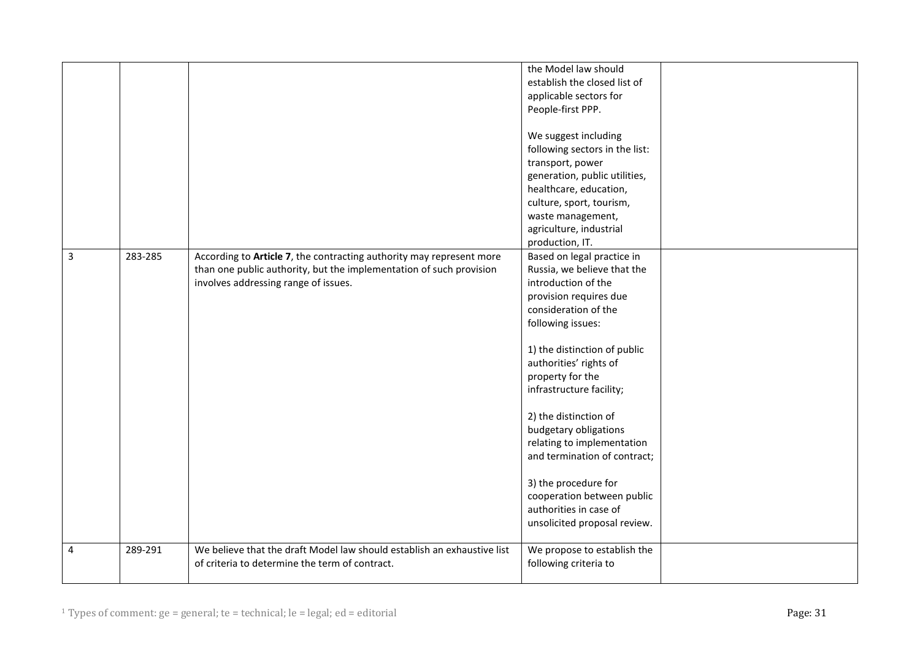| | | | | |
|---|---|---|---|---|
| | | | the Model law should establish the closed list of applicable sectors for People-first PPP.<br><br>We suggest including following sectors in the list: transport, power generation, public utilities, healthcare, education, culture, sport, tourism, waste management, agriculture, industrial production, IT. | |
| 3 | 283-285 | According to **Article 7**, the contracting authority may represent more than one public authority, but the implementation of such provision involves addressing range of issues. | Based on legal practice in Russia, we believe that the introduction of the provision requires due consideration of the following issues:<br><br>1) the distinction of public authorities' rights of property for the infrastructure facility;<br><br>2) the distinction of budgetary obligations relating to implementation and termination of contract;<br><br>3) the procedure for cooperation between public authorities in case of unsolicited proposal review. | |
| 4 | 289-291 | We believe that the draft Model law should establish an exhaustive list of criteria to determine the term of contract. | We propose to establish the following criteria to | |

[1] Types of comment: ge = general; te = technical; le = legal; ed = editorial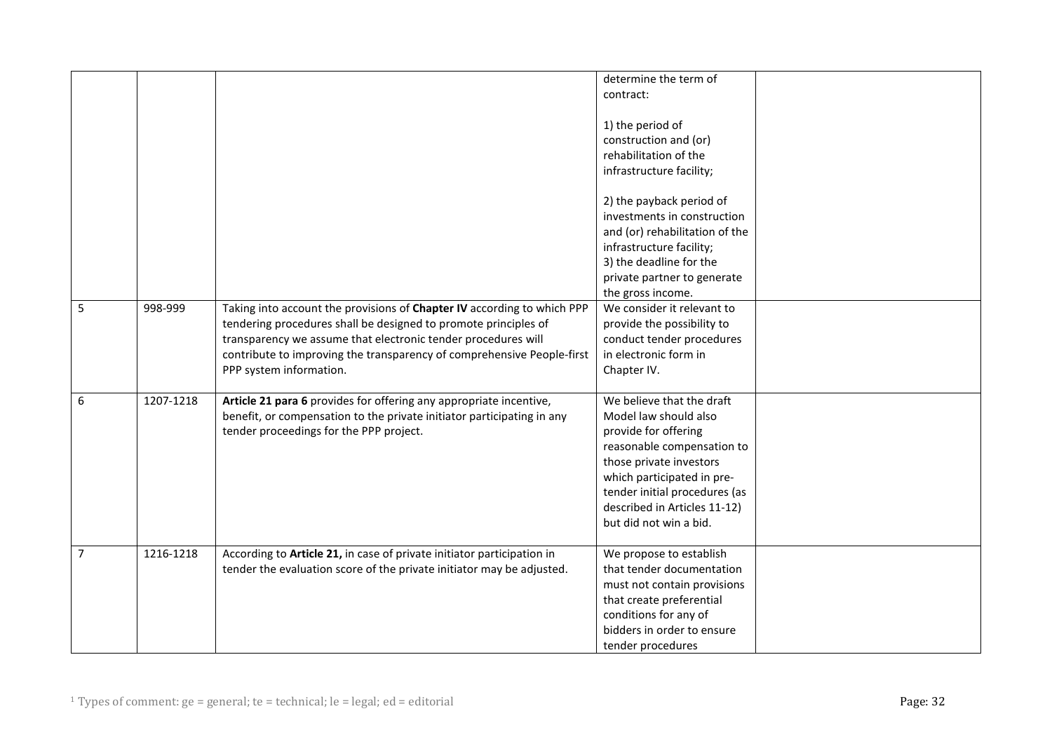|  |  |  | determine the term of contract:<br><br>1) the period of construction and (or) rehabilitation of the infrastructure facility;<br><br>2) the payback period of investments in construction and (or) rehabilitation of the infrastructure facility;<br>3) the deadline for the private partner to generate the gross income. |  |
|---|---|---|---|---|
| 5 | 998-999 | Taking into account the provisions of **Chapter IV** according to which PPP tendering procedures shall be designed to promote principles of transparency we assume that electronic tender procedures will contribute to improving the transparency of comprehensive People-first PPP system information. | We consider it relevant to provide the possibility to conduct tender procedures in electronic form in Chapter IV. |  |
| 6 | 1207-1218 | **Article 21 para 6** provides for offering any appropriate incentive, benefit, or compensation to the private initiator participating in any tender proceedings for the PPP project. | We believe that the draft Model law should also provide for offering reasonable compensation to those private investors which participated in pre-tender initial procedures (as described in Articles 11-12) but did not win a bid. |  |
| 7 | 1216-1218 | According to **Article 21,** in case of private initiator participation in tender the evaluation score of the private initiator may be adjusted. | We propose to establish that tender documentation must not contain provisions that create preferential conditions for any of bidders in order to ensure tender procedures |  |

[1] Types of comment: ge = general; te = technical; le = legal; ed = editorial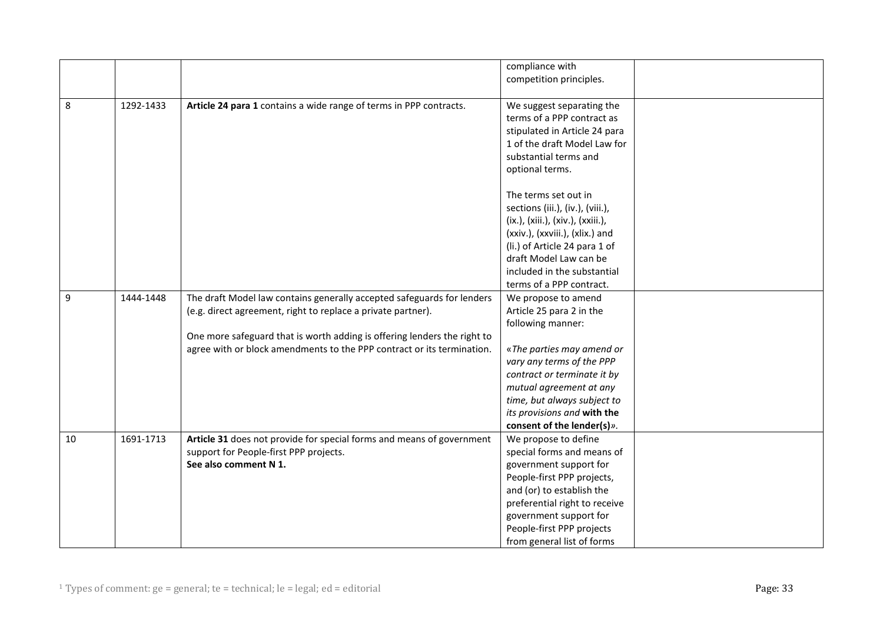|  |  |  | compliance with competition principles. |  |
|---|---|---|---|---|
| 8 | 1292-1433 | **Article 24 para 1** contains a wide range of terms in PPP contracts. | We suggest separating the terms of a PPP contract as stipulated in Article 24 para 1 of the draft Model Law for substantial terms and optional terms.<br><br>The terms set out in sections (iii.), (iv.), (viii.), (ix.), (xiii.), (xiv.), (xxiii.), (xxiv.), (xxviii.), (xlix.) and (li.) of Article 24 para 1 of draft Model Law can be included in the substantial terms of a PPP contract. |  |
| 9 | 1444-1448 | The draft Model law contains generally accepted safeguards for lenders (e.g. direct agreement, right to replace a private partner).<br><br>One more safeguard that is worth adding is offering lenders the right to agree with or block amendments to the PPP contract or its termination. | We propose to amend Article 25 para 2 in the following manner:<br><br>«*The parties may amend or vary any terms of the PPP contract or terminate it by mutual agreement at any time, but always subject to its provisions and* **with the consent of the lender(s)***»*. |  |
| 10 | 1691-1713 | **Article 31** does not provide for special forms and means of government support for People-first PPP projects.<br>**See also comment N 1.** | We propose to define special forms and means of government support for People-first PPP projects, and (or) to establish the preferential right to receive government support for People-first PPP projects from general list of forms |  |

[1] Types of comment: ge = general; te = technical; le = legal; ed = editorial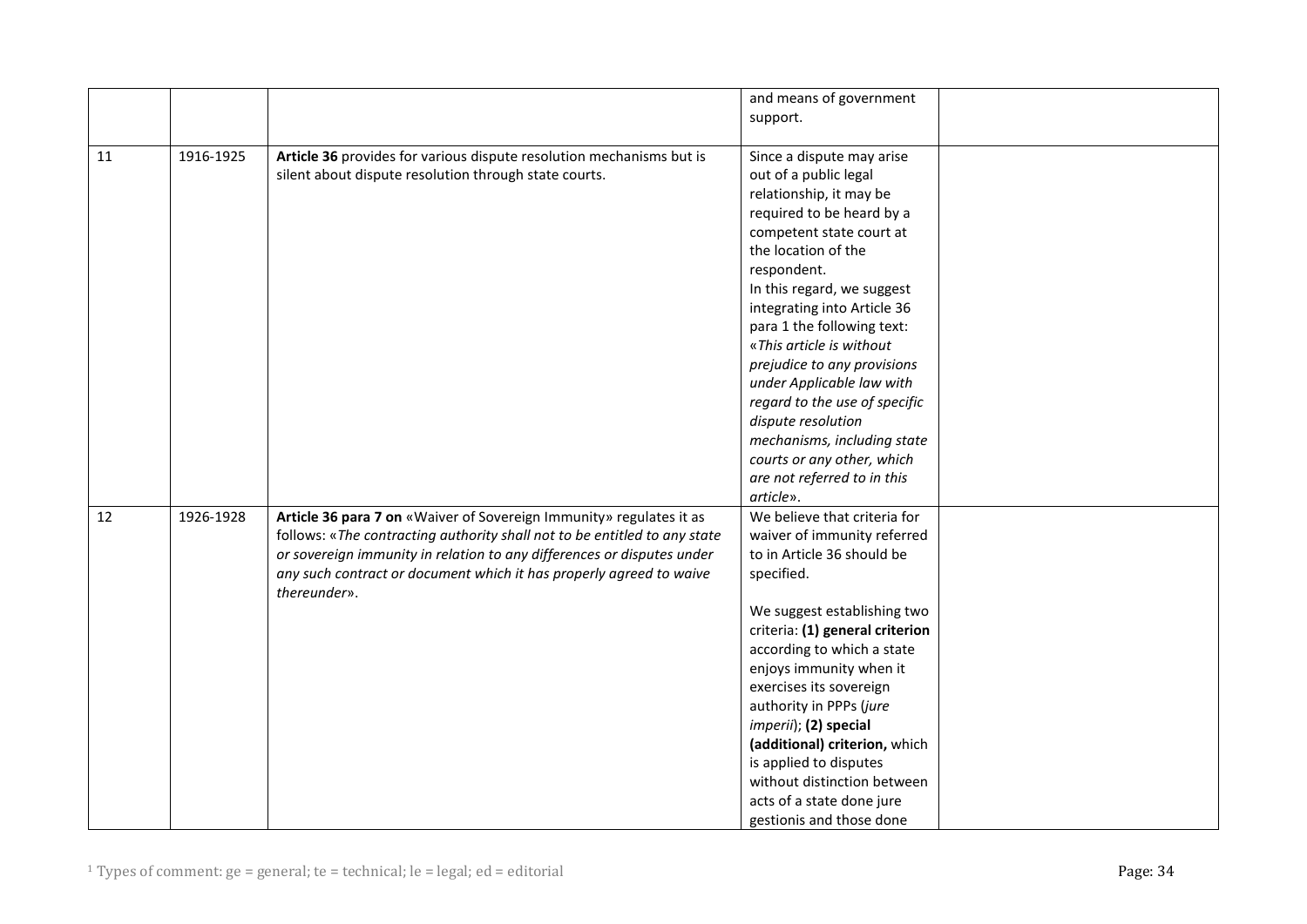|  |  |  | and means of government support. |  |
|---|---|---|---|---|
| 11 | 1916-1925 | **Article 36** provides for various dispute resolution mechanisms but is silent about dispute resolution through state courts. | Since a dispute may arise out of a public legal relationship, it may be required to be heard by a competent state court at the location of the respondent. In this regard, we suggest integrating into Article 36 para 1 the following text: «*This article is without prejudice to any provisions under Applicable law with regard to the use of specific dispute resolution mechanisms, including state courts or any other, which are not referred to in this article*». |  |
| 12 | 1926-1928 | **Article 36 para 7 on** «Waiver of Sovereign Immunity» regulates it as follows: «*The contracting authority shall not to be entitled to any state or sovereign immunity in relation to any differences or disputes under any such contract or document which it has properly agreed to waive thereunder*». | We believe that criteria for waiver of immunity referred to in Article 36 should be specified.<br><br>We suggest establishing two criteria: **(1) general criterion** according to which a state enjoys immunity when it exercises its sovereign authority in PPPs (*jure imperii*); **(2) special (additional) criterion,** which is applied to disputes without distinction between acts of a state done jure gestionis and those done |  |

[1] Types of comment: ge = general; te = technical; le = legal; ed = editorial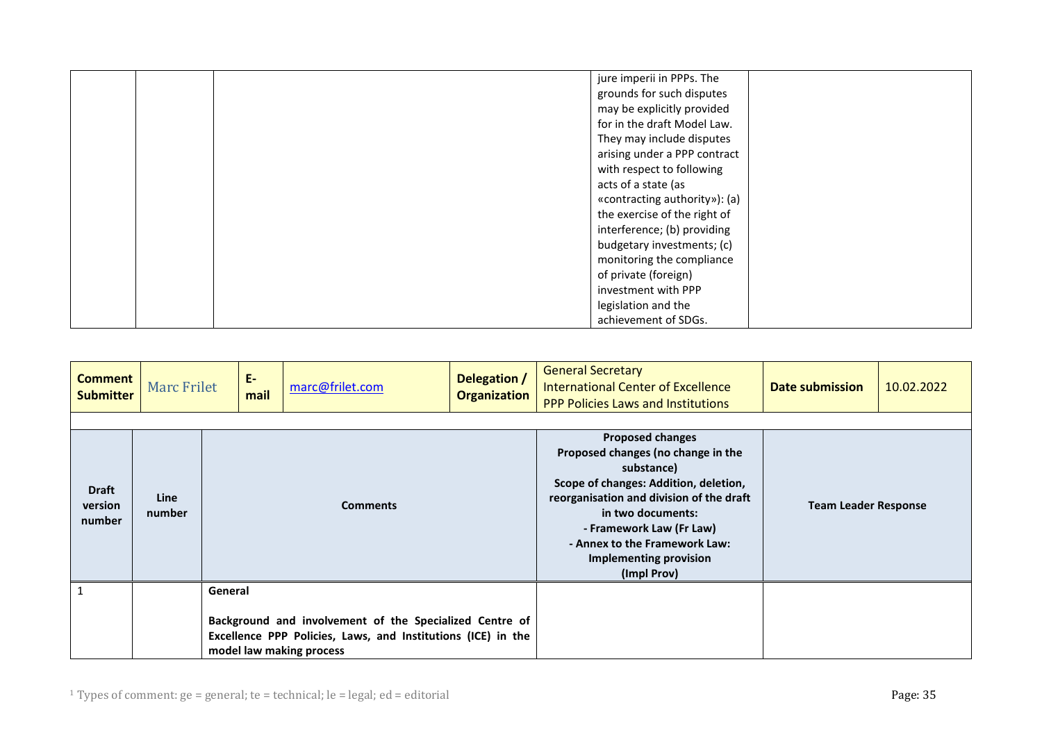| | | | jure imperii in PPPs. The grounds for such disputes may be explicitly provided for in the draft Model Law. They may include disputes arising under a PPP contract with respect to following acts of a state (as «contracting authority»): (a) the exercise of the right of interference; (b) providing budgetary investments; (c) monitoring the compliance of private (foreign) investment with PPP legislation and the achievement of SDGs. | |
|---|---|---|---|---|

| **Comment Submitter** | Marc Frilet | **E-mail** | marc@frilet.com | **Delegation / Organization** | General Secretary International Center of Excellence PPP Policies Laws and Institutions | **Date submission** | 10.02.2022 |
|---|---|---|---|---|---|---|---|

| **Draft version number** | **Line number** | **Comments** | **Proposed changes**<br>**Proposed changes (no change in the substance)**<br>**Scope of changes: Addition, deletion, reorganisation and division of the draft in two documents:**<br>**- Framework Law (Fr Law)**<br>**- Annex to the Framework Law: Implementing provision (Impl Prov)** | **Team Leader Response** |
|---|---|---|---|---|
| 1 | | **General**<br><br>**Background and involvement of the Specialized Centre of Excellence PPP Policies, Laws, and Institutions (ICE) in the model law making process** | | |

[1] Types of comment: ge = general; te = technical; le = legal; ed = editorial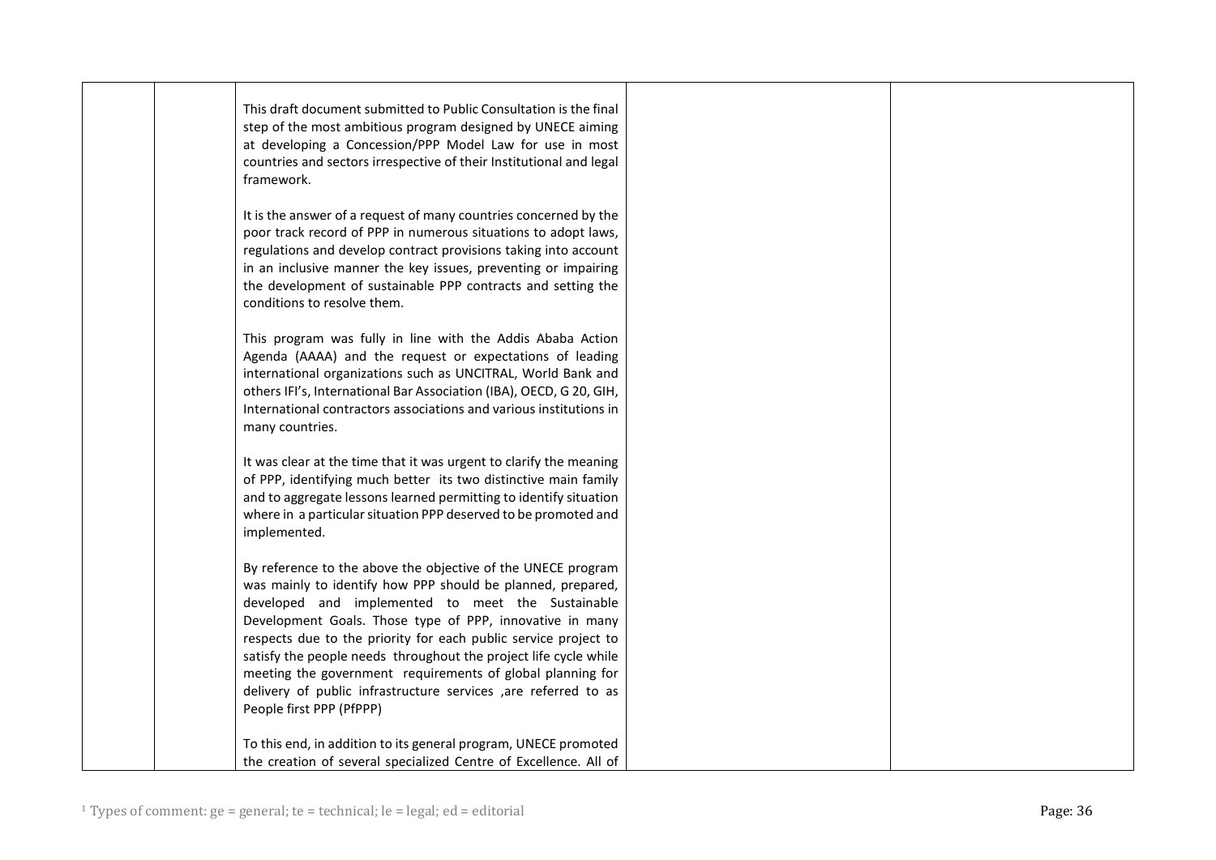| | | | | |
|---|---|---|---|---|
| | | This draft document submitted to Public Consultation is the final step of the most ambitious program designed by UNECE aiming at developing a Concession/PPP Model Law for use in most countries and sectors irrespective of their Institutional and legal framework.<br><br>It is the answer of a request of many countries concerned by the poor track record of PPP in numerous situations to adopt laws, regulations and develop contract provisions taking into account in an inclusive manner the key issues, preventing or impairing the development of sustainable PPP contracts and setting the conditions to resolve them.<br><br>This program was fully in line with the Addis Ababa Action Agenda (AAAA) and the request or expectations of leading international organizations such as UNCITRAL, World Bank and others IFI's, International Bar Association (IBA), OECD, G 20, GIH, International contractors associations and various institutions in many countries.<br><br>It was clear at the time that it was urgent to clarify the meaning of PPP, identifying much better its two distinctive main family and to aggregate lessons learned permitting to identify situation where in a particular situation PPP deserved to be promoted and implemented.<br><br>By reference to the above the objective of the UNECE program was mainly to identify how PPP should be planned, prepared, developed and implemented to meet the Sustainable Development Goals. Those type of PPP, innovative in many respects due to the priority for each public service project to satisfy the people needs throughout the project life cycle while meeting the government requirements of global planning for delivery of public infrastructure services ,are referred to as People first PPP (PfPPP)<br><br>To this end, in addition to its general program, UNECE promoted the creation of several specialized Centre of Excellence. All of | | |

[1] Types of comment: ge = general; te = technical; le = legal; ed = editorial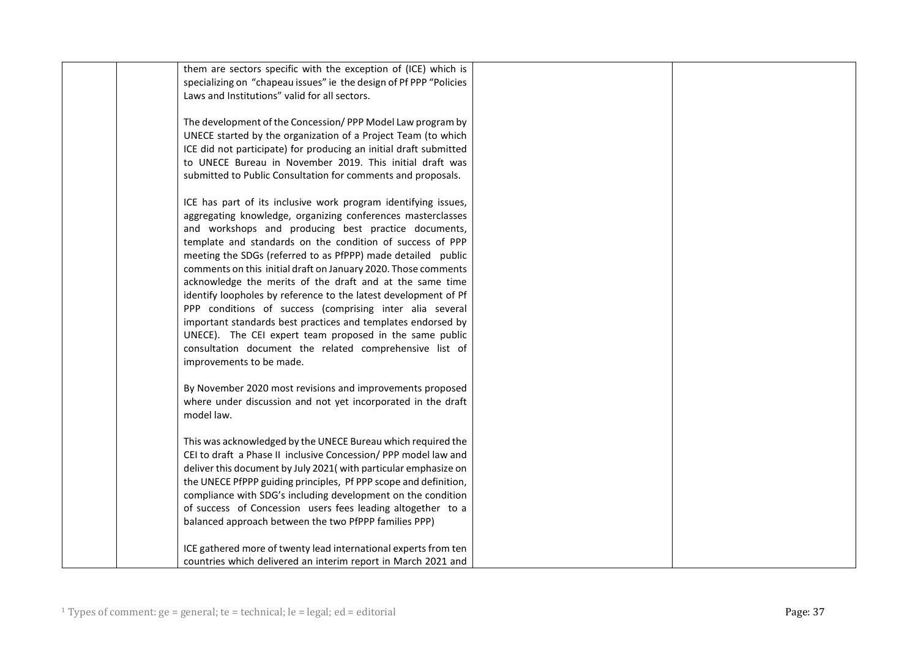| | | | | |
|---|---|---|---|---|
| | | them are sectors specific with the exception of (ICE) which is specializing on "chapeau issues" ie the design of Pf PPP "Policies Laws and Institutions" valid for all sectors.<br><br>The development of the Concession/ PPP Model Law program by UNECE started by the organization of a Project Team (to which ICE did not participate) for producing an initial draft submitted to UNECE Bureau in November 2019. This initial draft was submitted to Public Consultation for comments and proposals.<br><br>ICE has part of its inclusive work program identifying issues, aggregating knowledge, organizing conferences masterclasses and workshops and producing best practice documents, template and standards on the condition of success of PPP meeting the SDGs (referred to as PfPPP) made detailed public comments on this initial draft on January 2020. Those comments acknowledge the merits of the draft and at the same time identify loopholes by reference to the latest development of Pf PPP conditions of success (comprising inter alia several important standards best practices and templates endorsed by UNECE). The CEI expert team proposed in the same public consultation document the related comprehensive list of improvements to be made.<br><br>By November 2020 most revisions and improvements proposed where under discussion and not yet incorporated in the draft model law.<br><br>This was acknowledged by the UNECE Bureau which required the CEI to draft a Phase II inclusive Concession/ PPP model law and deliver this document by July 2021( with particular emphasize on the UNECE PfPPP guiding principles, Pf PPP scope and definition, compliance with SDG's including development on the condition of success of Concession users fees leading altogether to a balanced approach between the two PfPPP families PPP)<br><br>ICE gathered more of twenty lead international experts from ten countries which delivered an interim report in March 2021 and | | |

[1] Types of comment: ge = general; te = technical; le = legal; ed = editorial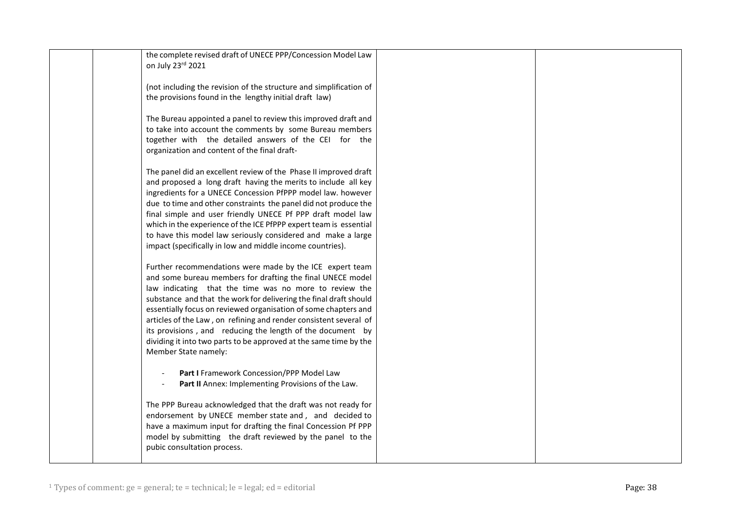| | | | | |
|---|---|---|---|---|
| | | the complete revised draft of UNECE PPP/Concession Model Law on July 23rd 2021<br><br>(not including the revision of the structure and simplification of the provisions found in the lengthy initial draft law)<br><br>The Bureau appointed a panel to review this improved draft and to take into account the comments by some Bureau members together with the detailed answers of the CEI for the organization and content of the final draft-<br><br>The panel did an excellent review of the Phase II improved draft and proposed a long draft having the merits to include all key ingredients for a UNECE Concession PfPPP model law. however due to time and other constraints the panel did not produce the final simple and user friendly UNECE Pf PPP draft model law which in the experience of the ICE PfPPP expert team is essential to have this model law seriously considered and make a large impact (specifically in low and middle income countries).<br><br>Further recommendations were made by the ICE expert team and some bureau members for drafting the final UNECE model law indicating that the time was no more to review the substance and that the work for delivering the final draft should essentially focus on reviewed organisation of some chapters and articles of the Law , on refining and render consistent several of its provisions , and reducing the length of the document by dividing it into two parts to be approved at the same time by the Member State namely:<br><br>- **Part I** Framework Concession/PPP Model Law<br>- **Part II** Annex: Implementing Provisions of the Law.<br><br>The PPP Bureau acknowledged that the draft was not ready for endorsement by UNECE member state and , and decided to have a maximum input for drafting the final Concession Pf PPP model by submitting the draft reviewed by the panel to the pubic consultation process. | | |

[1] Types of comment: ge = general; te = technical; le = legal; ed = editorial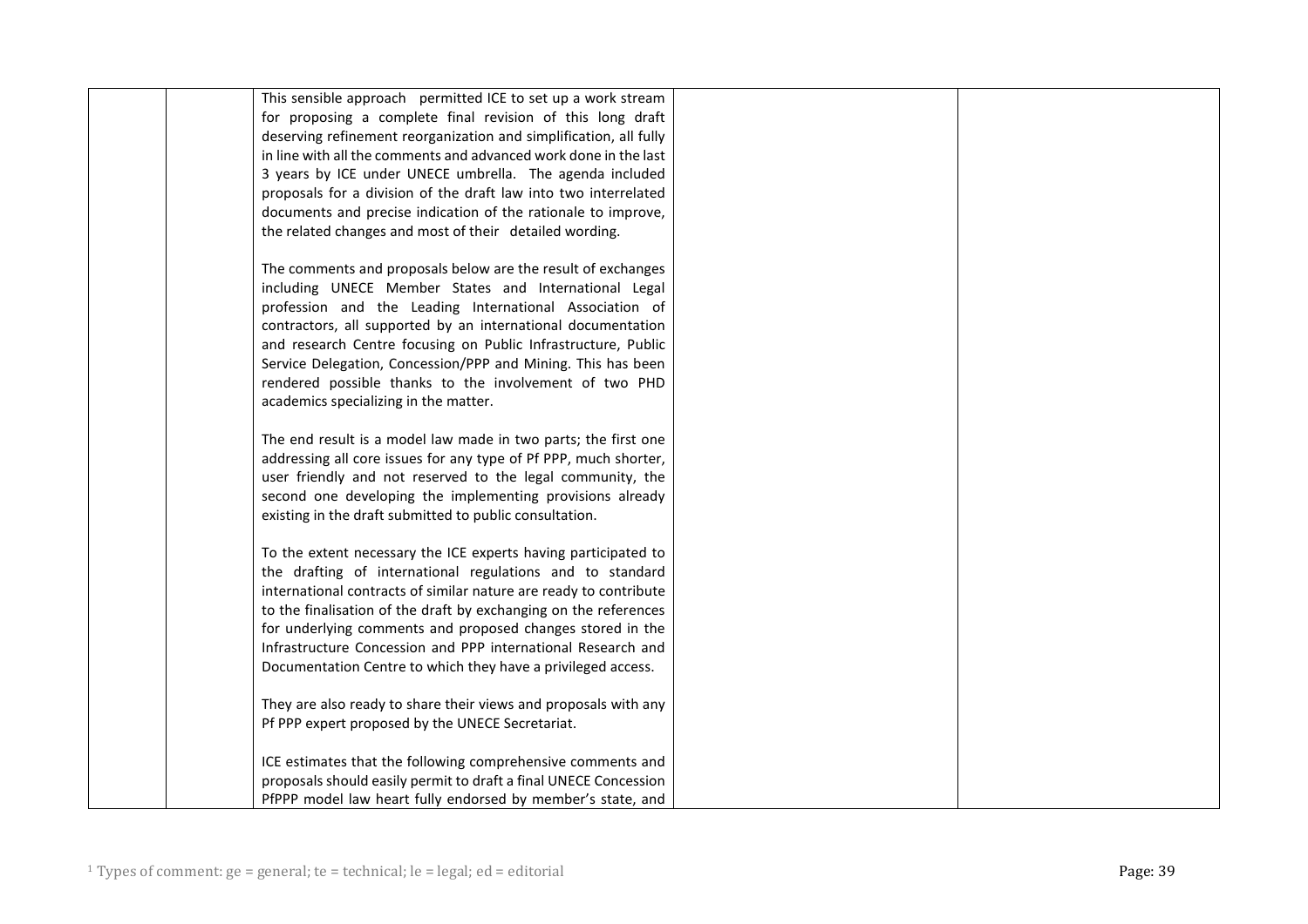| | | | | |
|---|---|---|---|---|
| | | This sensible approach permitted ICE to set up a work stream for proposing a complete final revision of this long draft deserving refinement reorganization and simplification, all fully in line with all the comments and advanced work done in the last 3 years by ICE under UNECE umbrella. The agenda included proposals for a division of the draft law into two interrelated documents and precise indication of the rationale to improve, the related changes and most of their detailed wording.<br><br>The comments and proposals below are the result of exchanges including UNECE Member States and International Legal profession and the Leading International Association of contractors, all supported by an international documentation and research Centre focusing on Public Infrastructure, Public Service Delegation, Concession/PPP and Mining. This has been rendered possible thanks to the involvement of two PHD academics specializing in the matter.<br><br>The end result is a model law made in two parts; the first one addressing all core issues for any type of Pf PPP, much shorter, user friendly and not reserved to the legal community, the second one developing the implementing provisions already existing in the draft submitted to public consultation.<br><br>To the extent necessary the ICE experts having participated to the drafting of international regulations and to standard international contracts of similar nature are ready to contribute to the finalisation of the draft by exchanging on the references for underlying comments and proposed changes stored in the Infrastructure Concession and PPP international Research and Documentation Centre to which they have a privileged access.<br><br>They are also ready to share their views and proposals with any Pf PPP expert proposed by the UNECE Secretariat.<br><br>ICE estimates that the following comprehensive comments and proposals should easily permit to draft a final UNECE Concession PfPPP model law heart fully endorsed by member's state, and | | |

[1] Types of comment: ge = general; te = technical; le = legal; ed = editorial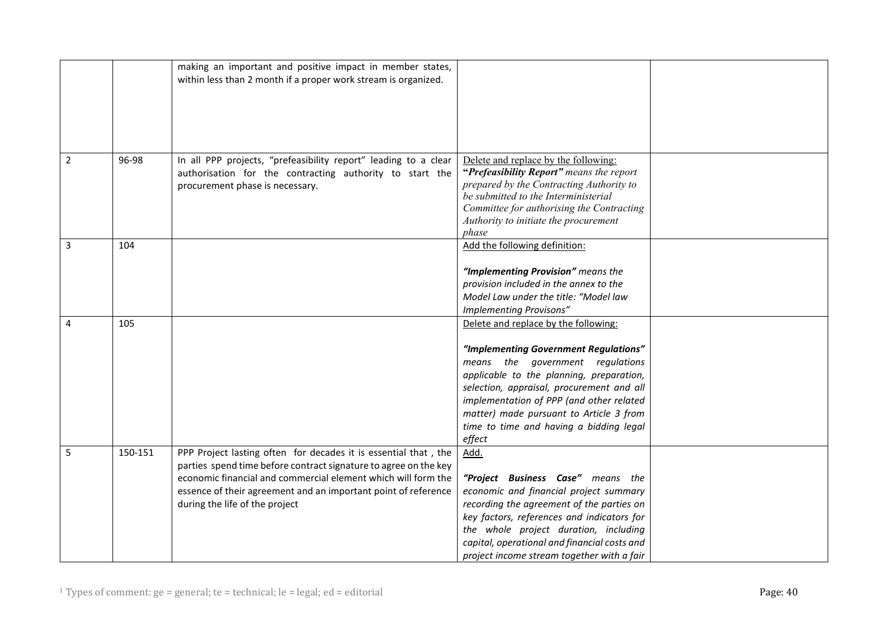| | | | | |
|---|---|---|---|---|
| | | making an important and positive impact in member states, within less than 2 month if a proper work stream is organized. | | |
| 2 | 96-98 | In all PPP projects, "prefeasibility report" leading to a clear authorisation for the contracting authority to start the procurement phase is necessary. | <u>Delete and replace by the following:</u> "***Prefeasibility Report"*** *means the report prepared by the Contracting Authority to be submitted to the Interministerial Committee for authorising the Contracting Authority to initiate the procurement phase* | |
| 3 | 104 | | <u>Add the following definition:</u><br><br>***"Implementing Provision"*** *means the provision included in the annex to the Model Law under the title: "Model law Implementing Provisons"* | |
| 4 | 105 | | <u>Delete and replace by the following:</u><br><br>***"Implementing Government Regulations"*** *means the government regulations applicable to the planning, preparation, selection, appraisal, procurement and all implementation of PPP (and other related matter) made pursuant to Article 3 from time to time and having a bidding legal effect* | |
| 5 | 150-151 | PPP Project lasting often for decades it is essential that , the parties spend time before contract signature to agree on the key economic financial and commercial element which will form the essence of their agreement and an important point of reference during the life of the project | <u>Add.</u><br><br>***"Project Business Case"*** *means the economic and financial project summary recording the agreement of the parties on key factors, references and indicators for the whole project duration, including capital, operational and financial costs and project income stream together with a fair* | |

[1] Types of comment: ge = general; te = technical; le = legal; ed = editorial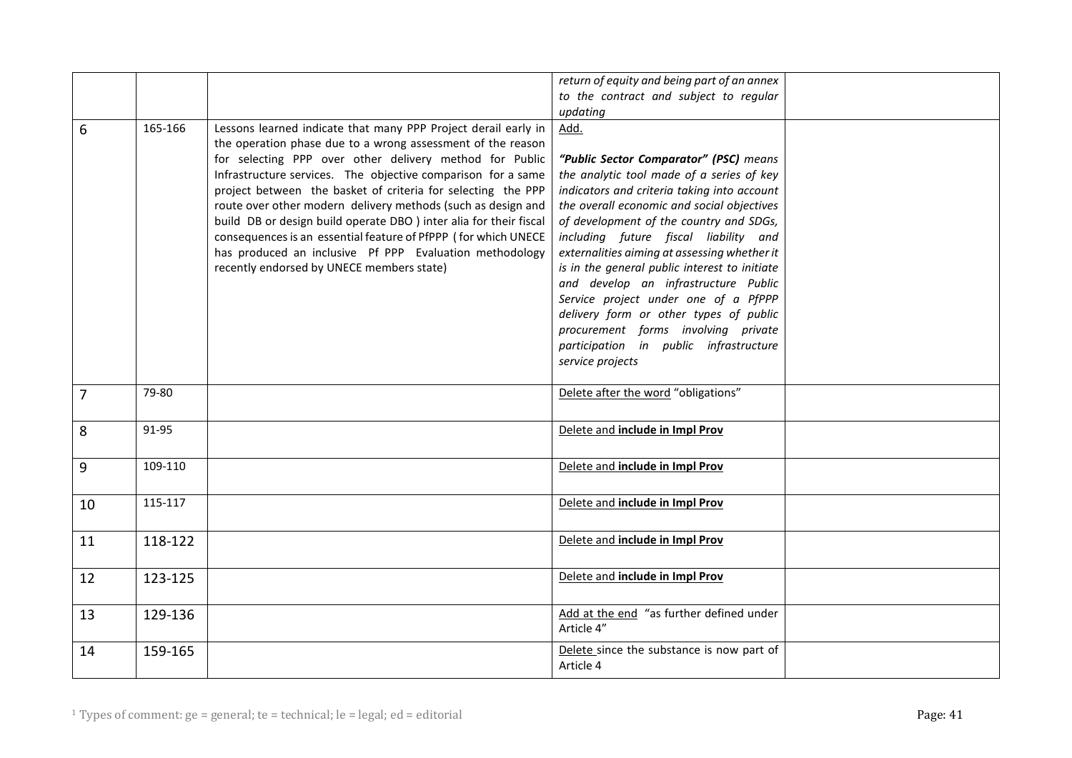|  |  |  | *return of equity and being part of an annex to the contract and subject to regular updating* |  |
|---|---|---|---|---|
| 6 | 165-166 | Lessons learned indicate that many PPP Project derail early in the operation phase due to a wrong assessment of the reason for selecting PPP over other delivery method for Public Infrastructure services. The objective comparison for a same project between the basket of criteria for selecting the PPP route over other modern delivery methods (such as design and build DB or design build operate DBO ) inter alia for their fiscal consequences is an essential feature of PfPPP ( for which UNECE has produced an inclusive Pf PPP Evaluation methodology recently endorsed by UNECE members state) | Add.<br><br>***"Public Sector Comparator" (PSC)*** *means the analytic tool made of a series of key indicators and criteria taking into account the overall economic and social objectives of development of the country and SDGs, including future fiscal liability and externalities aiming at assessing whether it is in the general public interest to initiate and develop an infrastructure Public Service project under one of a PfPPP delivery form or other types of public procurement forms involving private participation in public infrastructure service projects* |  |
| 7 | 79-80 |  | Delete after the word "obligations" |  |
| 8 | 91-95 |  | Delete and **include in Impl Prov** |  |
| 9 | 109-110 |  | Delete and **include in Impl Prov** |  |
| 10 | 115-117 |  | Delete and **include in Impl Prov** |  |
| 11 | 118-122 |  | Delete and **include in Impl Prov** |  |
| 12 | 123-125 |  | Delete and **include in Impl Prov** |  |
| 13 | 129-136 |  | Add at the end "as further defined under Article 4" |  |
| 14 | 159-165 |  | Delete since the substance is now part of Article 4 |  |

[1] Types of comment: ge = general; te = technical; le = legal; ed = editorial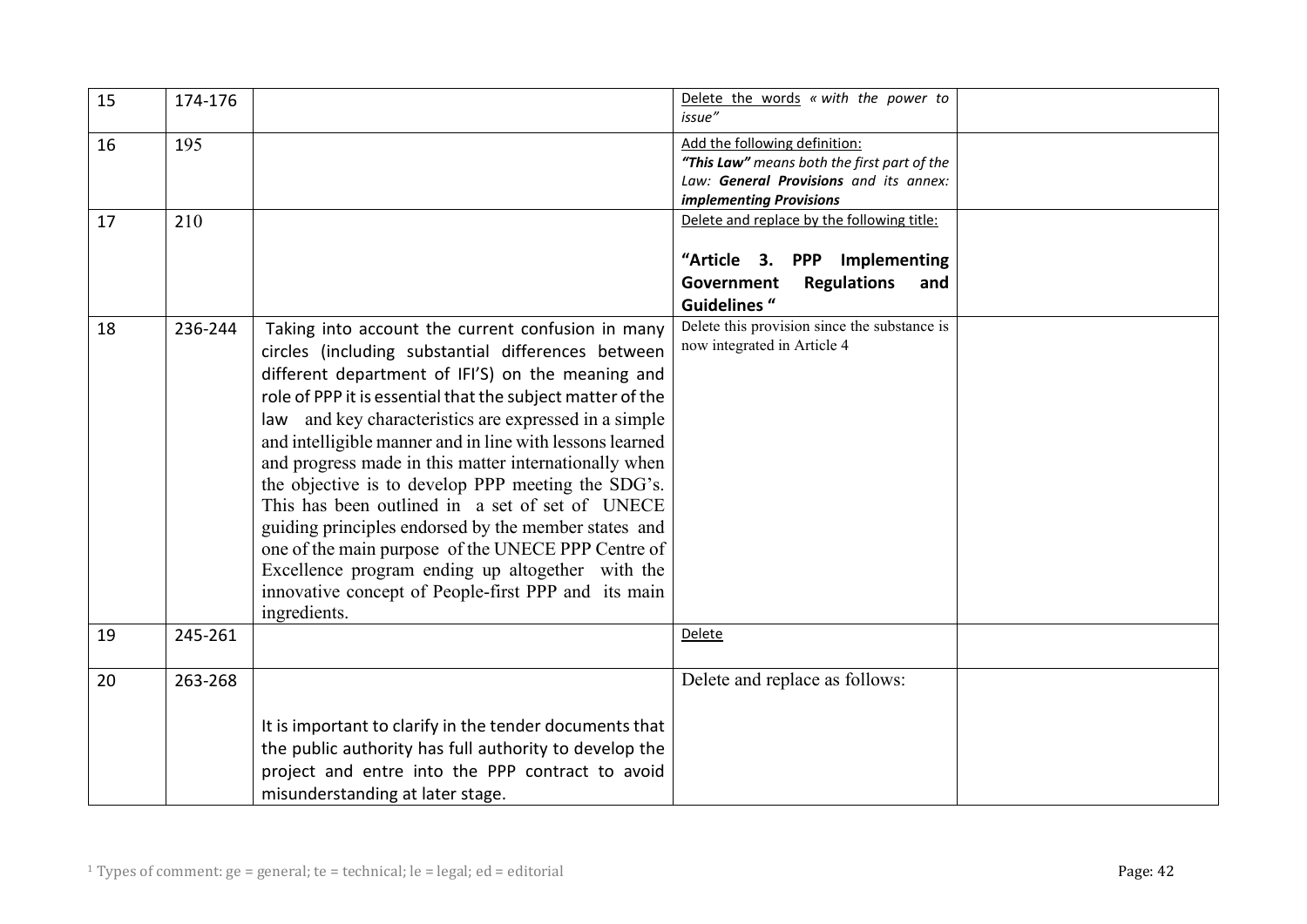| 15 | 174-176 | | Delete the words *« with the power to issue"* | |
|---|---|---|---|---|
| 16 | 195 | | Add the following definition: ***"This Law"*** *means both the first part of the Law:* ***General Provisions*** *and its annex:* ***implementing Provisions*** | |
| 17 | 210 | | Delete and replace by the following title: **"Article 3. PPP Implementing Government Regulations and Guidelines "** | |
| 18 | 236-244 | Taking into account the current confusion in many circles (including substantial differences between different department of IFI'S) on the meaning and role of PPP it is essential that the subject matter of the law and key characteristics are expressed in a simple and intelligible manner and in line with lessons learned and progress made in this matter internationally when the objective is to develop PPP meeting the SDG's. This has been outlined in a set of set of UNECE guiding principles endorsed by the member states and one of the main purpose of the UNECE PPP Centre of Excellence program ending up altogether with the innovative concept of People-first PPP and its main ingredients. | Delete this provision since the substance is now integrated in Article 4 | |
| 19 | 245-261 | | Delete | |
| 20 | 263-268 | It is important to clarify in the tender documents that the public authority has full authority to develop the project and entre into the PPP contract to avoid misunderstanding at later stage. | Delete and replace as follows: | |

[1] Types of comment: ge = general; te = technical; le = legal; ed = editorial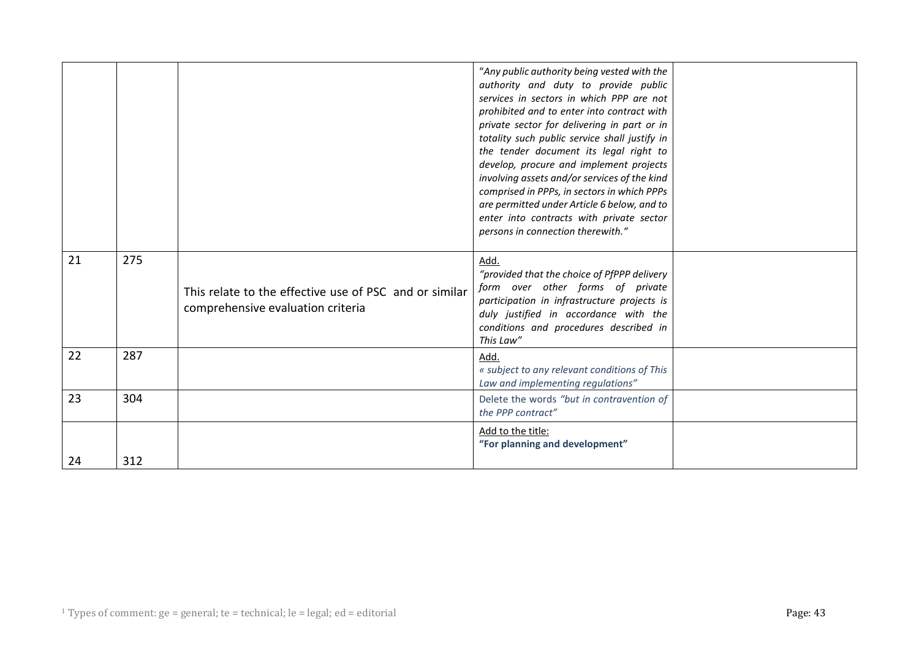| | | | | |
|---|---|---|---|---|
| | | | "*Any public authority being vested with the authority and duty to provide public services in sectors in which PPP are not prohibited and to enter into contract with private sector for delivering in part or in totality such public service shall justify in the tender document its legal right to develop, procure and implement projects involving assets and/or services of the kind comprised in PPPs, in sectors in which PPPs are permitted under Article 6 below, and to enter into contracts with private sector persons in connection therewith.*" | |
| 21 | 275 | This relate to the effective use of PSC and or similar comprehensive evaluation criteria | Add. *"provided that the choice of PfPPP delivery form over other forms of private participation in infrastructure projects is duly justified in accordance with the conditions and procedures described in This Law"* | |
| 22 | 287 | | Add. *« subject to any relevant conditions of This Law and implementing regulations"* | |
| 23 | 304 | | Delete the words *"but in contravention of the PPP contract"* | |
| 24 | 312 | | Add to the title: **"For planning and development"** | |

[1] Types of comment: ge = general; te = technical; le = legal; ed = editorial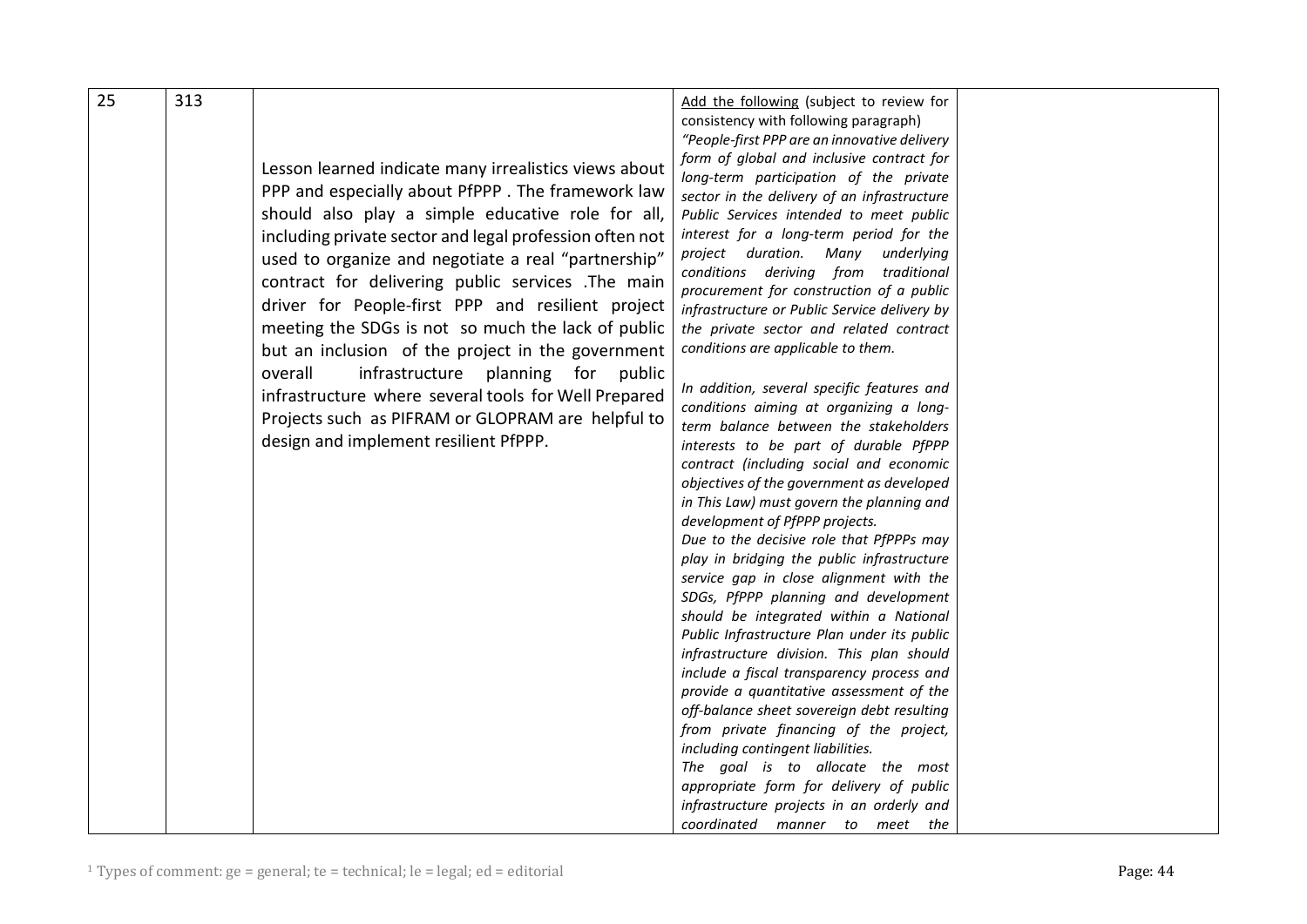| 25 | 313 | Lesson learned indicate many irrealistics views about PPP and especially about PfPPP . The framework law should also play a simple educative role for all, including private sector and legal profession often not used to organize and negotiate a real "partnership" contract for delivering public services .The main driver for People-first PPP and resilient project meeting the SDGs is not so much the lack of public but an inclusion of the project in the government overall infrastructure planning for public infrastructure where several tools for Well Prepared Projects such as PIFRAM or GLOPRAM are helpful to design and implement resilient PfPPP. | Add the following (subject to review for consistency with following paragraph)<br>*"People-first PPP are an innovative delivery form of global and inclusive contract for long-term participation of the private sector in the delivery of an infrastructure Public Services intended to meet public interest for a long-term period for the project duration. Many underlying conditions deriving from traditional procurement for construction of a public infrastructure or Public Service delivery by the private sector and related contract conditions are applicable to them.*<br><br>*In addition, several specific features and conditions aiming at organizing a long-term balance between the stakeholders interests to be part of durable PfPPP contract (including social and economic objectives of the government as developed in This Law) must govern the planning and development of PfPPP projects.*<br>*Due to the decisive role that PfPPPs may play in bridging the public infrastructure service gap in close alignment with the SDGs, PfPPP planning and development should be integrated within a National Public Infrastructure Plan under its public infrastructure division. This plan should include a fiscal transparency process and provide a quantitative assessment of the off-balance sheet sovereign debt resulting from private financing of the project, including contingent liabilities.*<br>*The goal is to allocate the most appropriate form for delivery of public infrastructure projects in an orderly and coordinated manner to meet the* | |
|---|---|---|---|---|

[1] Types of comment: ge = general; te = technical; le = legal; ed = editorial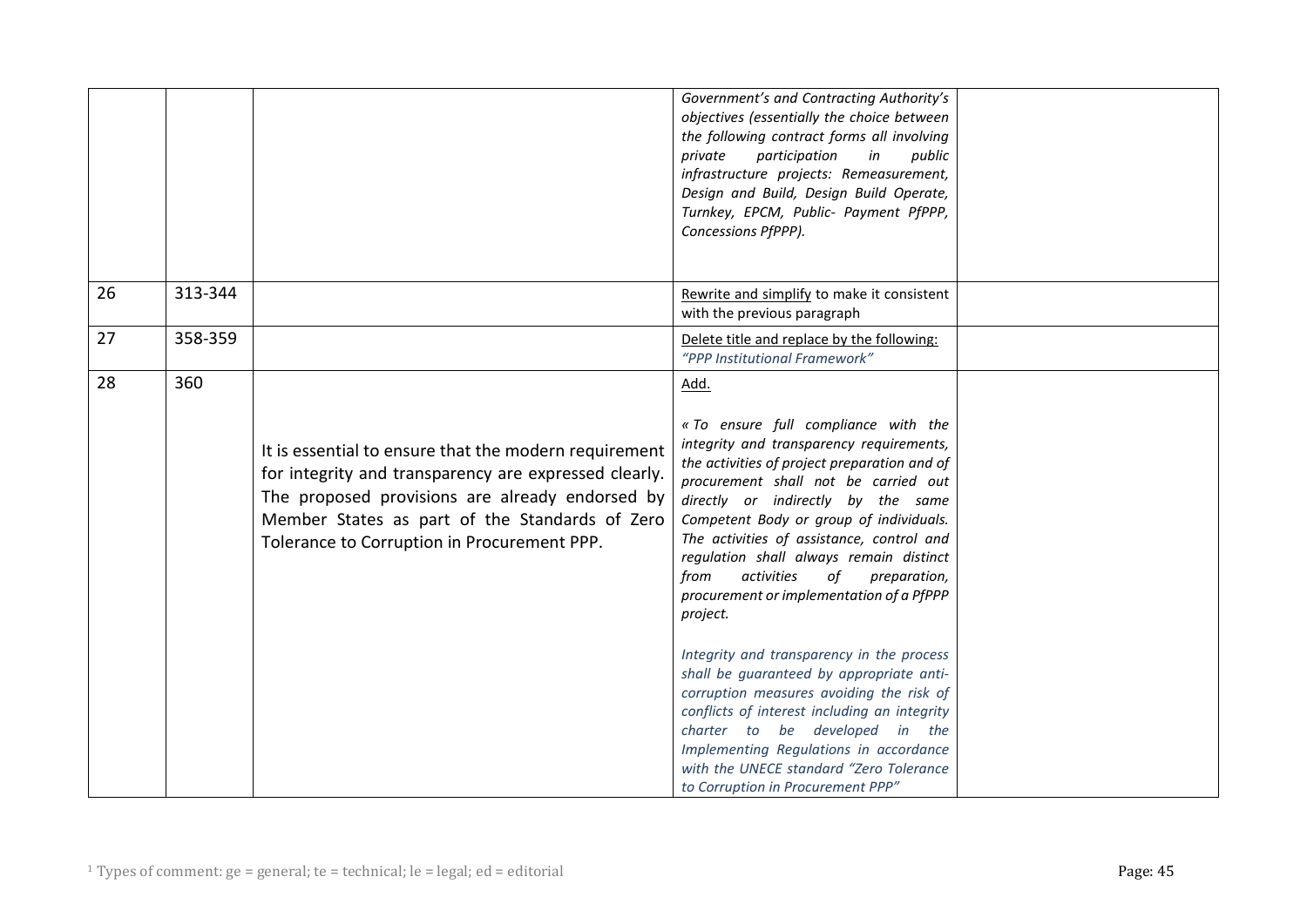|  |  |  | *Government's and Contracting Authority's objectives (essentially the choice between the following contract forms all involving private participation in public infrastructure projects: Remeasurement, Design and Build, Design Build Operate, Turnkey, EPCM, Public- Payment PfPPP, Concessions PfPPP).* |  |
|---|---|---|---|---|
| 26 | 313-344 |  | Rewrite and simplify to make it consistent with the previous paragraph |  |
| 27 | 358-359 |  | Delete title and replace by the following: *"PPP Institutional Framework"* |  |
| 28 | 360 | It is essential to ensure that the modern requirement for integrity and transparency are expressed clearly. The proposed provisions are already endorsed by Member States as part of the Standards of Zero Tolerance to Corruption in Procurement PPP. | Add.<br><br>*« To ensure full compliance with the integrity and transparency requirements, the activities of project preparation and of procurement shall not be carried out directly or indirectly by the same Competent Body or group of individuals. The activities of assistance, control and regulation shall always remain distinct from activities of preparation, procurement or implementation of a PfPPP project.*<br><br>*Integrity and transparency in the process shall be guaranteed by appropriate anti-corruption measures avoiding the risk of conflicts of interest including an integrity charter to be developed in the Implementing Regulations in accordance with the UNECE standard "Zero Tolerance to Corruption in Procurement PPP"* |  |

[1] Types of comment: ge = general; te = technical; le = legal; ed = editorial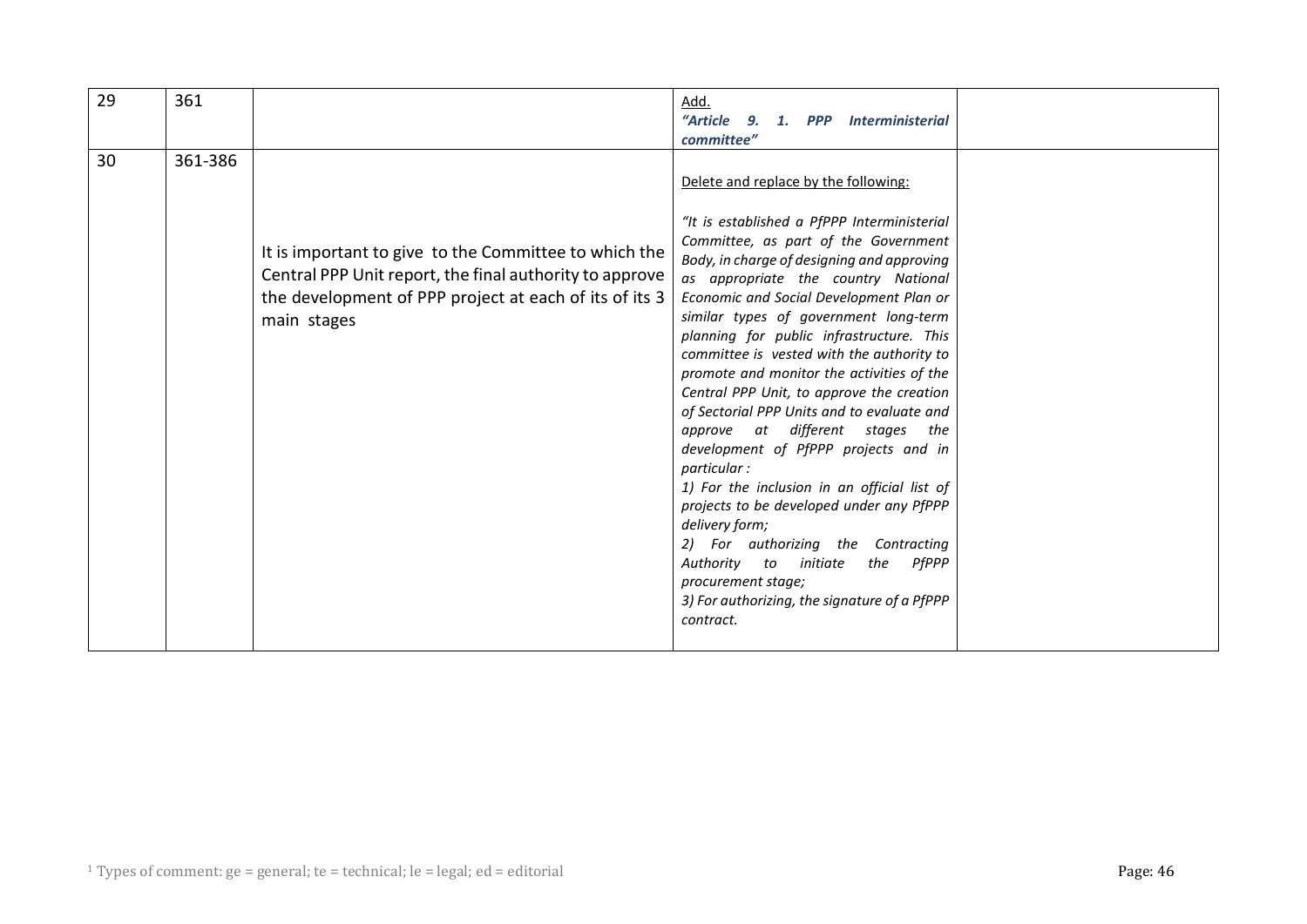| 29 | 361 | | Add.<br>***"Article 9. 1. PPP Interministerial committee"*** | |
|---|---|---|---|---|
| 30 | 361-386 | It is important to give to the Committee to which the Central PPP Unit report, the final authority to approve the development of PPP project at each of its of its 3 main stages | Delete and replace by the following:<br><br>*"It is established a PfPPP Interministerial Committee, as part of the Government Body, in charge of designing and approving as appropriate the country National Economic and Social Development Plan or similar types of government long-term planning for public infrastructure. This committee is vested with the authority to promote and monitor the activities of the Central PPP Unit, to approve the creation of Sectorial PPP Units and to evaluate and approve at different stages the development of PfPPP projects and in particular :*<br>*1) For the inclusion in an official list of projects to be developed under any PfPPP delivery form;*<br>*2) For authorizing the Contracting Authority to initiate the PfPPP procurement stage;*<br>*3) For authorizing, the signature of a PfPPP contract.* | |

[1] Types of comment: ge = general; te = technical; le = legal; ed = editorial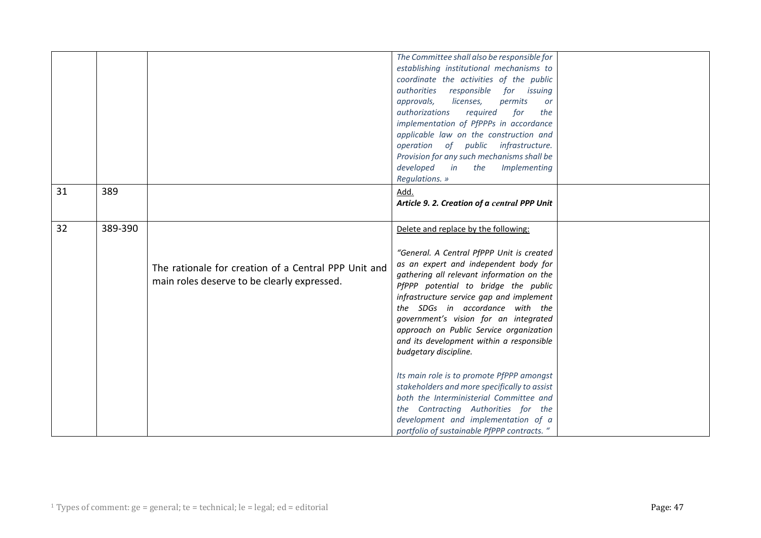| | | | | |
|---|---|---|---|---|
| | | | *The Committee shall also be responsible for establishing institutional mechanisms to coordinate the activities of the public authorities responsible for issuing approvals, licenses, permits or authorizations required for the implementation of PfPPPs in accordance applicable law on the construction and operation of public infrastructure. Provision for any such mechanisms shall be developed in the Implementing Regulations. »* | |
| 31 | 389 | | Add.<br>***Article 9. 2. Creation of a central PPP Unit*** | |
| 32 | 389-390 | The rationale for creation of a Central PPP Unit and main roles deserve to be clearly expressed. | Delete and replace by the following:<br><br>*"General. A Central PfPPP Unit is created as an expert and independent body for gathering all relevant information on the PfPPP potential to bridge the public infrastructure service gap and implement the SDGs in accordance with the government's vision for an integrated approach on Public Service organization and its development within a responsible budgetary discipline.*<br><br>*Its main role is to promote PfPPP amongst stakeholders and more specifically to assist both the Interministerial Committee and the Contracting Authorities for the development and implementation of a portfolio of sustainable PfPPP contracts. "* | |

[1] Types of comment: ge = general; te = technical; le = legal; ed = editorial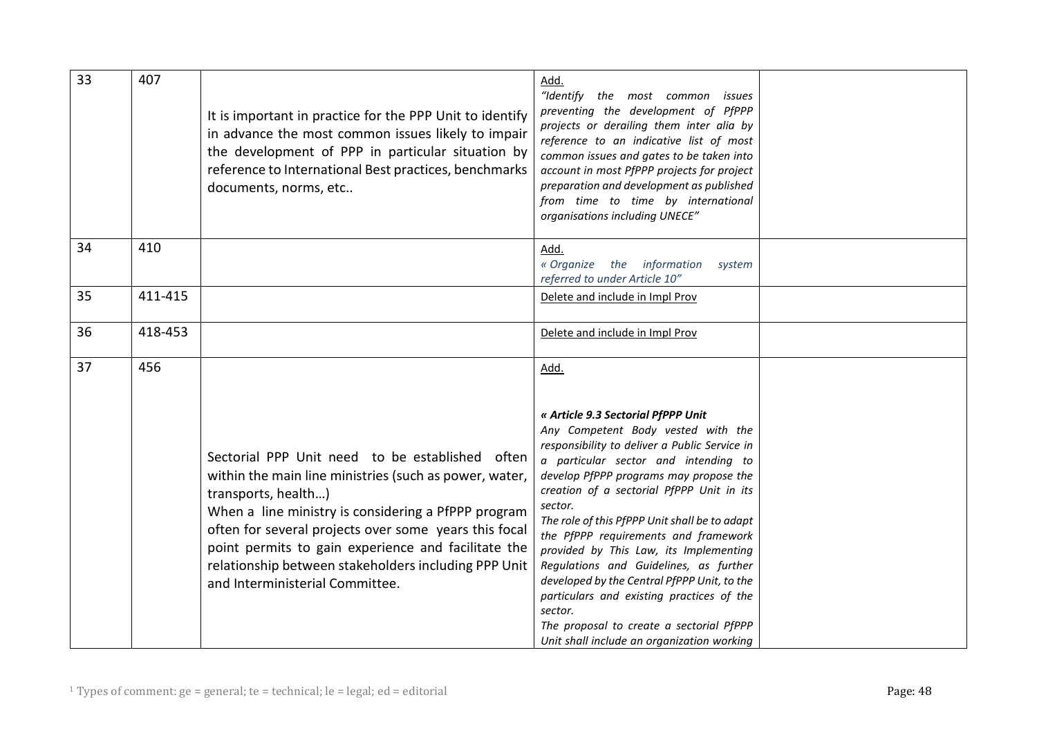| 33 | 407 | It is important in practice for the PPP Unit to identify in advance the most common issues likely to impair the development of PPP in particular situation by reference to International Best practices, benchmarks documents, norms, etc.. | Add.<br>*"Identify the most common issues preventing the development of PfPPP projects or derailing them inter alia by reference to an indicative list of most common issues and gates to be taken into account in most PfPPP projects for project preparation and development as published from time to time by international organisations including UNECE"* | |
|---|---|---|---|---|
| 34 | 410 | | Add.<br>*« Organize the information system referred to under Article 10"* | |
| 35 | 411-415 | | Delete and include in Impl Prov | |
| 36 | 418-453 | | Delete and include in Impl Prov | |
| 37 | 456 | Sectorial PPP Unit need to be established often within the main line ministries (such as power, water, transports, health…)<br>When a line ministry is considering a PfPPP program often for several projects over some years this focal point permits to gain experience and facilitate the relationship between stakeholders including PPP Unit and Interministerial Committee. | Add.<br>***« Article 9.3 Sectorial PfPPP Unit***<br>*Any Competent Body vested with the responsibility to deliver a Public Service in a particular sector and intending to develop PfPPP programs may propose the creation of a sectorial PfPPP Unit in its sector.*<br>*The role of this PfPPP Unit shall be to adapt the PfPPP requirements and framework provided by This Law, its Implementing Regulations and Guidelines, as further developed by the Central PfPPP Unit, to the particulars and existing practices of the sector.*<br>*The proposal to create a sectorial PfPPP Unit shall include an organization working* | |

[1] Types of comment: ge = general; te = technical; le = legal; ed = editorial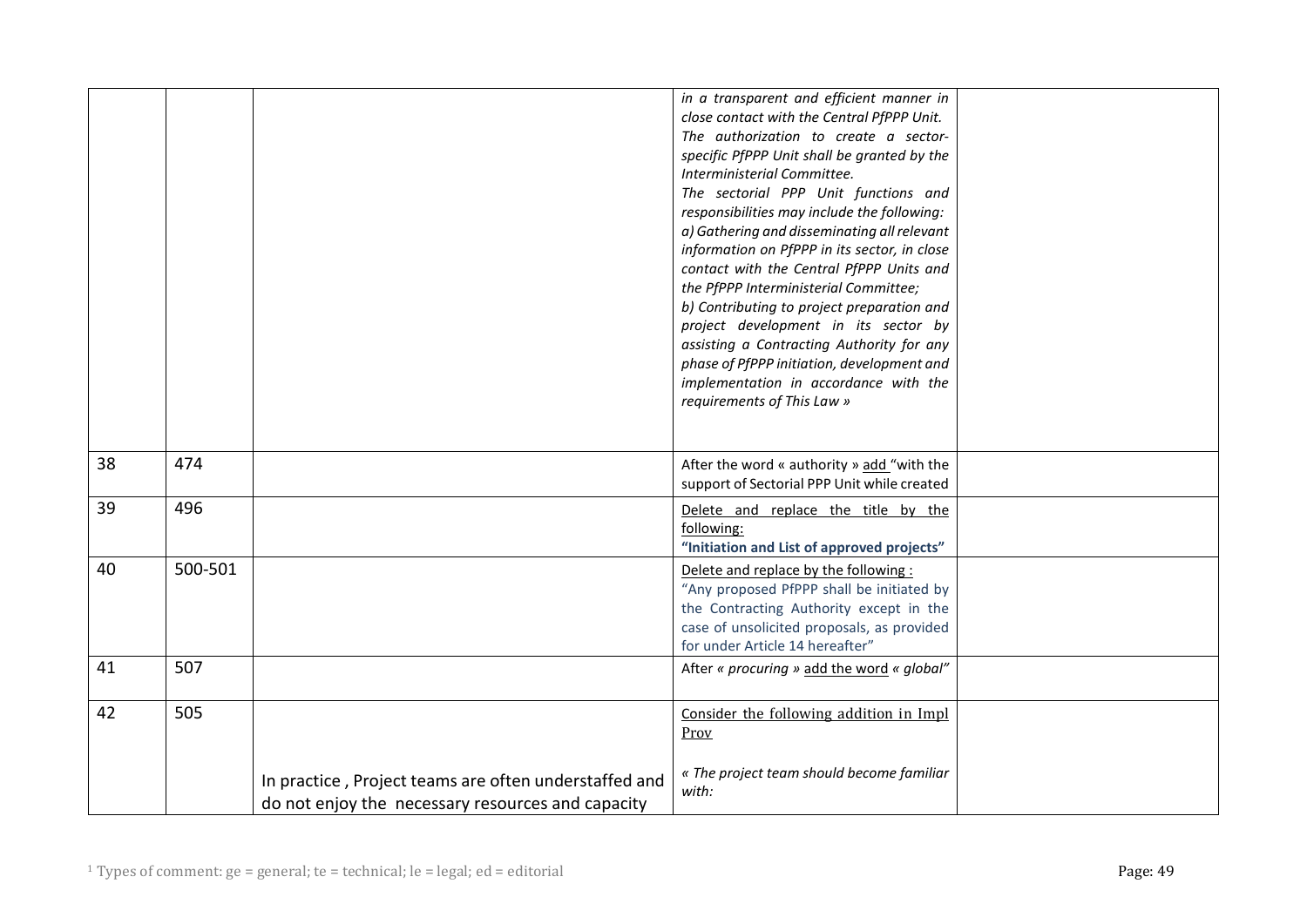| | | | | |
|---|---|---|---|---|
| | | | *in a transparent and efficient manner in close contact with the Central PfPPP Unit. The authorization to create a sector-specific PfPPP Unit shall be granted by the Interministerial Committee. The sectorial PPP Unit functions and responsibilities may include the following: a) Gathering and disseminating all relevant information on PfPPP in its sector, in close contact with the Central PfPPP Units and the PfPPP Interministerial Committee; b) Contributing to project preparation and project development in its sector by assisting a Contracting Authority for any phase of PfPPP initiation, development and implementation in accordance with the requirements of This Law »* | |
| 38 | 474 | | After the word « authority » add "with the support of Sectorial PPP Unit while created | |
| 39 | 496 | | Delete and replace the title by the following: **"Initiation and List of approved projects"** | |
| 40 | 500-501 | | Delete and replace by the following : "Any proposed PfPPP shall be initiated by the Contracting Authority except in the case of unsolicited proposals, as provided for under Article 14 hereafter" | |
| 41 | 507 | | After *« procuring »* add the word *« global"* | |
| 42 | 505 | In practice , Project teams are often understaffed and do not enjoy the necessary resources and capacity | Consider the following addition in Impl Prov *« The project team should become familiar with:* | |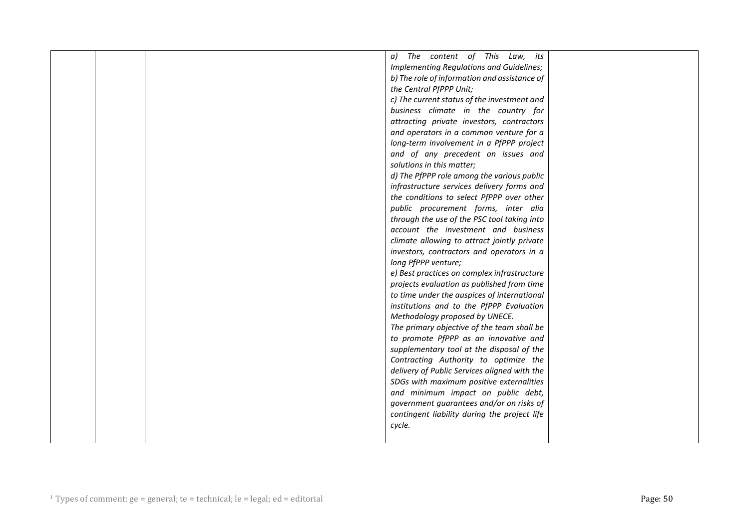|  |  |  | *a) The content of This Law, its Implementing Regulations and Guidelines;*<br>*b) The role of information and assistance of the Central PfPPP Unit;*<br>*c) The current status of the investment and business climate in the country for attracting private investors, contractors and operators in a common venture for a long-term involvement in a PfPPP project and of any precedent on issues and solutions in this matter;*<br>*d) The PfPPP role among the various public infrastructure services delivery forms and the conditions to select PfPPP over other public procurement forms, inter alia through the use of the PSC tool taking into account the investment and business climate allowing to attract jointly private investors, contractors and operators in a long PfPPP venture;*<br>*e) Best practices on complex infrastructure projects evaluation as published from time to time under the auspices of international institutions and to the PfPPP Evaluation Methodology proposed by UNECE.*<br>*The primary objective of the team shall be to promote PfPPP as an innovative and supplementary tool at the disposal of the Contracting Authority to optimize the delivery of Public Services aligned with the SDGs with maximum positive externalities and minimum impact on public debt, government guarantees and/or on risks of contingent liability during the project life cycle.* |  |
|---|---|---|---|---|

[1] Types of comment: ge = general; te = technical; le = legal; ed = editorial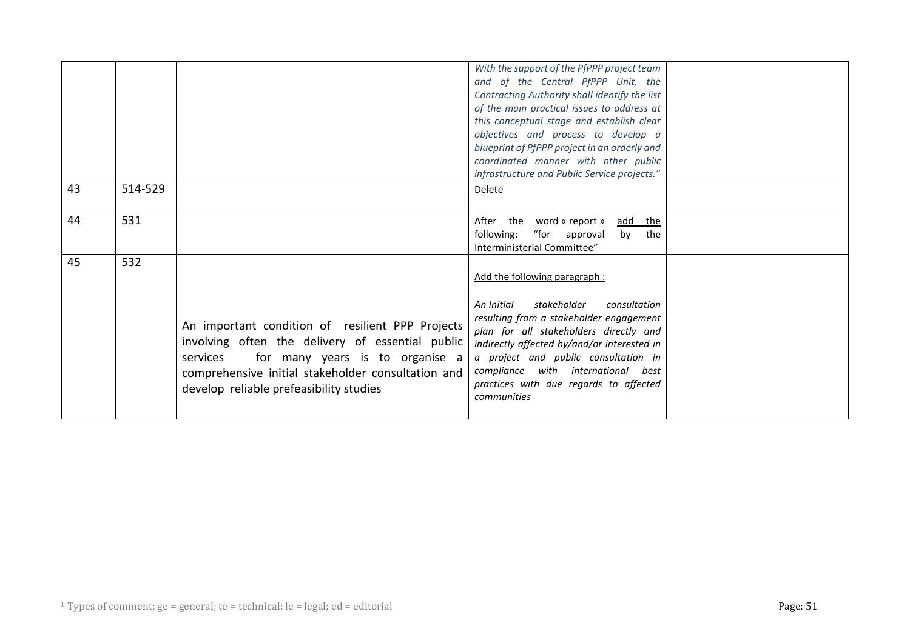|  |  |  |  |  |
|---|---|---|---|---|
|  |  |  | *With the support of the PfPPP project team and of the Central PfPPP Unit, the Contracting Authority shall identify the list of the main practical issues to address at this conceptual stage and establish clear objectives and process to develop a blueprint of PfPPP project in an orderly and coordinated manner with other public infrastructure and Public Service projects."* |  |
| 43 | 514-529 |  | Delete |  |
| 44 | 531 |  | After the word « report » add the following: "for approval by the Interministerial Committee" |  |
| 45 | 532 | An important condition of resilient PPP Projects involving often the delivery of essential public services for many years is to organise a comprehensive initial stakeholder consultation and develop reliable prefeasibility studies | Add the following paragraph :<br><br>*An Initial stakeholder consultation resulting from a stakeholder engagement plan for all stakeholders directly and indirectly affected by/and/or interested in a project and public consultation in compliance with international best practices with due regards to affected communities* |  |

[1] Types of comment: ge = general; te = technical; le = legal; ed = editorial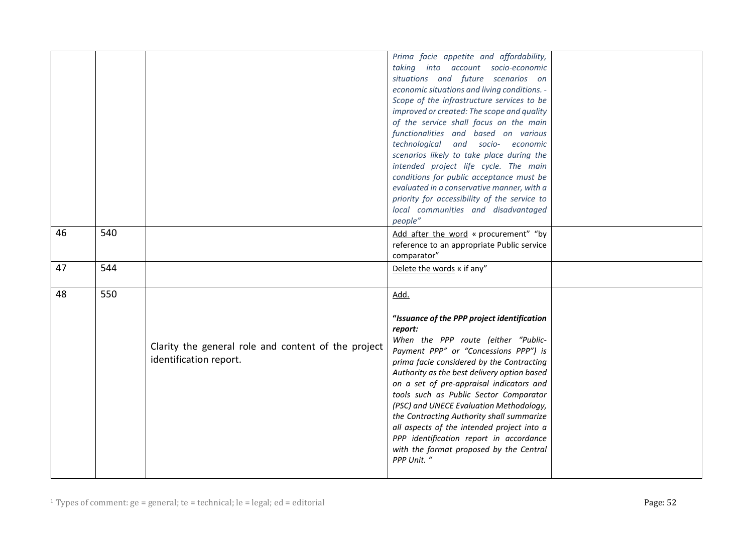|  |  |  |  |  |
|---|---|---|---|---|
|  |  |  | *Prima facie appetite and affordability, taking into account socio-economic situations and future scenarios on economic situations and living conditions. - Scope of the infrastructure services to be improved or created: The scope and quality of the service shall focus on the main functionalities and based on various technological and socio- economic scenarios likely to take place during the intended project life cycle. The main conditions for public acceptance must be evaluated in a conservative manner, with a priority for accessibility of the service to local communities and disadvantaged people"* |  |
| 46 | 540 |  | Add after the word « procurement" "by reference to an appropriate Public service comparator" |  |
| 47 | 544 |  | Delete the words « if any" |  |
| 48 | 550 | Clarity the general role and content of the project identification report. | Add.<br><br>**"*Issuance of the PPP project identification report:*** *When the PPP route (either "Public-Payment PPP" or "Concessions PPP") is prima facie considered by the Contracting Authority as the best delivery option based on a set of pre-appraisal indicators and tools such as Public Sector Comparator (PSC) and UNECE Evaluation Methodology, the Contracting Authority shall summarize all aspects of the intended project into a PPP identification report in accordance with the format proposed by the Central PPP Unit. "* |  |

[1] Types of comment: ge = general; te = technical; le = legal; ed = editorial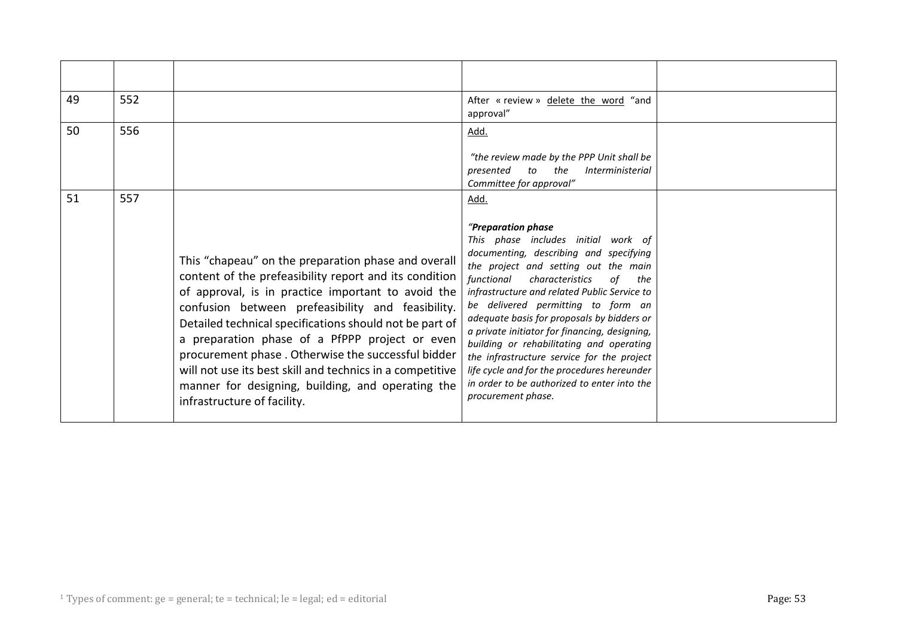| | | | | |
|---|---|---|---|---|
| 49 | 552 | | After « review » <u>delete the word</u> "and approval" | |
| 50 | 556 | | <u>Add.</u><br><br>*"the review made by the PPP Unit shall be presented to the Interministerial Committee for approval"* | |
| 51 | 557 | This "chapeau" on the preparation phase and overall content of the prefeasibility report and its condition of approval, is in practice important to avoid the confusion between prefeasibility and feasibility. Detailed technical specifications should not be part of a preparation phase of a PfPPP project or even procurement phase . Otherwise the successful bidder will not use its best skill and technics in a competitive manner for designing, building, and operating the infrastructure of facility. | <u>Add.</u><br><br>*"**Preparation phase***<br>*This phase includes initial work of documenting, describing and specifying the project and setting out the main functional characteristics of the infrastructure and related Public Service to be delivered permitting to form an adequate basis for proposals by bidders or a private initiator for financing, designing, building or rehabilitating and operating the infrastructure service for the project life cycle and for the procedures hereunder in order to be authorized to enter into the procurement phase.* | |

[1] Types of comment: ge = general; te = technical; le = legal; ed = editorial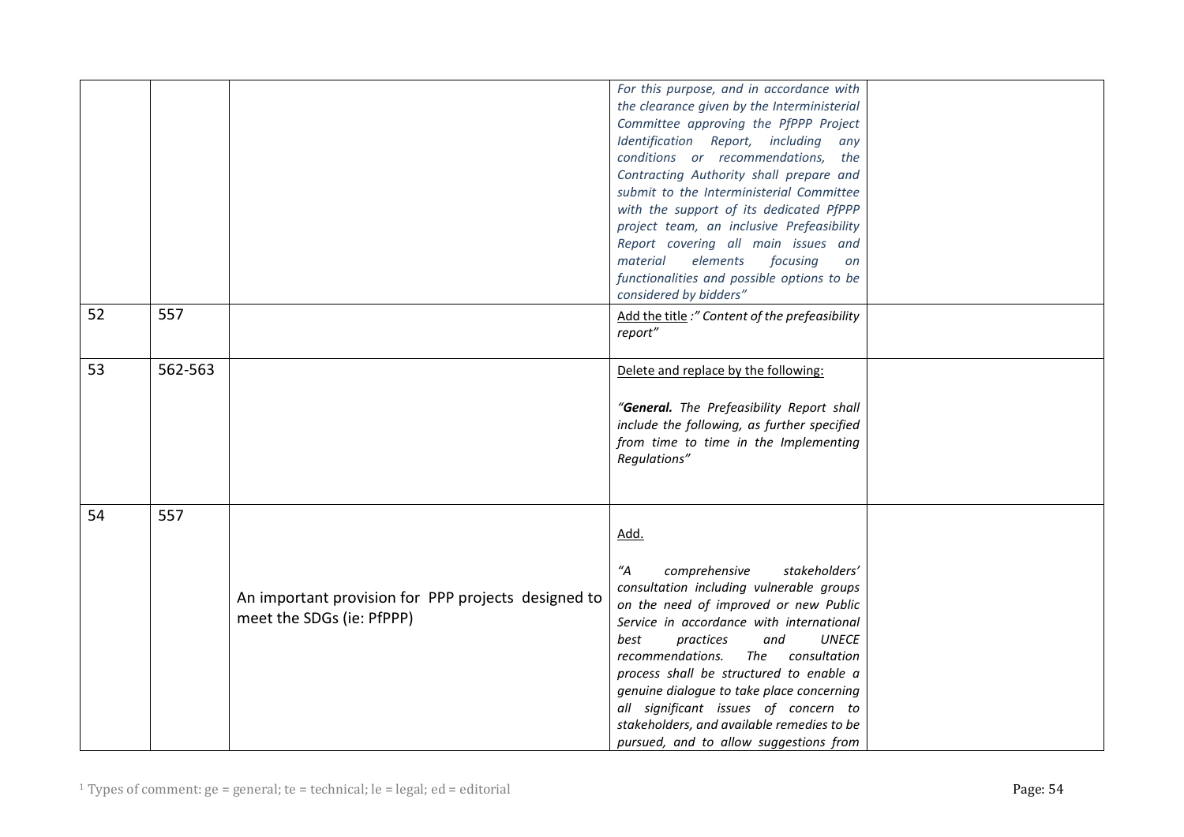| | | | | |
|---|---|---|---|---|
| | | | *For this purpose, and in accordance with the clearance given by the Interministerial Committee approving the PfPPP Project Identification Report, including any conditions or recommendations, the Contracting Authority shall prepare and submit to the Interministerial Committee with the support of its dedicated PfPPP project team, an inclusive Prefeasibility Report covering all main issues and material elements focusing on functionalities and possible options to be considered by bidders"* | |
| 52 | 557 | | Add the title *:" Content of the prefeasibility report"* | |
| 53 | 562-563 | | Delete and replace by the following:<br><br>*"**General.** The Prefeasibility Report shall include the following, as further specified from time to time in the Implementing Regulations"* | |
| 54 | 557 | An important provision for PPP projects designed to meet the SDGs (ie: PfPPP) | Add.<br><br>*"A comprehensive stakeholders' consultation including vulnerable groups on the need of improved or new Public Service in accordance with international best practices and UNECE recommendations. The consultation process shall be structured to enable a genuine dialogue to take place concerning all significant issues of concern to stakeholders, and available remedies to be pursued, and to allow suggestions from* | |

[1] Types of comment: ge = general; te = technical; le = legal; ed = editorial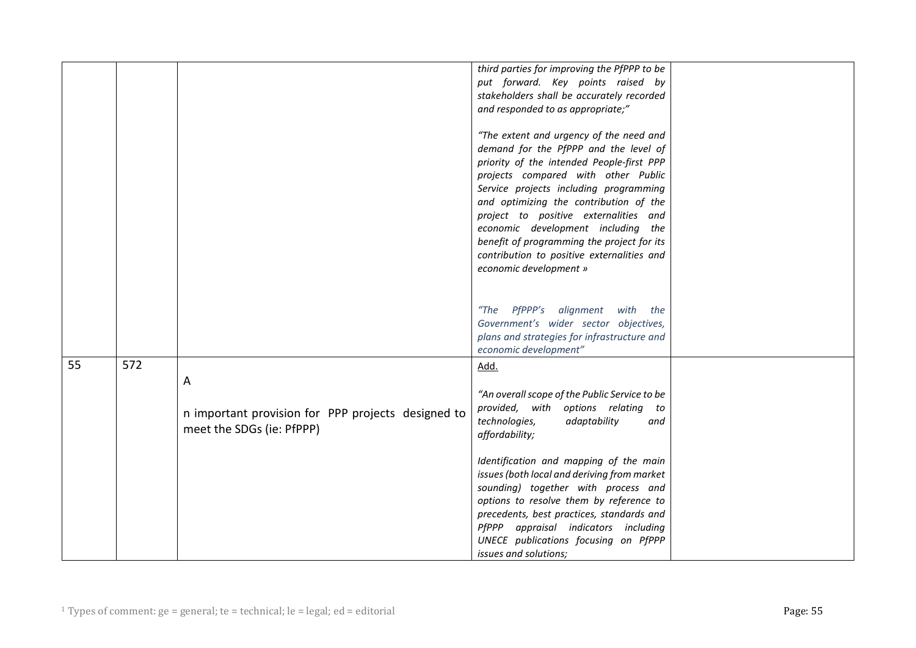| | | | | |
|---|---|---|---|---|
| | | | *third parties for improving the PfPPP to be put forward. Key points raised by stakeholders shall be accurately recorded and responded to as appropriate;"*<br><br>*"The extent and urgency of the need and demand for the PfPPP and the level of priority of the intended People-first PPP projects compared with other Public Service projects including programming and optimizing the contribution of the project to positive externalities and economic development including the benefit of programming the project for its contribution to positive externalities and economic development »*<br><br>*"The PfPPP's alignment with the Government's wider sector objectives, plans and strategies for infrastructure and economic development"* | |
| 55 | 572 | A<br><br>n important provision for PPP projects designed to meet the SDGs (ie: PfPPP) | <u>Add.</u><br><br>*"An overall scope of the Public Service to be provided, with options relating to technologies, adaptability and affordability;*<br><br>*Identification and mapping of the main issues (both local and deriving from market sounding) together with process and options to resolve them by reference to precedents, best practices, standards and PfPPP appraisal indicators including UNECE publications focusing on PfPPP issues and solutions;* | |

[1] Types of comment: ge = general; te = technical; le = legal; ed = editorial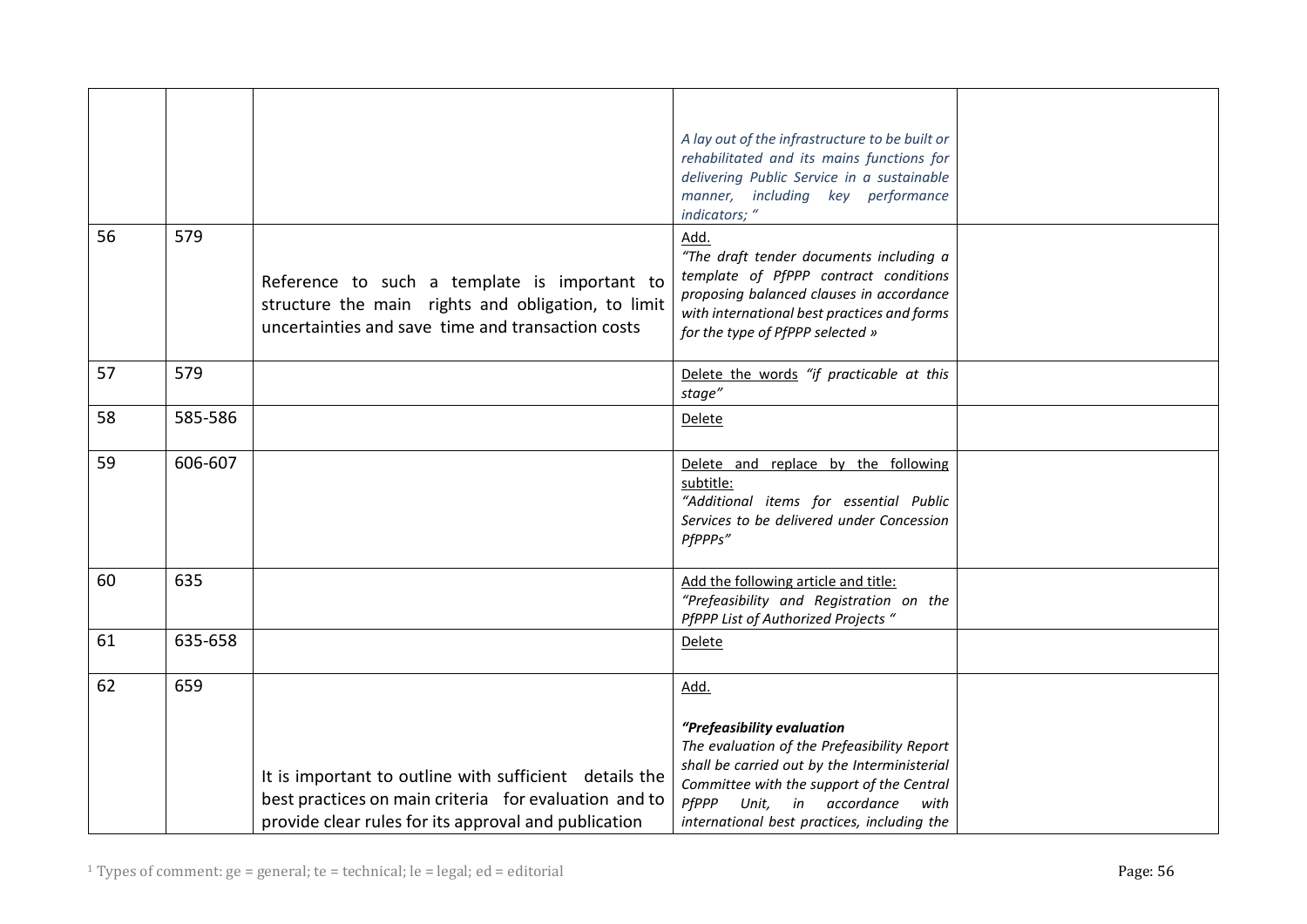| | | | | |
|---|---|---|---|---|
| | | | *A lay out of the infrastructure to be built or rehabilitated and its mains functions for delivering Public Service in a sustainable manner, including key performance indicators; "* | |
| 56 | 579 | Reference to such a template is important to structure the main rights and obligation, to limit uncertainties and save time and transaction costs | Add. *"The draft tender documents including a template of PfPPP contract conditions proposing balanced clauses in accordance with international best practices and forms for the type of PfPPP selected »* | |
| 57 | 579 | | Delete the words *"if practicable at this stage"* | |
| 58 | 585-586 | | Delete | |
| 59 | 606-607 | | Delete and replace by the following subtitle: *"Additional items for essential Public Services to be delivered under Concession PfPPPs"* | |
| 60 | 635 | | Add the following article and title: *"Prefeasibility and Registration on the PfPPP List of Authorized Projects "* | |
| 61 | 635-658 | | Delete | |
| 62 | 659 | It is important to outline with sufficient details the best practices on main criteria for evaluation and to provide clear rules for its approval and publication | Add. ***"Prefeasibility evaluation*** *The evaluation of the Prefeasibility Report shall be carried out by the Interministerial Committee with the support of the Central PfPPP Unit, in accordance with international best practices, including the* | |

[1] Types of comment: ge = general; te = technical; le = legal; ed = editorial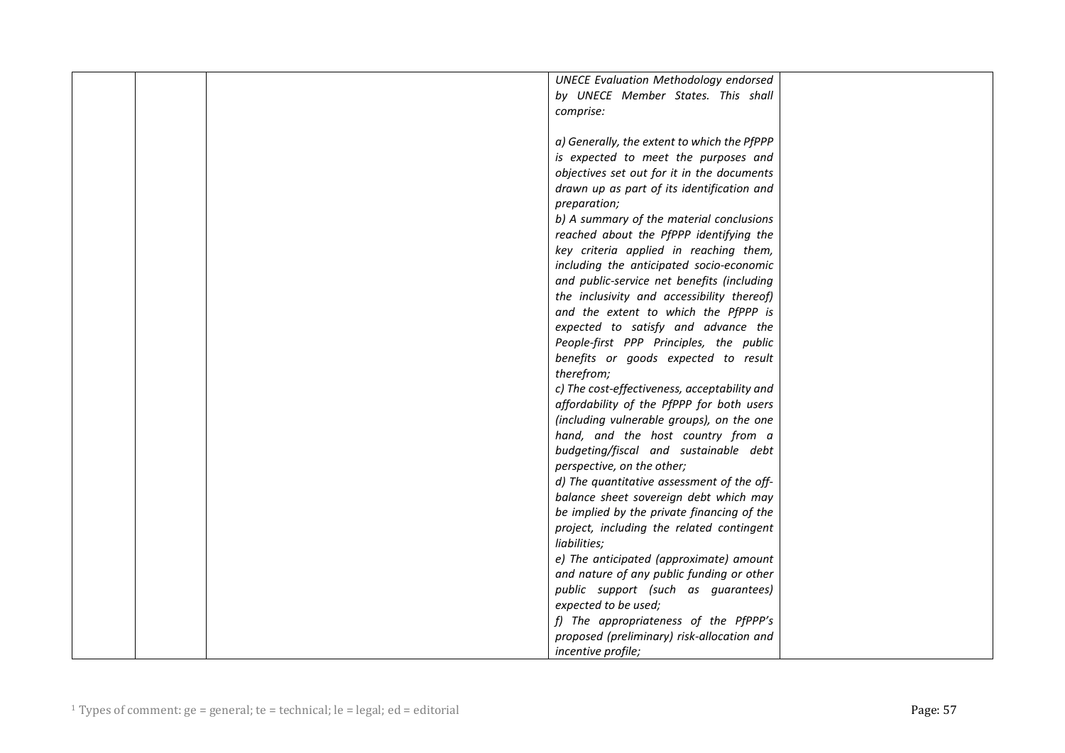| | | | *UNECE Evaluation Methodology endorsed by UNECE Member States. This shall comprise:*<br><br>*a) Generally, the extent to which the PfPPP is expected to meet the purposes and objectives set out for it in the documents drawn up as part of its identification and preparation;*<br>*b) A summary of the material conclusions reached about the PfPPP identifying the key criteria applied in reaching them, including the anticipated socio-economic and public-service net benefits (including the inclusivity and accessibility thereof) and the extent to which the PfPPP is expected to satisfy and advance the People-first PPP Principles, the public benefits or goods expected to result therefrom;*<br>*c) The cost-effectiveness, acceptability and affordability of the PfPPP for both users (including vulnerable groups), on the one hand, and the host country from a budgeting/fiscal and sustainable debt perspective, on the other;*<br>*d) The quantitative assessment of the off-balance sheet sovereign debt which may be implied by the private financing of the project, including the related contingent liabilities;*<br>*e) The anticipated (approximate) amount and nature of any public funding or other public support (such as guarantees) expected to be used;*<br>*f) The appropriateness of the PfPPP's proposed (preliminary) risk-allocation and incentive profile;* | |
|---|---|---|---|---|

[1] Types of comment: ge = general; te = technical; le = legal; ed = editorial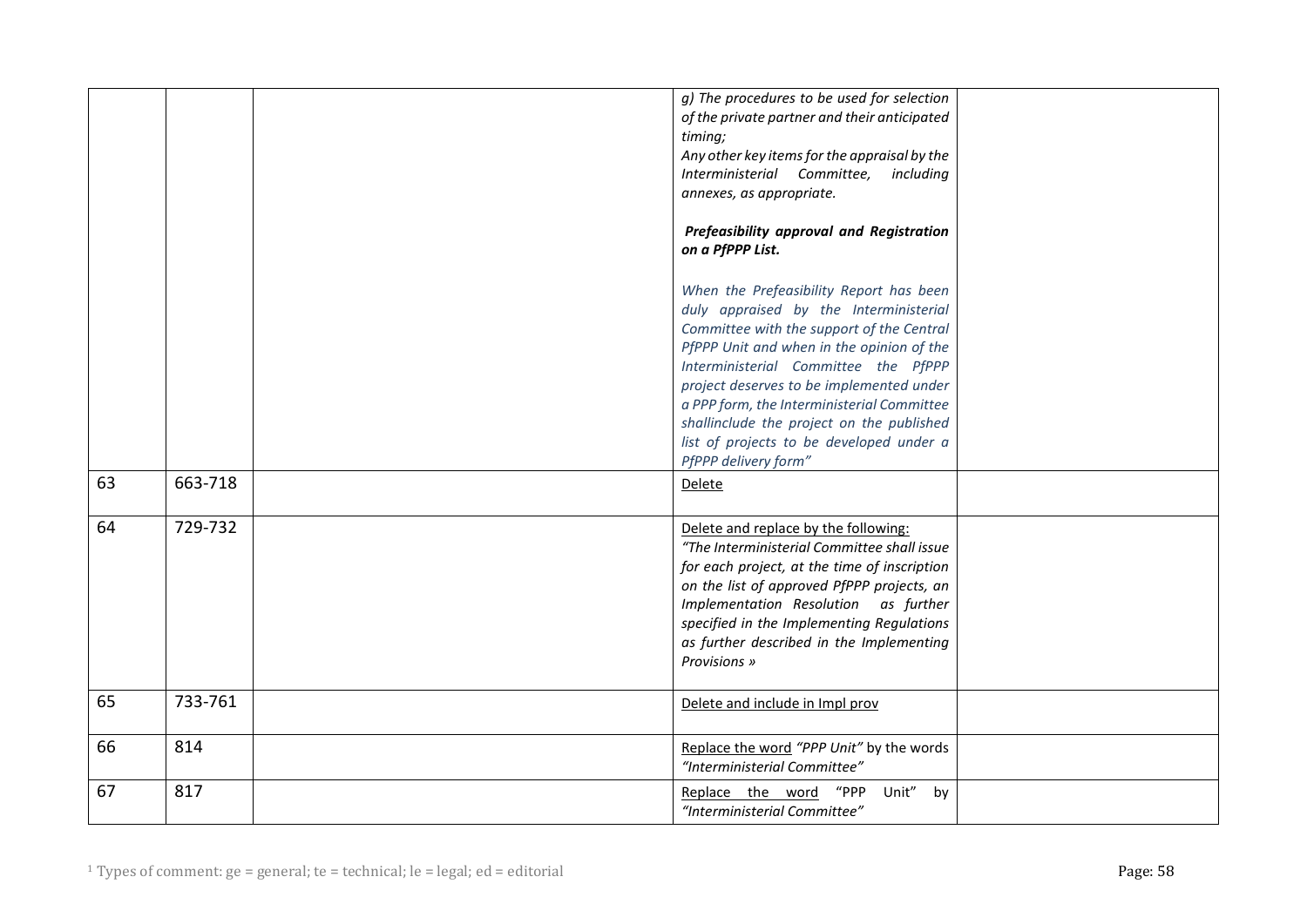| | | | | |
|---|---|---|---|---|
| | | | *g) The procedures to be used for selection of the private partner and their anticipated timing;*<br>*Any other key items for the appraisal by the Interministerial Committee, including annexes, as appropriate.*<br><br>***Prefeasibility approval and Registration on a PfPPP List.***<br><br>*When the Prefeasibility Report has been duly appraised by the Interministerial Committee with the support of the Central PfPPP Unit and when in the opinion of the Interministerial Committee the PfPPP project deserves to be implemented under a PPP form, the Interministerial Committee shallinclude the project on the published list of projects to be developed under a PfPPP delivery form"* | |
| 63 | 663-718 | | Delete | |
| 64 | 729-732 | | Delete and replace by the following:<br>*"The Interministerial Committee shall issue for each project, at the time of inscription on the list of approved PfPPP projects, an Implementation Resolution as further specified in the Implementing Regulations as further described in the Implementing Provisions »* | |
| 65 | 733-761 | | Delete and include in Impl prov | |
| 66 | 814 | | Replace the word *"PPP Unit"* by the words *"Interministerial Committee"* | |
| 67 | 817 | | Replace the word "PPP Unit" by *"Interministerial Committee"* | |

[1] Types of comment: ge = general; te = technical; le = legal; ed = editorial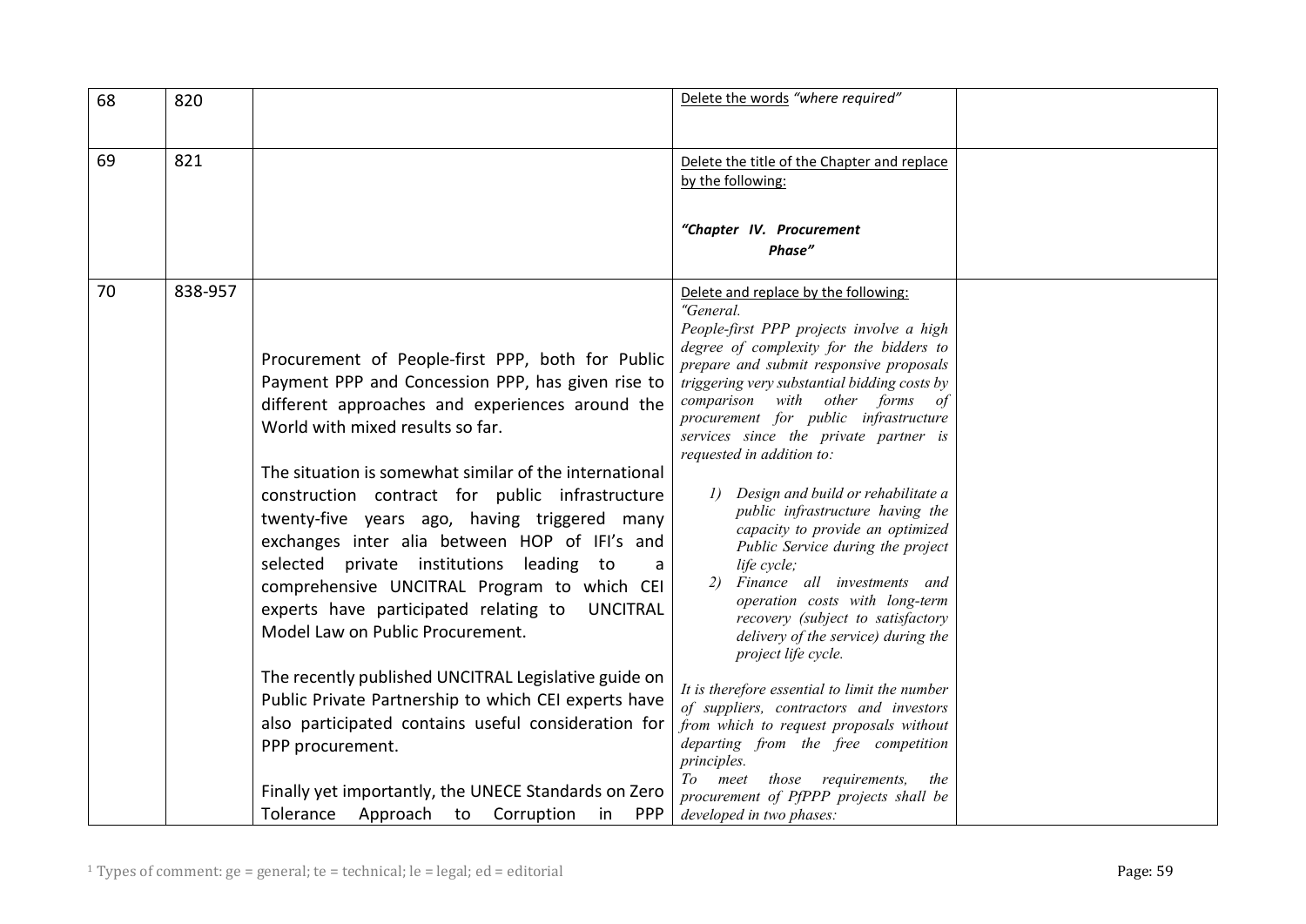| 68 | 820 | | Delete the words *"where required"* | |
|---|---|---|---|---|
| 69 | 821 | | Delete the title of the Chapter and replace by the following:<br><br>***"Chapter IV. Procurement Phase"*** | |
| 70 | 838-957 | Procurement of People-first PPP, both for Public Payment PPP and Concession PPP, has given rise to different approaches and experiences around the World with mixed results so far.<br><br>The situation is somewhat similar of the international construction contract for public infrastructure twenty-five years ago, having triggered many exchanges inter alia between HOP of IFI's and selected private institutions leading to a comprehensive UNCITRAL Program to which CEI experts have participated relating to UNCITRAL Model Law on Public Procurement.<br><br>The recently published UNCITRAL Legislative guide on Public Private Partnership to which CEI experts have also participated contains useful consideration for PPP procurement.<br><br>Finally yet importantly, the UNECE Standards on Zero Tolerance Approach to Corruption in PPP | Delete and replace by the following:<br>*"General.*<br>*People-first PPP projects involve a high degree of complexity for the bidders to prepare and submit responsive proposals triggering very substantial bidding costs by comparison with other forms of procurement for public infrastructure services since the private partner is requested in addition to:*<br><br>*1) Design and build or rehabilitate a public infrastructure having the capacity to provide an optimized Public Service during the project life cycle;*<br>*2) Finance all investments and operation costs with long-term recovery (subject to satisfactory delivery of the service) during the project life cycle.*<br><br>*It is therefore essential to limit the number of suppliers, contractors and investors from which to request proposals without departing from the free competition principles.*<br>*To meet those requirements, the procurement of PfPPP projects shall be developed in two phases:* | |

[1] Types of comment: ge = general; te = technical; le = legal; ed = editorial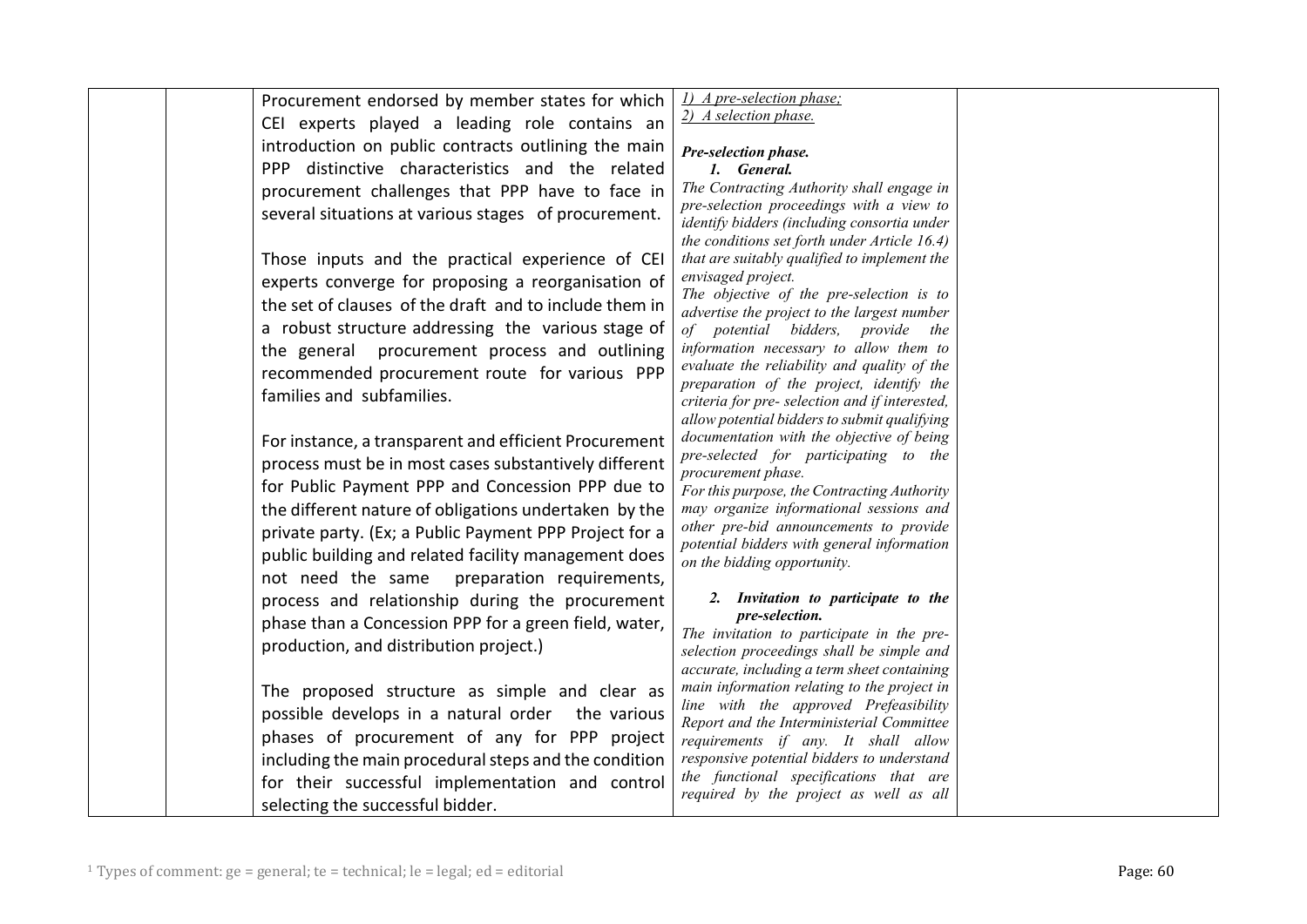| | | | | |
|---|---|---|---|---|
| | | Procurement endorsed by member states for which CEI experts played a leading role contains an introduction on public contracts outlining the main PPP distinctive characteristics and the related procurement challenges that PPP have to face in several situations at various stages of procurement.<br><br>Those inputs and the practical experience of CEI experts converge for proposing a reorganisation of the set of clauses of the draft and to include them in a robust structure addressing the various stage of the general procurement process and outlining recommended procurement route for various PPP families and subfamilies.<br><br>For instance, a transparent and efficient Procurement process must be in most cases substantively different for Public Payment PPP and Concession PPP due to the different nature of obligations undertaken by the private party. (Ex; a Public Payment PPP Project for a public building and related facility management does not need the same preparation requirements, process and relationship during the procurement phase than a Concession PPP for a green field, water, production, and distribution project.)<br><br>The proposed structure as simple and clear as possible develops in a natural order the various phases of procurement of any for PPP project including the main procedural steps and the condition for their successful implementation and control selecting the successful bidder. | *1) A pre-selection phase;*<br>*2) A selection phase.*<br><br>***Pre-selection phase.***<br>***1. General.***<br>*The Contracting Authority shall engage in pre-selection proceedings with a view to identify bidders (including consortia under the conditions set forth under Article 16.4) that are suitably qualified to implement the envisaged project.*<br>*The objective of the pre-selection is to advertise the project to the largest number of potential bidders, provide the information necessary to allow them to evaluate the reliability and quality of the preparation of the project, identify the criteria for pre- selection and if interested, allow potential bidders to submit qualifying documentation with the objective of being pre-selected for participating to the procurement phase.*<br>*For this purpose, the Contracting Authority may organize informational sessions and other pre-bid announcements to provide potential bidders with general information on the bidding opportunity.*<br><br>***2. Invitation to participate to the pre-selection.***<br>*The invitation to participate in the pre-selection proceedings shall be simple and accurate, including a term sheet containing main information relating to the project in line with the approved Prefeasibility Report and the Interministerial Committee requirements if any. It shall allow responsive potential bidders to understand the functional specifications that are required by the project as well as all* | |

[1] Types of comment: ge = general; te = technical; le = legal; ed = editorial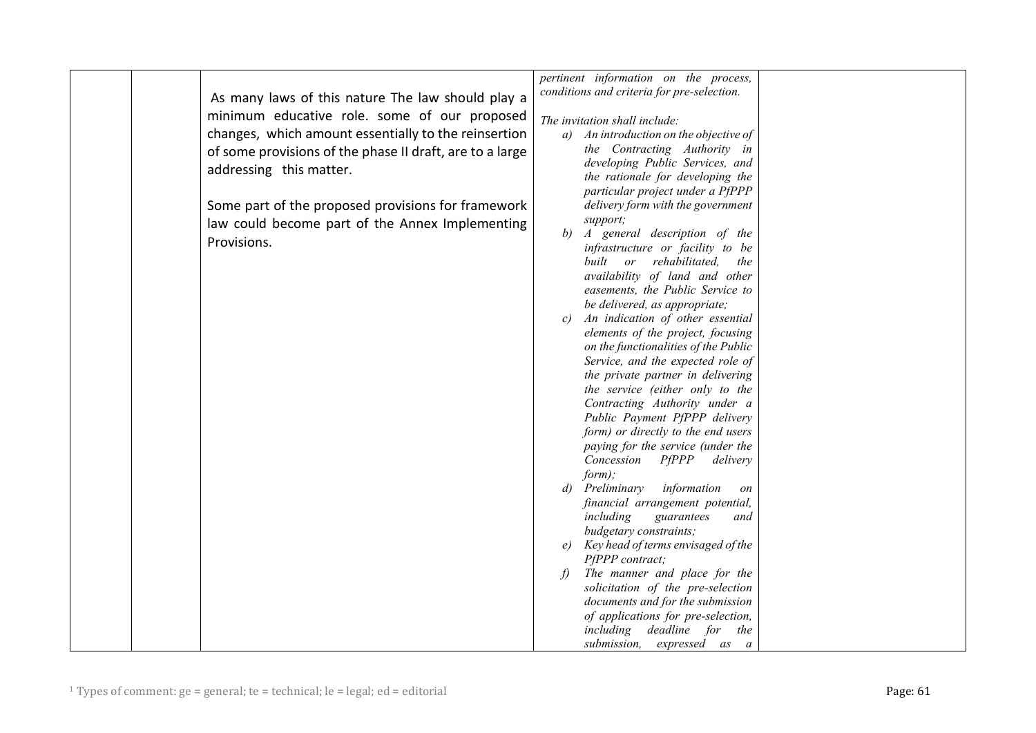|  |  |  |  |  |
|---|---|---|---|---|
|  |  | As many laws of this nature The law should play a minimum educative role. some of our proposed changes, which amount essentially to the reinsertion of some provisions of the phase II draft, are to a large addressing this matter.<br><br>Some part of the proposed provisions for framework law could become part of the Annex Implementing Provisions. | *pertinent information on the process, conditions and criteria for pre-selection.*<br><br>*The invitation shall include:*<br>*a) An introduction on the objective of the Contracting Authority in developing Public Services, and the rationale for developing the particular project under a PfPPP delivery form with the government support;*<br>*b) A general description of the infrastructure or facility to be built or rehabilitated, the availability of land and other easements, the Public Service to be delivered, as appropriate;*<br>*c) An indication of other essential elements of the project, focusing on the functionalities of the Public Service, and the expected role of the private partner in delivering the service (either only to the Contracting Authority under a Public Payment PfPPP delivery form) or directly to the end users paying for the service (under the Concession PfPPP delivery form);*<br>*d) Preliminary information on financial arrangement potential, including guarantees and budgetary constraints;*<br>*e) Key head of terms envisaged of the PfPPP contract;*<br>*f) The manner and place for the solicitation of the pre-selection documents and for the submission of applications for pre-selection, including deadline for the submission, expressed as a* |  |

[1] Types of comment: ge = general; te = technical; le = legal; ed = editorial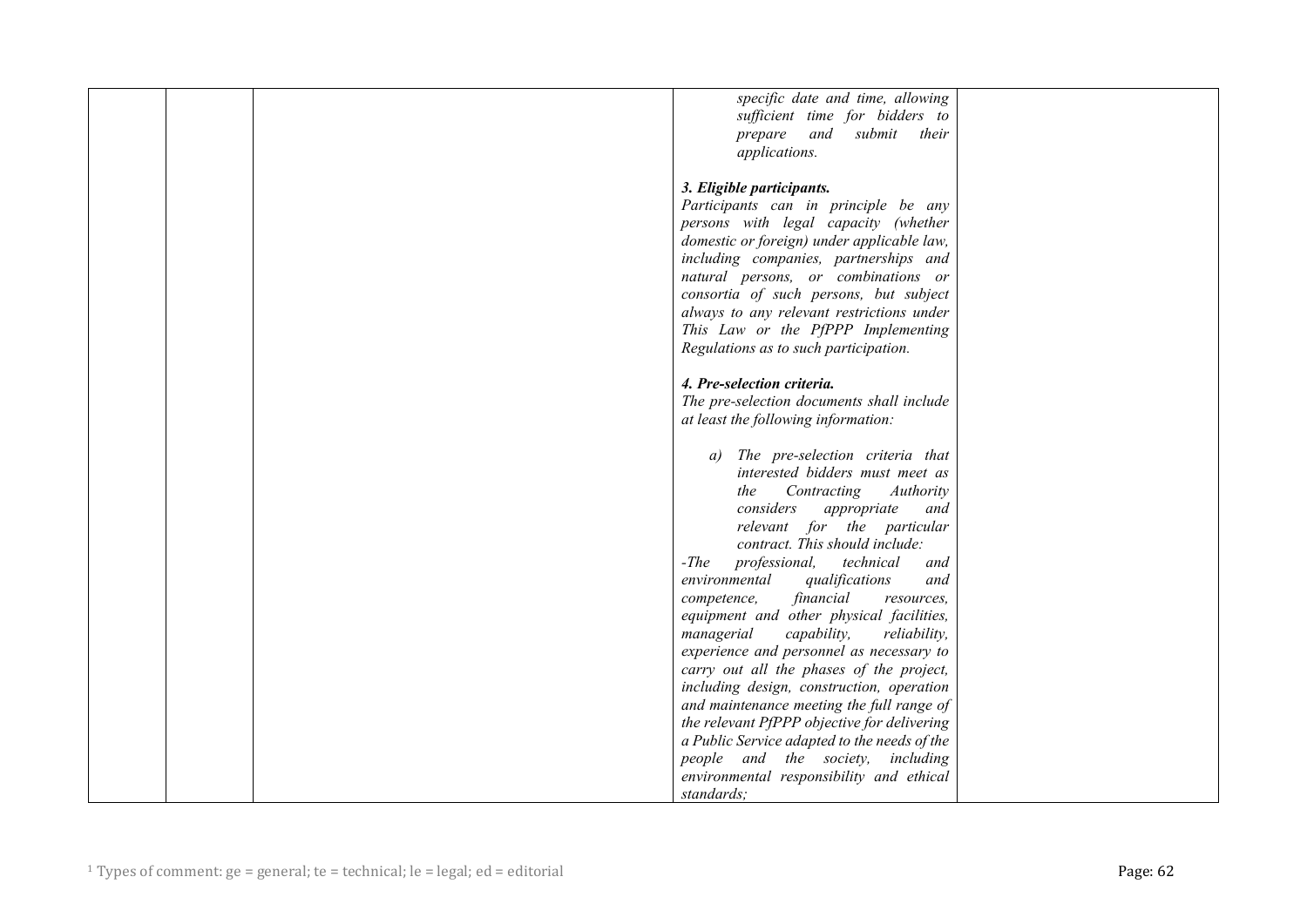|  |  |  | *specific date and time, allowing sufficient time for bidders to prepare and submit their applications.*<br><br>***3. Eligible participants.***<br>*Participants can in principle be any persons with legal capacity (whether domestic or foreign) under applicable law, including companies, partnerships and natural persons, or combinations or consortia of such persons, but subject always to any relevant restrictions under This Law or the PfPPP Implementing Regulations as to such participation.*<br><br>***4. Pre-selection criteria.***<br>*The pre-selection documents shall include at least the following information:*<br><br>*a) The pre-selection criteria that interested bidders must meet as the Contracting Authority considers appropriate and relevant for the particular contract. This should include:*<br>*-The professional, technical and environmental qualifications and competence, financial resources, equipment and other physical facilities, managerial capability, reliability, experience and personnel as necessary to carry out all the phases of the project, including design, construction, operation and maintenance meeting the full range of the relevant PfPPP objective for delivering a Public Service adapted to the needs of the people and the society, including environmental responsibility and ethical standards;* |  |
|---|---|---|---|---|

[1] Types of comment: ge = general; te = technical; le = legal; ed = editorial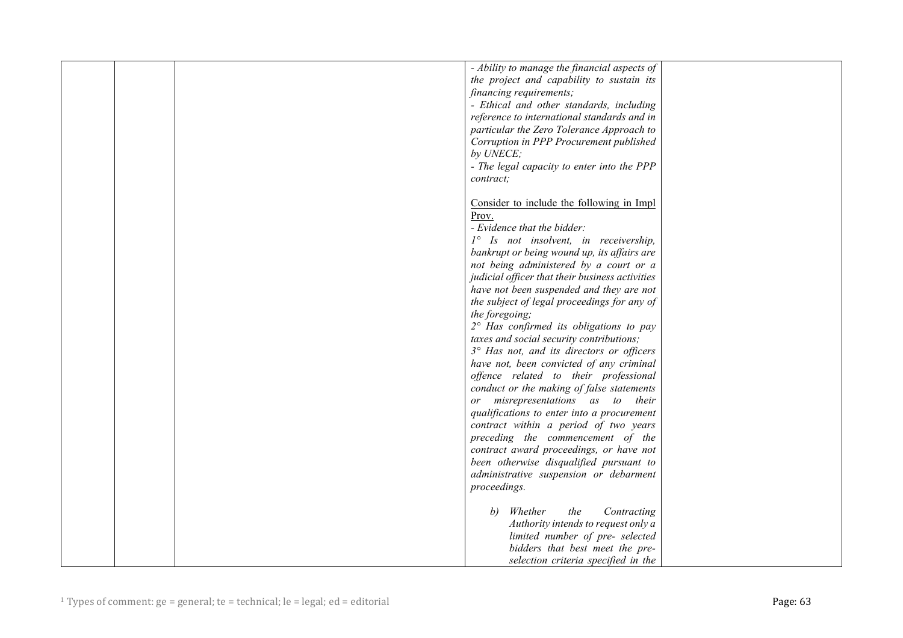| | | | | |
|---|---|---|---|---|
| | | | *- Ability to manage the financial aspects of the project and capability to sustain its financing requirements;*<br>*- Ethical and other standards, including reference to international standards and in particular the Zero Tolerance Approach to Corruption in PPP Procurement published by UNECE;*<br>*- The legal capacity to enter into the PPP contract;*<br><br>Consider to include the following in Impl Prov.<br>*- Evidence that the bidder:*<br>*1° Is not insolvent, in receivership, bankrupt or being wound up, its affairs are not being administered by a court or a judicial officer that their business activities have not been suspended and they are not the subject of legal proceedings for any of the foregoing;*<br>*2° Has confirmed its obligations to pay taxes and social security contributions;*<br>*3° Has not, and its directors or officers have not, been convicted of any criminal offence related to their professional conduct or the making of false statements or misrepresentations as to their qualifications to enter into a procurement contract within a period of two years preceding the commencement of the contract award proceedings, or have not been otherwise disqualified pursuant to administrative suspension or debarment proceedings.*<br><br>*b) Whether the Contracting Authority intends to request only a limited number of pre- selected bidders that best meet the pre-selection criteria specified in the* | |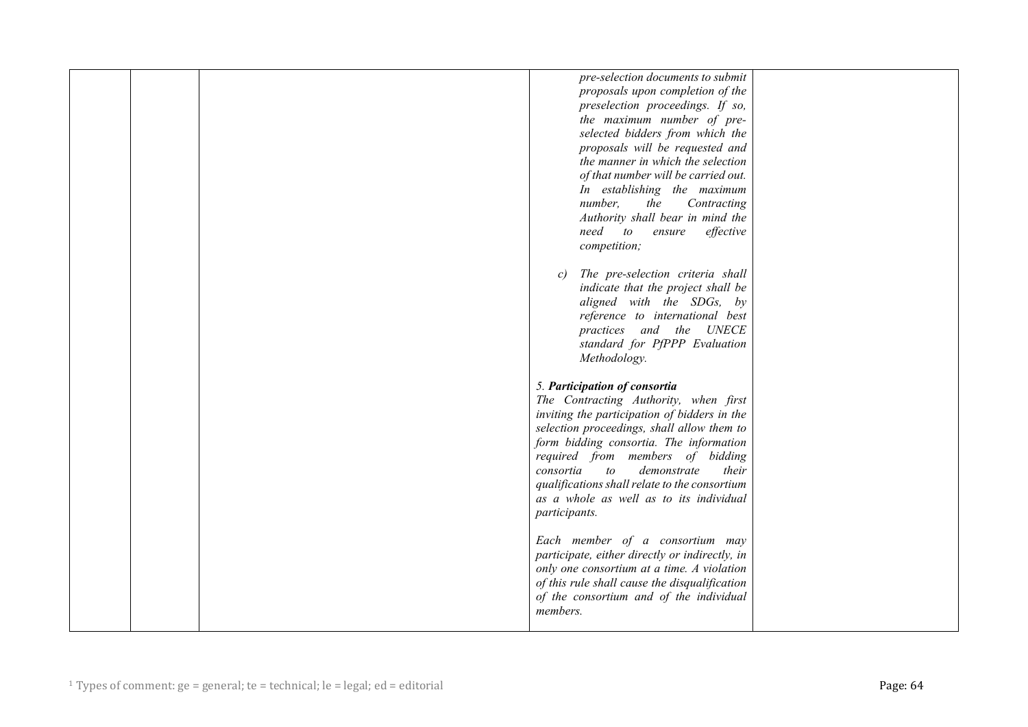|  |  |  | pre-selection documents to submit proposals upon completion of the preselection proceedings. If so, the maximum number of pre-selected bidders from which the proposals will be requested and the manner in which the selection of that number will be carried out. In establishing the maximum number, the Contracting Authority shall bear in mind the need to ensure effective competition;<br><br>c) The pre-selection criteria shall indicate that the project shall be aligned with the SDGs, by reference to international best practices and the UNECE standard for PfPPP Evaluation Methodology.<br><br>5. ***Participation of consortia***<br>*The Contracting Authority, when first inviting the participation of bidders in the selection proceedings, shall allow them to form bidding consortia. The information required from members of bidding consortia to demonstrate their qualifications shall relate to the consortium as a whole as well as to its individual participants.*<br><br>*Each member of a consortium may participate, either directly or indirectly, in only one consortium at a time. A violation of this rule shall cause the disqualification of the consortium and of the individual members.* |  |
|---|---|---|---|---|

[1] Types of comment: ge = general; te = technical; le = legal; ed = editorial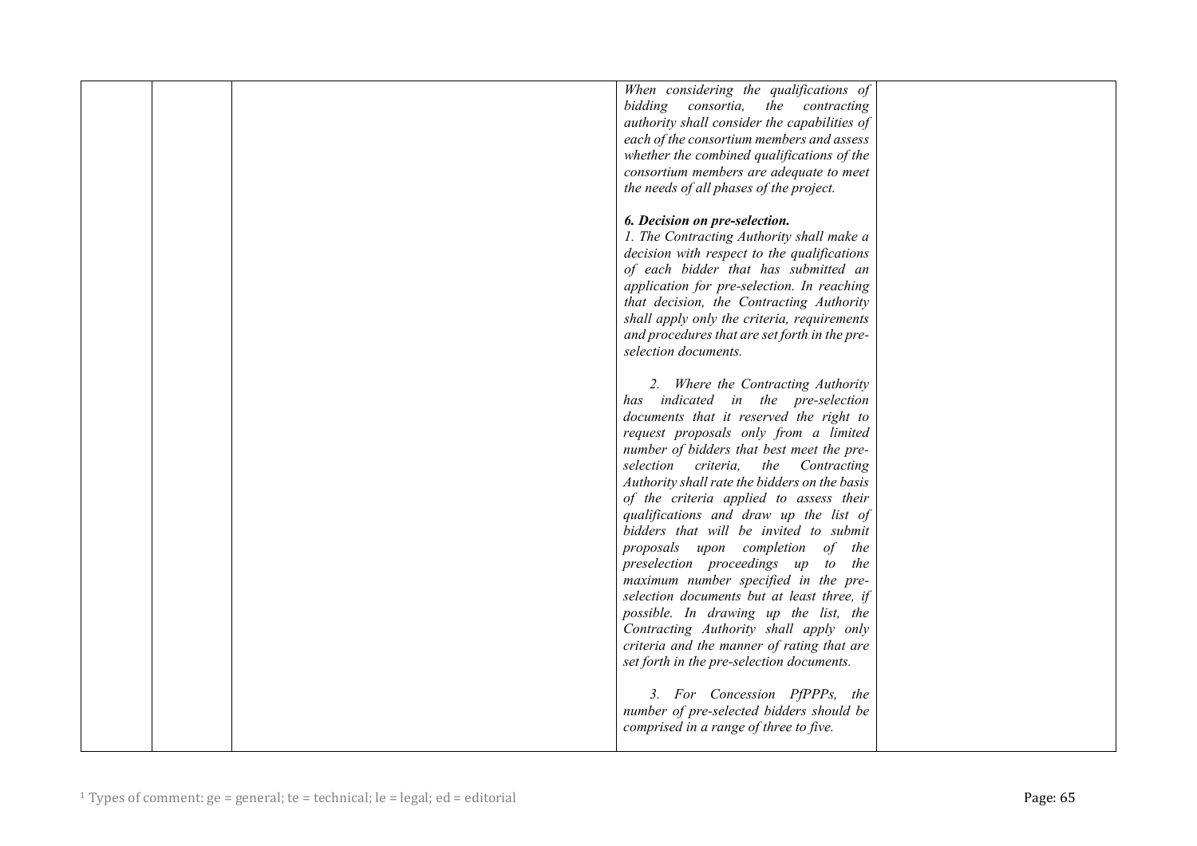|  |  |  | *When considering the qualifications of bidding consortia, the contracting authority shall consider the capabilities of each of the consortium members and assess whether the combined qualifications of the consortium members are adequate to meet the needs of all phases of the project.*<br><br>***6. Decision on pre-selection.***<br>*1. The Contracting Authority shall make a decision with respect to the qualifications of each bidder that has submitted an application for pre-selection. In reaching that decision, the Contracting Authority shall apply only the criteria, requirements and procedures that are set forth in the pre-selection documents.*<br><br>*2. Where the Contracting Authority has indicated in the pre-selection documents that it reserved the right to request proposals only from a limited number of bidders that best meet the pre-selection criteria, the Contracting Authority shall rate the bidders on the basis of the criteria applied to assess their qualifications and draw up the list of bidders that will be invited to submit proposals upon completion of the preselection proceedings up to the maximum number specified in the pre-selection documents but at least three, if possible. In drawing up the list, the Contracting Authority shall apply only criteria and the manner of rating that are set forth in the pre-selection documents.*<br><br>*3. For Concession PfPPPs, the number of pre-selected bidders should be comprised in a range of three to five.* |  |

Types of comment: ge = general; te = technical; le = legal; ed = editorial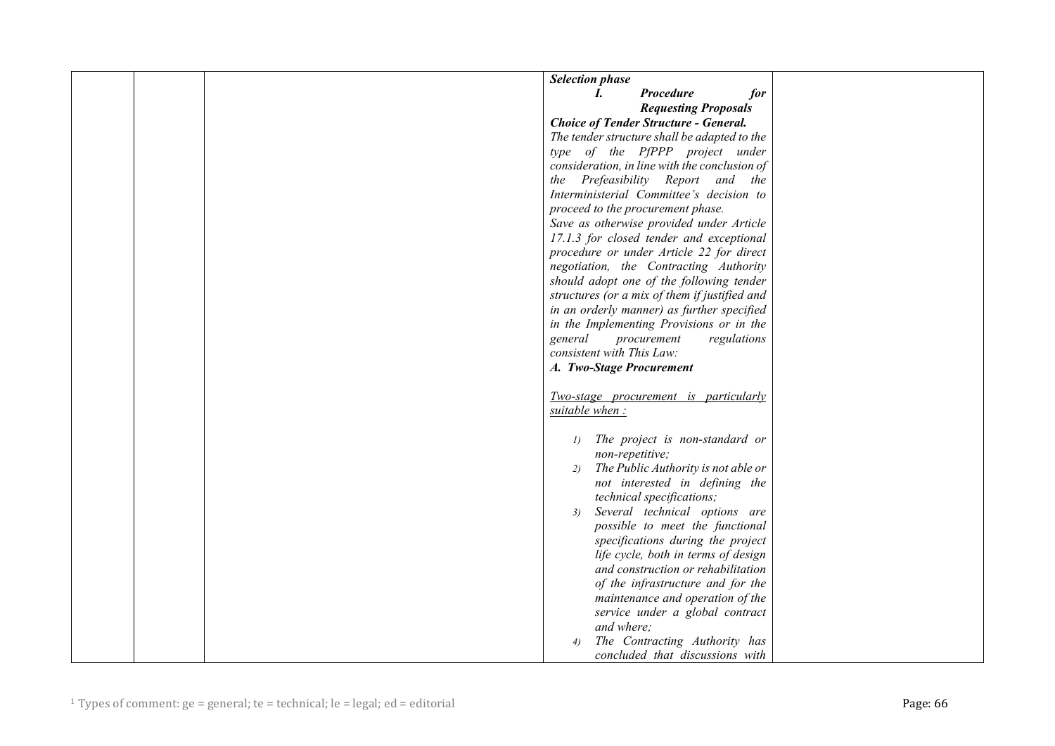| | | | ***Selection phase***<br>***I. Procedure for Requesting Proposals***<br>***Choice of Tender Structure - General.***<br>*The tender structure shall be adapted to the type of the PfPPP project under consideration, in line with the conclusion of the Prefeasibility Report and the Interministerial Committee's decision to proceed to the procurement phase.*<br>*Save as otherwise provided under Article 17.1.3 for closed tender and exceptional procedure or under Article 22 for direct negotiation, the Contracting Authority should adopt one of the following tender structures (or a mix of them if justified and in an orderly manner) as further specified in the Implementing Provisions or in the general procurement regulations consistent with This Law:*<br>***A. Two-Stage Procurement***<br><br>*<u>Two-stage procurement is particularly suitable when :</u>*<br><br>*1) The project is non-standard or non-repetitive;*<br>*2) The Public Authority is not able or not interested in defining the technical specifications;*<br>*3) Several technical options are possible to meet the functional specifications during the project life cycle, both in terms of design and construction or rehabilitation of the infrastructure and for the maintenance and operation of the service under a global contract and where;*<br>*4) The Contracting Authority has concluded that discussions with* | |
|---|---|---|---|---|

[1] Types of comment: ge = general; te = technical; le = legal; ed = editorial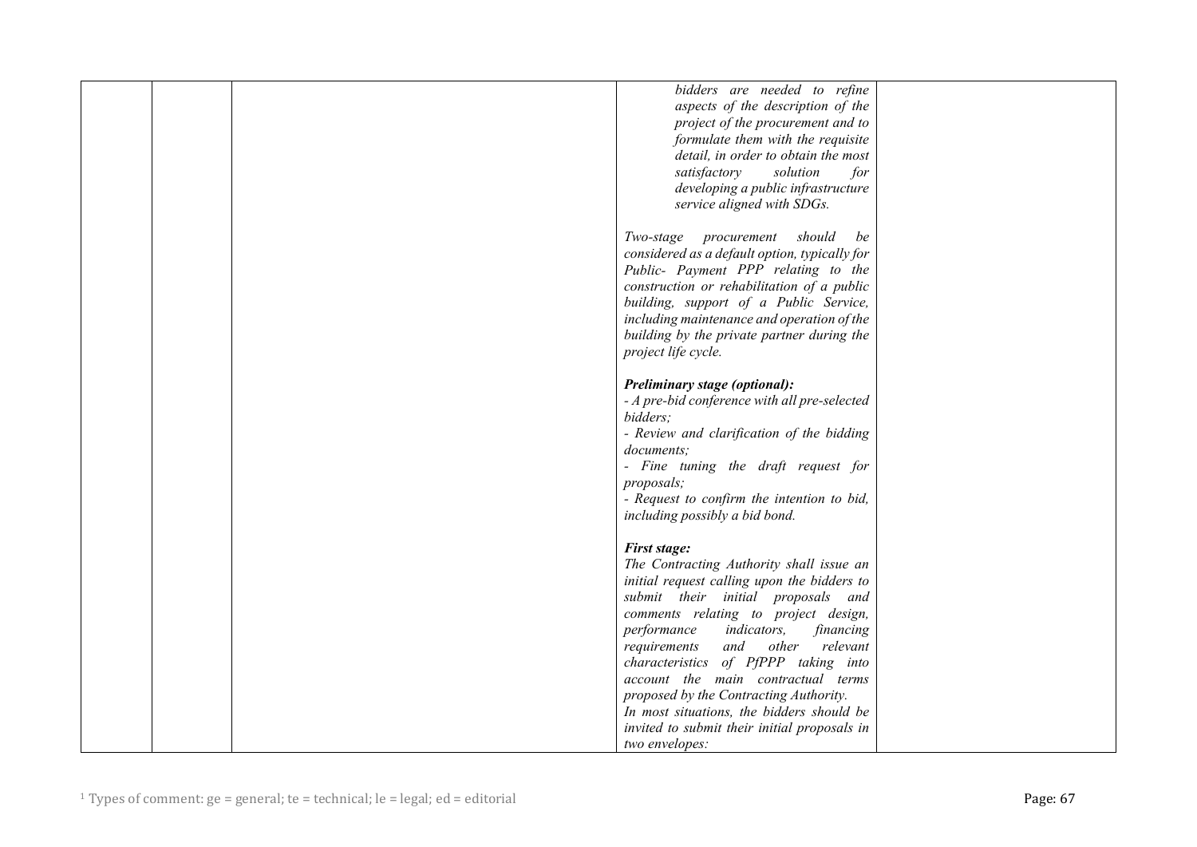| | | | | |
|---|---|---|---|---|
| | | | *bidders are needed to refine aspects of the description of the project of the procurement and to formulate them with the requisite detail, in order to obtain the most satisfactory solution for developing a public infrastructure service aligned with SDGs.*<br><br>*Two-stage procurement should be considered as a default option, typically for Public- Payment PPP relating to the construction or rehabilitation of a public building, support of a Public Service, including maintenance and operation of the building by the private partner during the project life cycle.*<br><br>***Preliminary stage (optional):***<br>*- A pre-bid conference with all pre-selected bidders;*<br>*- Review and clarification of the bidding documents;*<br>*- Fine tuning the draft request for proposals;*<br>*- Request to confirm the intention to bid, including possibly a bid bond.*<br><br>***First stage:***<br>*The Contracting Authority shall issue an initial request calling upon the bidders to submit their initial proposals and comments relating to project design, performance indicators, financing requirements and other relevant characteristics of PfPPP taking into account the main contractual terms proposed by the Contracting Authority.*<br>*In most situations, the bidders should be invited to submit their initial proposals in two envelopes:* | |

[1] Types of comment: ge = general; te = technical; le = legal; ed = editorial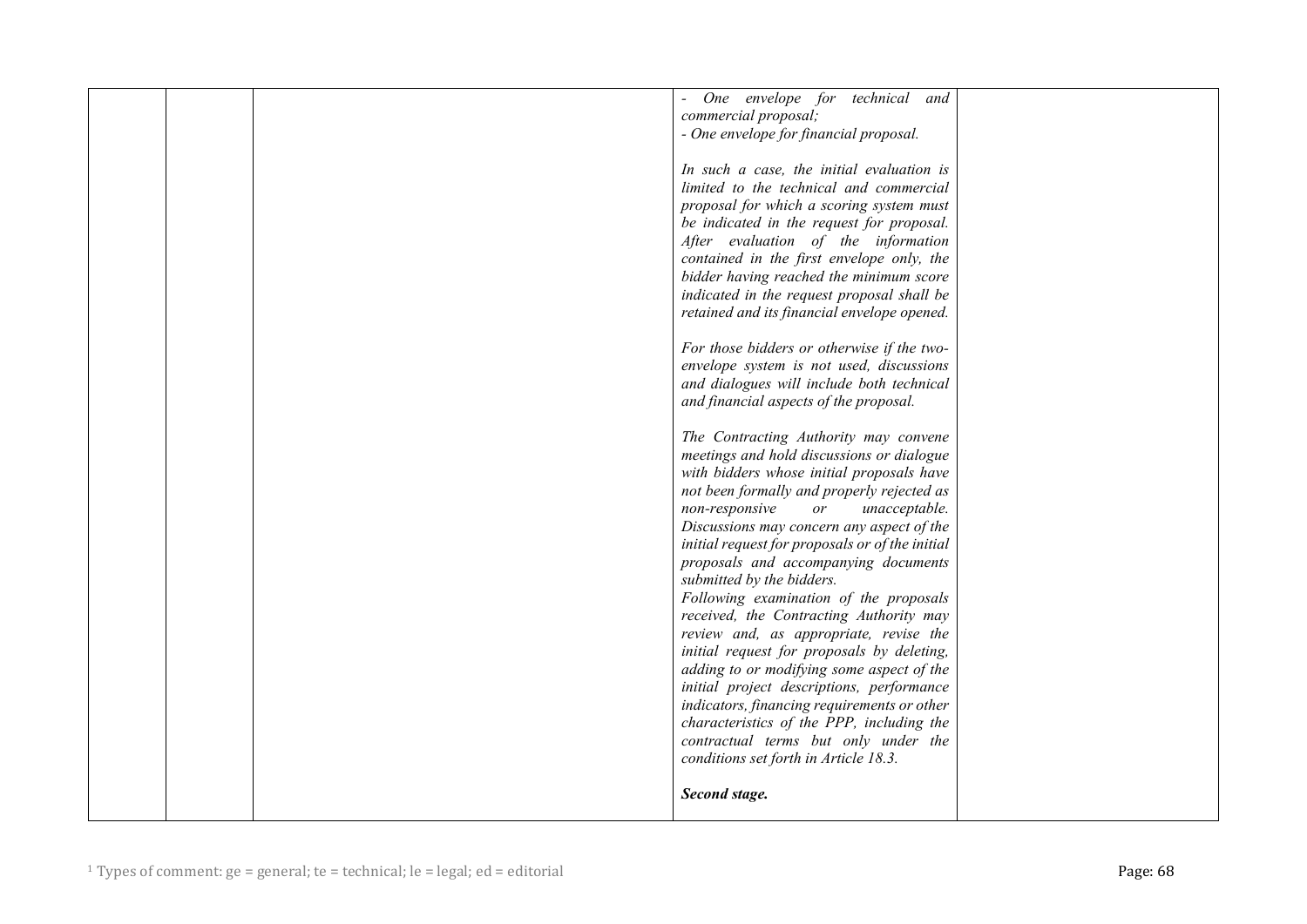|  |  |  | - *One envelope for technical and commercial proposal;*<br>- *One envelope for financial proposal.*<br><br>*In such a case, the initial evaluation is limited to the technical and commercial proposal for which a scoring system must be indicated in the request for proposal. After evaluation of the information contained in the first envelope only, the bidder having reached the minimum score indicated in the request proposal shall be retained and its financial envelope opened.*<br><br>*For those bidders or otherwise if the two-envelope system is not used, discussions and dialogues will include both technical and financial aspects of the proposal.*<br><br>*The Contracting Authority may convene meetings and hold discussions or dialogue with bidders whose initial proposals have not been formally and properly rejected as non-responsive or unacceptable. Discussions may concern any aspect of the initial request for proposals or of the initial proposals and accompanying documents submitted by the bidders.*<br>*Following examination of the proposals received, the Contracting Authority may review and, as appropriate, revise the initial request for proposals by deleting, adding to or modifying some aspect of the initial project descriptions, performance indicators, financing requirements or other characteristics of the PPP, including the contractual terms but only under the conditions set forth in Article 18.3.*<br><br>***Second stage.*** |  |
|---|---|---|---|---|

[1] Types of comment: ge = general; te = technical; le = legal; ed = editorial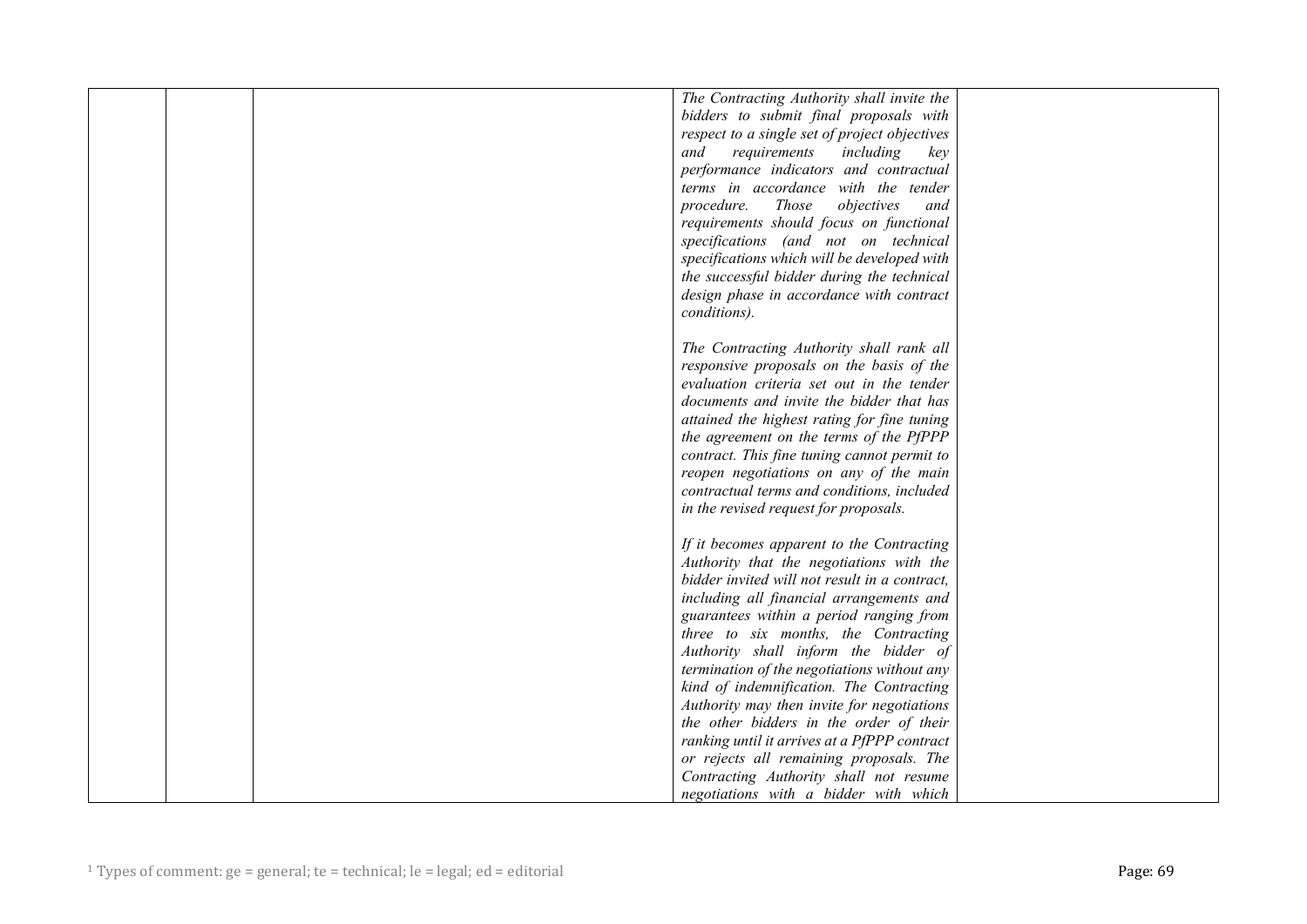| | | | | |
|---|---|---|---|---|
| | | | *The Contracting Authority shall invite the bidders to submit final proposals with respect to a single set of project objectives and requirements including key performance indicators and contractual terms in accordance with the tender procedure. Those objectives and requirements should focus on functional specifications (and not on technical specifications which will be developed with the successful bidder during the technical design phase in accordance with contract conditions).*<br><br>*The Contracting Authority shall rank all responsive proposals on the basis of the evaluation criteria set out in the tender documents and invite the bidder that has attained the highest rating for fine tuning the agreement on the terms of the PfPPP contract. This fine tuning cannot permit to reopen negotiations on any of the main contractual terms and conditions, included in the revised request for proposals.*<br><br>*If it becomes apparent to the Contracting Authority that the negotiations with the bidder invited will not result in a contract, including all financial arrangements and guarantees within a period ranging from three to six months, the Contracting Authority shall inform the bidder of termination of the negotiations without any kind of indemnification. The Contracting Authority may then invite for negotiations the other bidders in the order of their ranking until it arrives at a PfPPP contract or rejects all remaining proposals. The Contracting Authority shall not resume negotiations with a bidder with which* | |

[1] Types of comment: ge = general; te = technical; le = legal; ed = editorial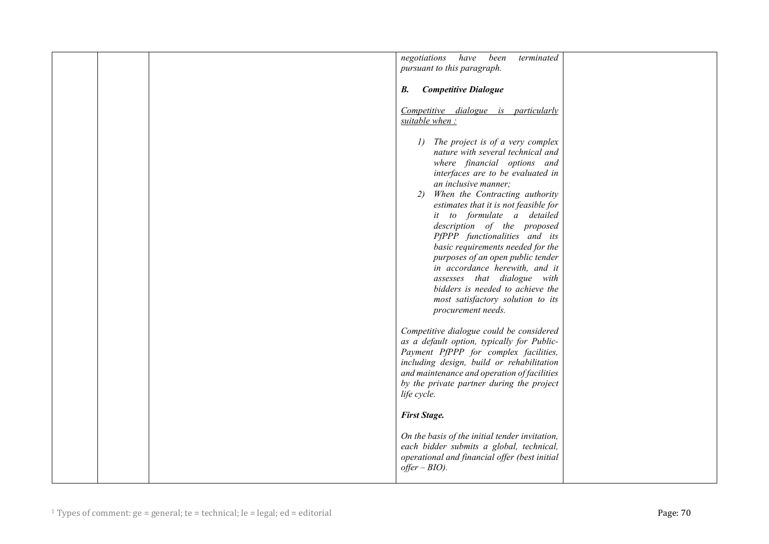| | | | *negotiations have been terminated pursuant to this paragraph.*<br><br>***B. Competitive Dialogue***<br><br><u>*Competitive dialogue is particularly suitable when :*</u><br><br>*1) The project is of a very complex nature with several technical and where financial options and interfaces are to be evaluated in an inclusive manner;*<br>*2) When the Contracting authority estimates that it is not feasible for it to formulate a detailed description of the proposed PfPPP functionalities and its basic requirements needed for the purposes of an open public tender in accordance herewith, and it assesses that dialogue with bidders is needed to achieve the most satisfactory solution to its procurement needs.*<br><br>*Competitive dialogue could be considered as a default option, typically for Public-Payment PfPPP for complex facilities, including design, build or rehabilitation and maintenance and operation of facilities by the private partner during the project life cycle.*<br><br>***First Stage.***<br><br>*On the basis of the initial tender invitation, each bidder submits a global, technical, operational and financial offer (best initial offer – BIO).* | |
|---|---|---|---|---|

[1] Types of comment: ge = general; te = technical; le = legal; ed = editorial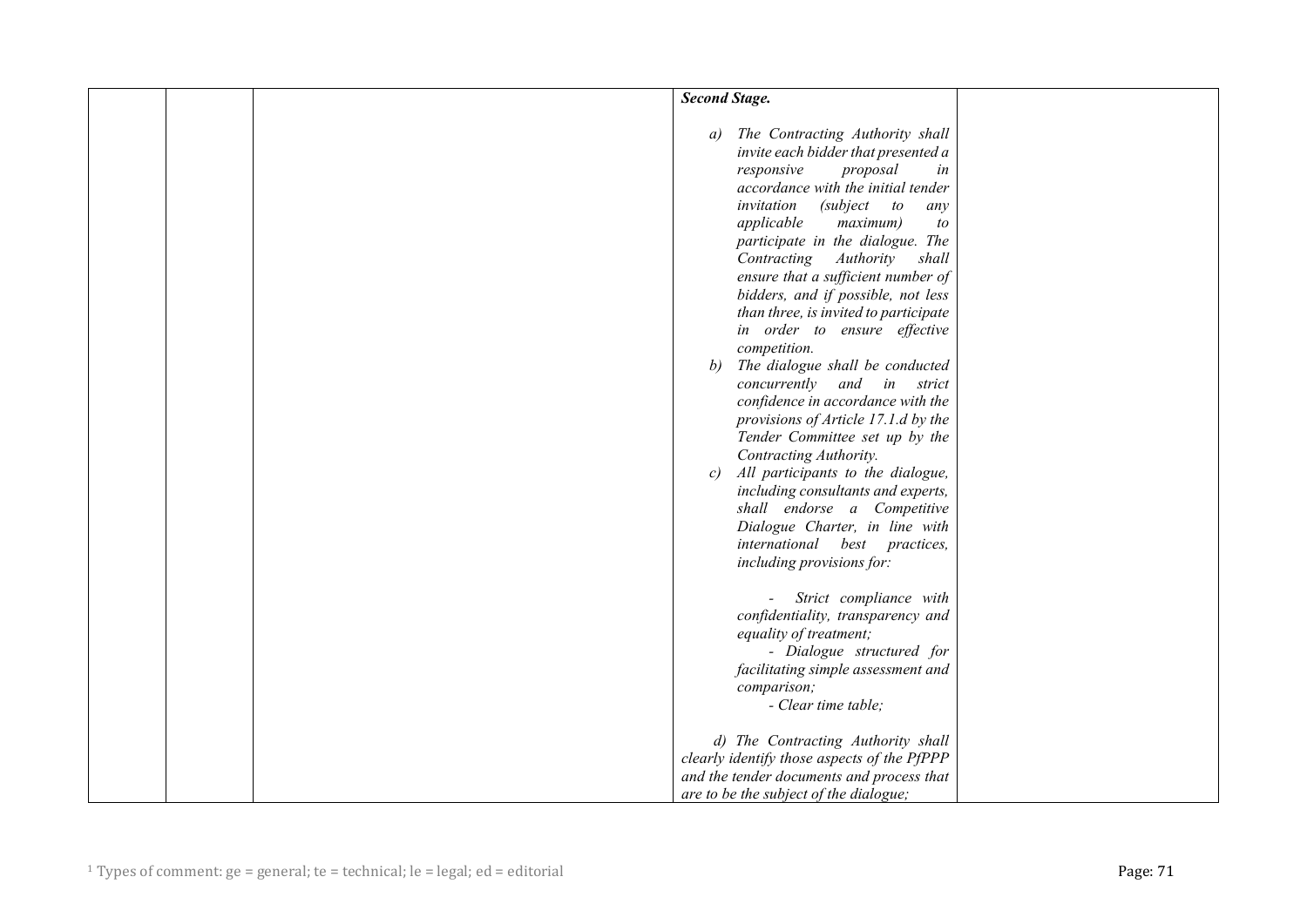| | | | ***Second Stage.***<br><br>*a) The Contracting Authority shall invite each bidder that presented a responsive proposal in accordance with the initial tender invitation (subject to any applicable maximum) to participate in the dialogue. The Contracting Authority shall ensure that a sufficient number of bidders, and if possible, not less than three, is invited to participate in order to ensure effective competition.*<br>*b) The dialogue shall be conducted concurrently and in strict confidence in accordance with the provisions of Article 17.1.d by the Tender Committee set up by the Contracting Authority.*<br>*c) All participants to the dialogue, including consultants and experts, shall endorse a Competitive Dialogue Charter, in line with international best practices, including provisions for:*<br><br>*- Strict compliance with confidentiality, transparency and equality of treatment;*<br>*- Dialogue structured for facilitating simple assessment and comparison;*<br>*- Clear time table;*<br><br>*d) The Contracting Authority shall clearly identify those aspects of the PfPPP and the tender documents and process that are to be the subject of the dialogue;* | |
|---|---|---|---|---|

[1] Types of comment: ge = general; te = technical; le = legal; ed = editorial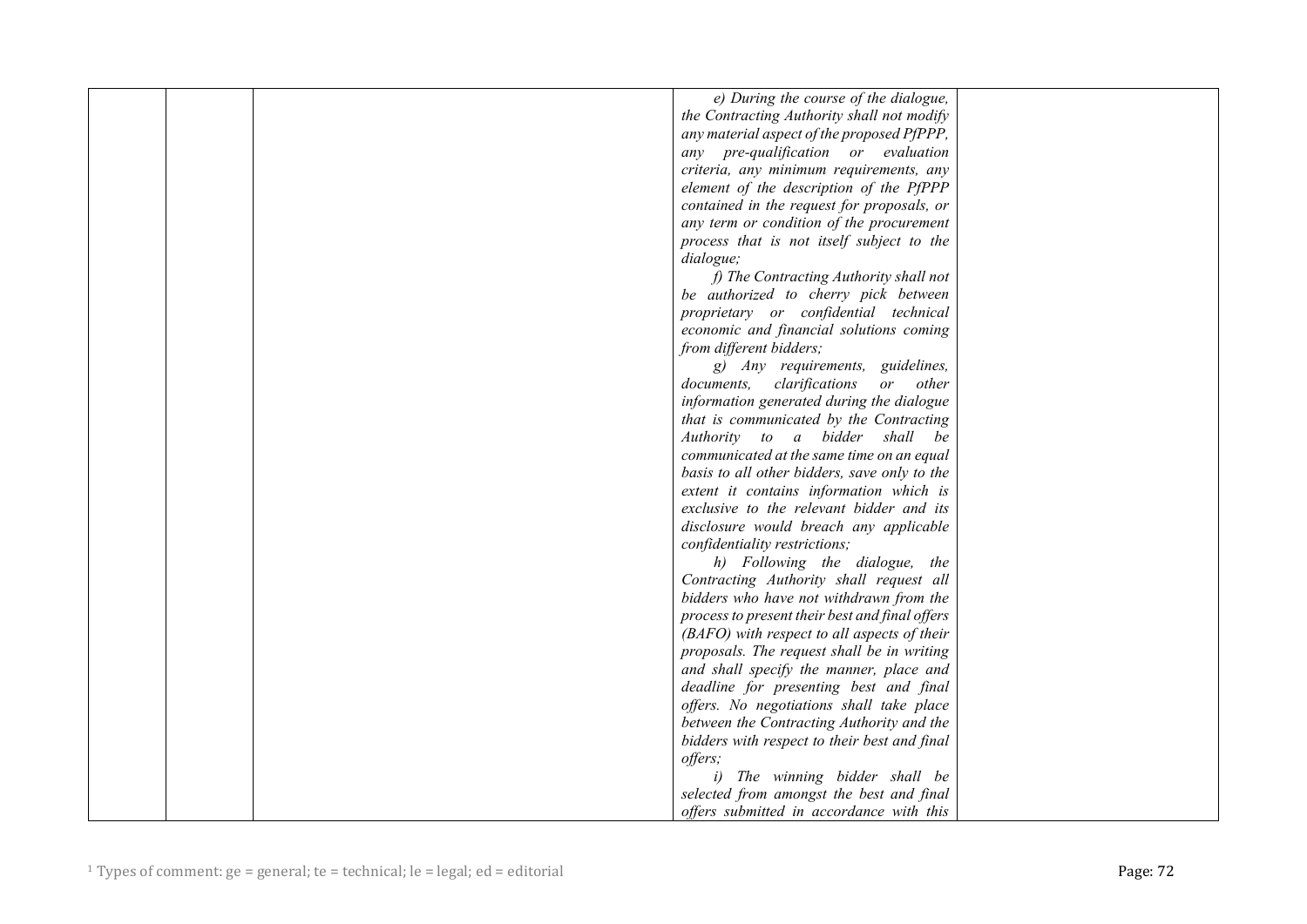|  |  |  | *e) During the course of the dialogue, the Contracting Authority shall not modify any material aspect of the proposed PfPPP, any pre-qualification or evaluation criteria, any minimum requirements, any element of the description of the PfPPP contained in the request for proposals, or any term or condition of the procurement process that is not itself subject to the dialogue;*<br>*f) The Contracting Authority shall not be authorized to cherry pick between proprietary or confidential technical economic and financial solutions coming from different bidders;*<br>*g) Any requirements, guidelines, documents, clarifications or other information generated during the dialogue that is communicated by the Contracting Authority to a bidder shall be communicated at the same time on an equal basis to all other bidders, save only to the extent it contains information which is exclusive to the relevant bidder and its disclosure would breach any applicable confidentiality restrictions;*<br>*h) Following the dialogue, the Contracting Authority shall request all bidders who have not withdrawn from the process to present their best and final offers (BAFO) with respect to all aspects of their proposals. The request shall be in writing and shall specify the manner, place and deadline for presenting best and final offers. No negotiations shall take place between the Contracting Authority and the bidders with respect to their best and final offers;*<br>*i) The winning bidder shall be selected from amongst the best and final offers submitted in accordance with this* |  |
|---|---|---|---|---|

[1] Types of comment: ge = general; te = technical; le = legal; ed = editorial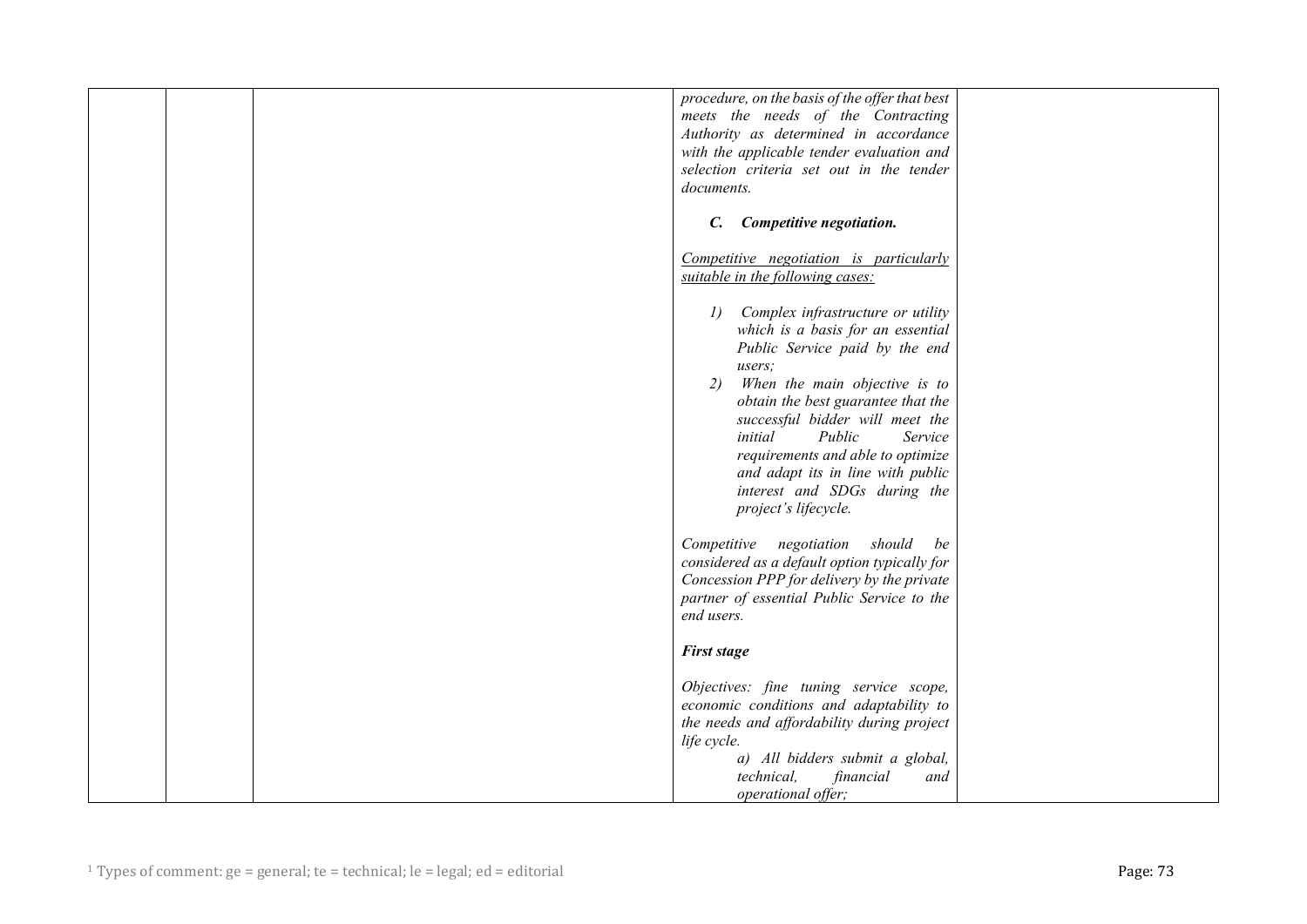| | | | *procedure, on the basis of the offer that best meets the needs of the Contracting Authority as determined in accordance with the applicable tender evaluation and selection criteria set out in the tender documents.*<br><br>***C. Competitive negotiation.***<br><br><u>*Competitive negotiation is particularly suitable in the following cases:*</u><br><br>*1) Complex infrastructure or utility which is a basis for an essential Public Service paid by the end users;*<br>*2) When the main objective is to obtain the best guarantee that the successful bidder will meet the initial Public Service requirements and able to optimize and adapt its in line with public interest and SDGs during the project's lifecycle.*<br><br>*Competitive negotiation should be considered as a default option typically for Concession PPP for delivery by the private partner of essential Public Service to the end users.*<br><br>***First stage***<br><br>*Objectives: fine tuning service scope, economic conditions and adaptability to the needs and affordability during project life cycle.*<br>*a) All bidders submit a global, technical, financial and operational offer;* | |
|---|---|---|---|---|

[1] Types of comment: ge = general; te = technical; le = legal; ed = editorial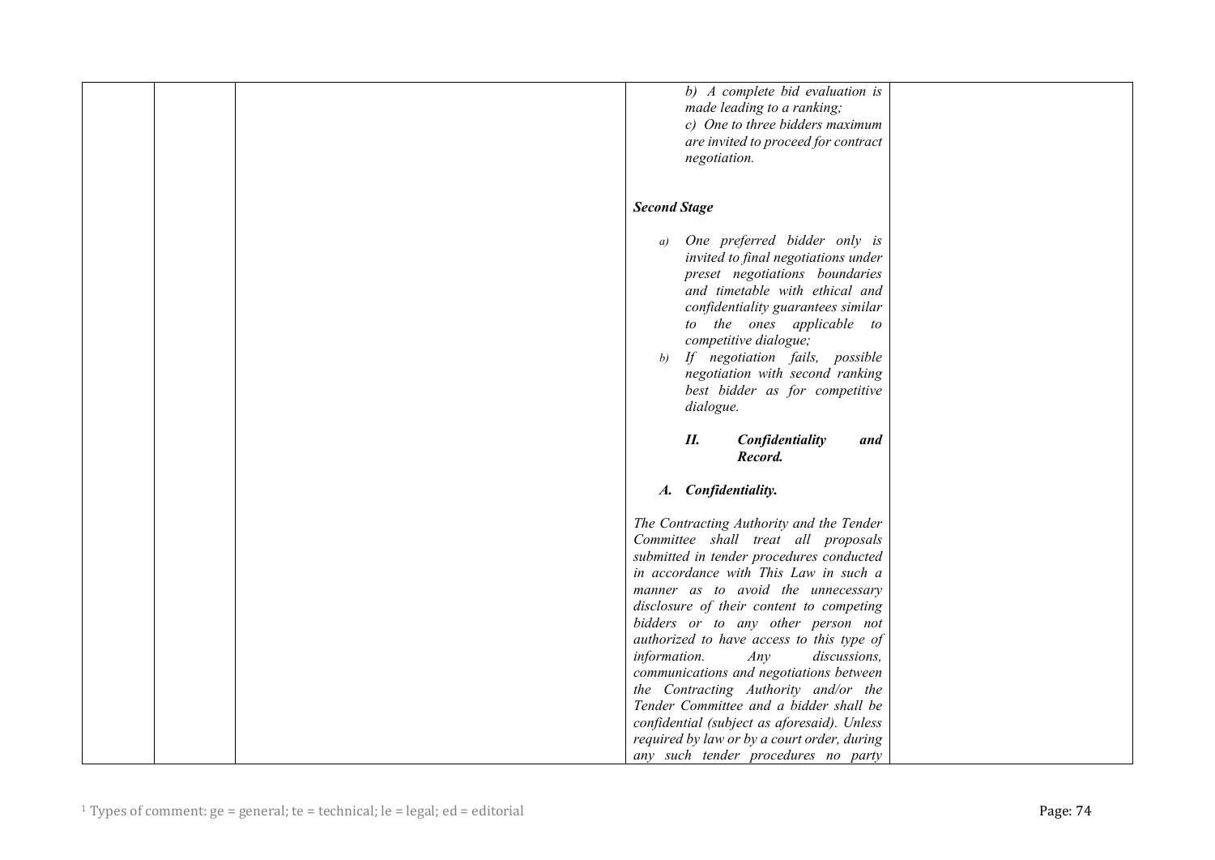| | | | | |
|---|---|---|---|---|
| | | | b) A complete bid evaluation is made leading to a ranking;<br>c) One to three bidders maximum are invited to proceed for contract negotiation.<br><br>***Second Stage***<br><br>a) One preferred bidder only is invited to final negotiations under preset negotiations boundaries and timetable with ethical and confidentiality guarantees similar to the ones applicable to competitive dialogue;<br>b) If negotiation fails, possible negotiation with second ranking best bidder as for competitive dialogue.<br><br>***II. Confidentiality and Record.***<br><br>***A. Confidentiality.***<br><br>*The Contracting Authority and the Tender Committee shall treat all proposals submitted in tender procedures conducted in accordance with This Law in such a manner as to avoid the unnecessary disclosure of their content to competing bidders or to any other person not authorized to have access to this type of information. Any discussions, communications and negotiations between the Contracting Authority and/or the Tender Committee and a bidder shall be confidential (subject as aforesaid). Unless required by law or by a court order, during any such tender procedures no party* | |

[1] Types of comment: ge = general; te = technical; le = legal; ed = editorial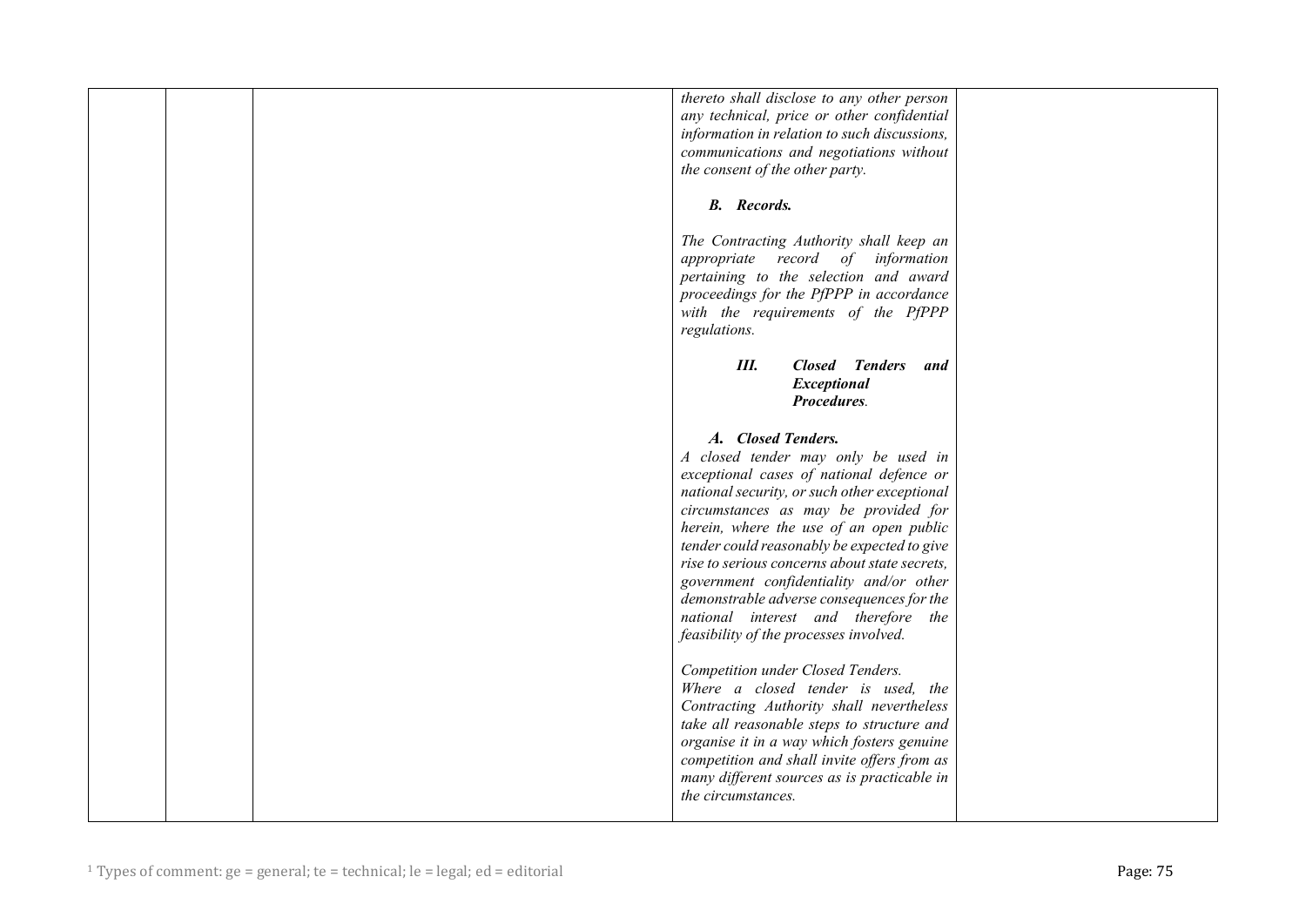|  |  |  | *thereto shall disclose to any other person any technical, price or other confidential information in relation to such discussions, communications and negotiations without the consent of the other party.*<br><br>***B. Records.***<br><br>*The Contracting Authority shall keep an appropriate record of information pertaining to the selection and award proceedings for the PfPPP in accordance with the requirements of the PfPPP regulations.*<br><br>***III. Closed Tenders and Exceptional Procedures.***<br><br>***A. Closed Tenders.***<br>*A closed tender may only be used in exceptional cases of national defence or national security, or such other exceptional circumstances as may be provided for herein, where the use of an open public tender could reasonably be expected to give rise to serious concerns about state secrets, government confidentiality and/or other demonstrable adverse consequences for the national interest and therefore the feasibility of the processes involved.*<br><br>*Competition under Closed Tenders.*<br>*Where a closed tender is used, the Contracting Authority shall nevertheless take all reasonable steps to structure and organise it in a way which fosters genuine competition and shall invite offers from as many different sources as is practicable in the circumstances.* |  |
|---|---|---|---|---|

[1] Types of comment: ge = general; te = technical; le = legal; ed = editorial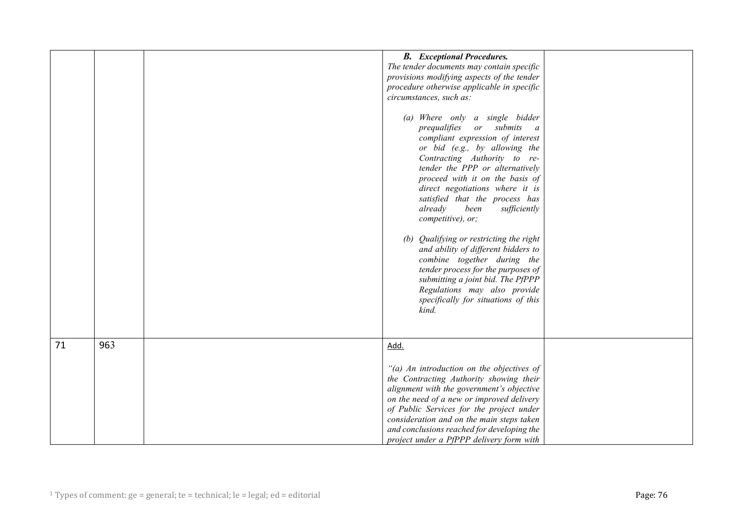| | | | | |
|---|---|---|---|---|
| | | | ***B. Exceptional Procedures.*** <br> *The tender documents may contain specific provisions modifying aspects of the tender procedure otherwise applicable in specific circumstances, such as:* <br><br> *(a) Where only a single bidder prequalifies or submits a compliant expression of interest or bid (e.g., by allowing the Contracting Authority to re-tender the PPP or alternatively proceed with it on the basis of direct negotiations where it is satisfied that the process has already been sufficiently competitive), or;* <br><br> *(b) Qualifying or restricting the right and ability of different bidders to combine together during the tender process for the purposes of submitting a joint bid. The PfPPP Regulations may also provide specifically for situations of this kind.* | |
| 71 | 963 | | Add. <br><br> *"(a) An introduction on the objectives of the Contracting Authority showing their alignment with the government's objective on the need of a new or improved delivery of Public Services for the project under consideration and on the main steps taken and conclusions reached for developing the project under a PfPPP delivery form with* | |

[1] Types of comment: ge = general; te = technical; le = legal; ed = editorial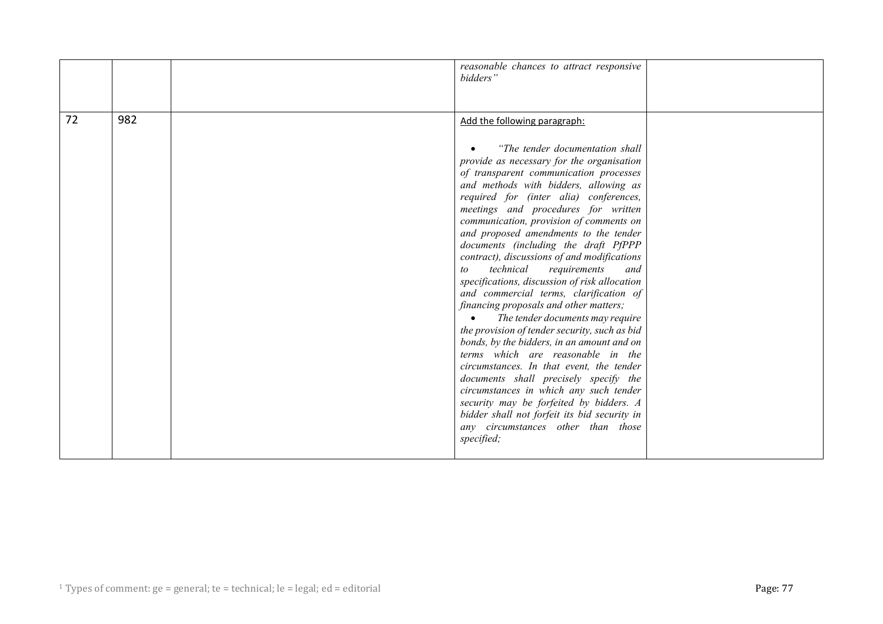| | | | | |
|---|---|---|---|---|
| | | | *reasonable chances to attract responsive bidders"* | |
| 72 | 982 | | Add the following paragraph:<br><br>• *"The tender documentation shall provide as necessary for the organisation of transparent communication processes and methods with bidders, allowing as required for (inter alia) conferences, meetings and procedures for written communication, provision of comments on and proposed amendments to the tender documents (including the draft PfPPP contract), discussions of and modifications to technical requirements and specifications, discussion of risk allocation and commercial terms, clarification of financing proposals and other matters;*<br>• *The tender documents may require the provision of tender security, such as bid bonds, by the bidders, in an amount and on terms which are reasonable in the circumstances. In that event, the tender documents shall precisely specify the circumstances in which any such tender security may be forfeited by bidders. A bidder shall not forfeit its bid security in any circumstances other than those specified;* | |

[1] Types of comment: ge = general; te = technical; le = legal; ed = editorial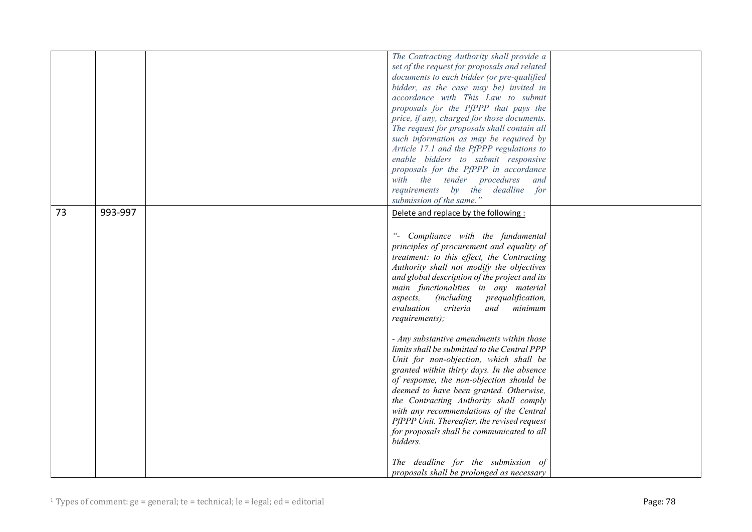| | | | | |
|---|---|---|---|---|
| | | | *The Contracting Authority shall provide a set of the request for proposals and related documents to each bidder (or pre-qualified bidder, as the case may be) invited in accordance with This Law to submit proposals for the PfPPP that pays the price, if any, charged for those documents. The request for proposals shall contain all such information as may be required by Article 17.1 and the PfPPP regulations to enable bidders to submit responsive proposals for the PfPPP in accordance with the tender procedures and requirements by the deadline for submission of the same."* | |
| 73 | 993-997 | | Delete and replace by the following :<br><br>*"- Compliance with the fundamental principles of procurement and equality of treatment: to this effect, the Contracting Authority shall not modify the objectives and global description of the project and its main functionalities in any material aspects, (including prequalification, evaluation criteria and minimum requirements);*<br><br>*- Any substantive amendments within those limits shall be submitted to the Central PPP Unit for non-objection, which shall be granted within thirty days. In the absence of response, the non-objection should be deemed to have been granted. Otherwise, the Contracting Authority shall comply with any recommendations of the Central PfPPP Unit. Thereafter, the revised request for proposals shall be communicated to all bidders.*<br><br>*The deadline for the submission of proposals shall be prolonged as necessary* | |

[1] Types of comment: ge = general; te = technical; le = legal; ed = editorial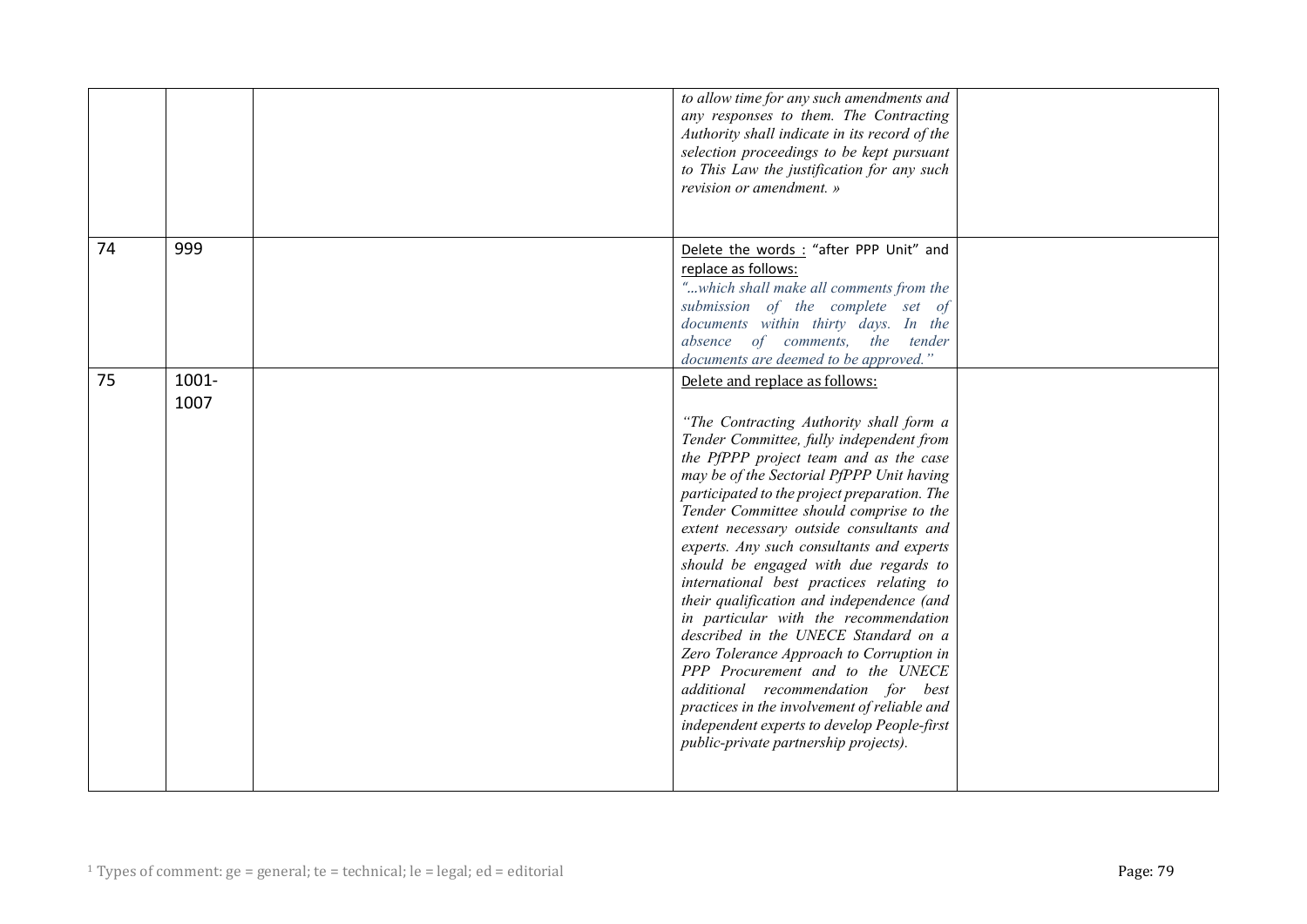|  |  |  | *to allow time for any such amendments and any responses to them. The Contracting Authority shall indicate in its record of the selection proceedings to be kept pursuant to This Law the justification for any such revision or amendment. »* |  |
|---|---|---|---|---|
| 74 | 999 |  | Delete the words : "after PPP Unit" and replace as follows: *"…which shall make all comments from the submission of the complete set of documents within thirty days. In the absence of comments, the tender documents are deemed to be approved."* |  |
| 75 | 1001-1007 |  | Delete and replace as follows: *"The Contracting Authority shall form a Tender Committee, fully independent from the PfPPP project team and as the case may be of the Sectorial PfPPP Unit having participated to the project preparation. The Tender Committee should comprise to the extent necessary outside consultants and experts. Any such consultants and experts should be engaged with due regards to international best practices relating to their qualification and independence (and in particular with the recommendation described in the UNECE Standard on a Zero Tolerance Approach to Corruption in PPP Procurement and to the UNECE additional recommendation for best practices in the involvement of reliable and independent experts to develop People-first public-private partnership projects).* |  |

[1] Types of comment: ge = general; te = technical; le = legal; ed = editorial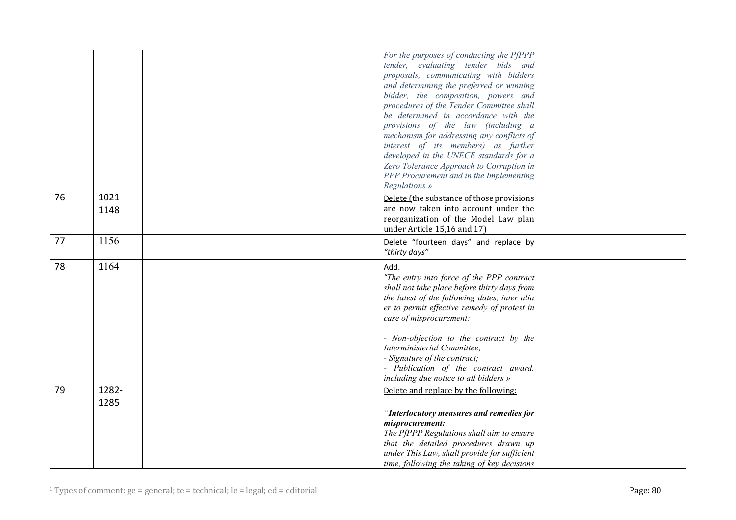| | | | | |
|---|---|---|---|---|
| | | | *For the purposes of conducting the PfPPP tender, evaluating tender bids and proposals, communicating with bidders and determining the preferred or winning bidder, the composition, powers and procedures of the Tender Committee shall be determined in accordance with the provisions of the law (including a mechanism for addressing any conflicts of interest of its members) as further developed in the UNECE standards for a Zero Tolerance Approach to Corruption in PPP Procurement and in the Implementing Regulations »* | |
| 76 | 1021-1148 | | Delete (the substance of those provisions are now taken into account under the reorganization of the Model Law plan under Article 15,16 and 17) | |
| 77 | 1156 | | Delete "fourteen days" and replace by *"thirty days"* | |
| 78 | 1164 | | Add.<br>*"The entry into force of the PPP contract shall not take place before thirty days from the latest of the following dates, inter alia er to permit effective remedy of protest in case of misprocurement:*<br><br>*- Non-objection to the contract by the Interministerial Committee;*<br>*- Signature of the contract;*<br>*- Publication of the contract award, including due notice to all bidders »* | |
| 79 | 1282-1285 | | Delete and replace by the following:<br><br>*"**Interlocutory measures and remedies for misprocurement:***<br>*The PfPPP Regulations shall aim to ensure that the detailed procedures drawn up under This Law, shall provide for sufficient time, following the taking of key decisions* | |

[1] Types of comment: ge = general; te = technical; le = legal; ed = editorial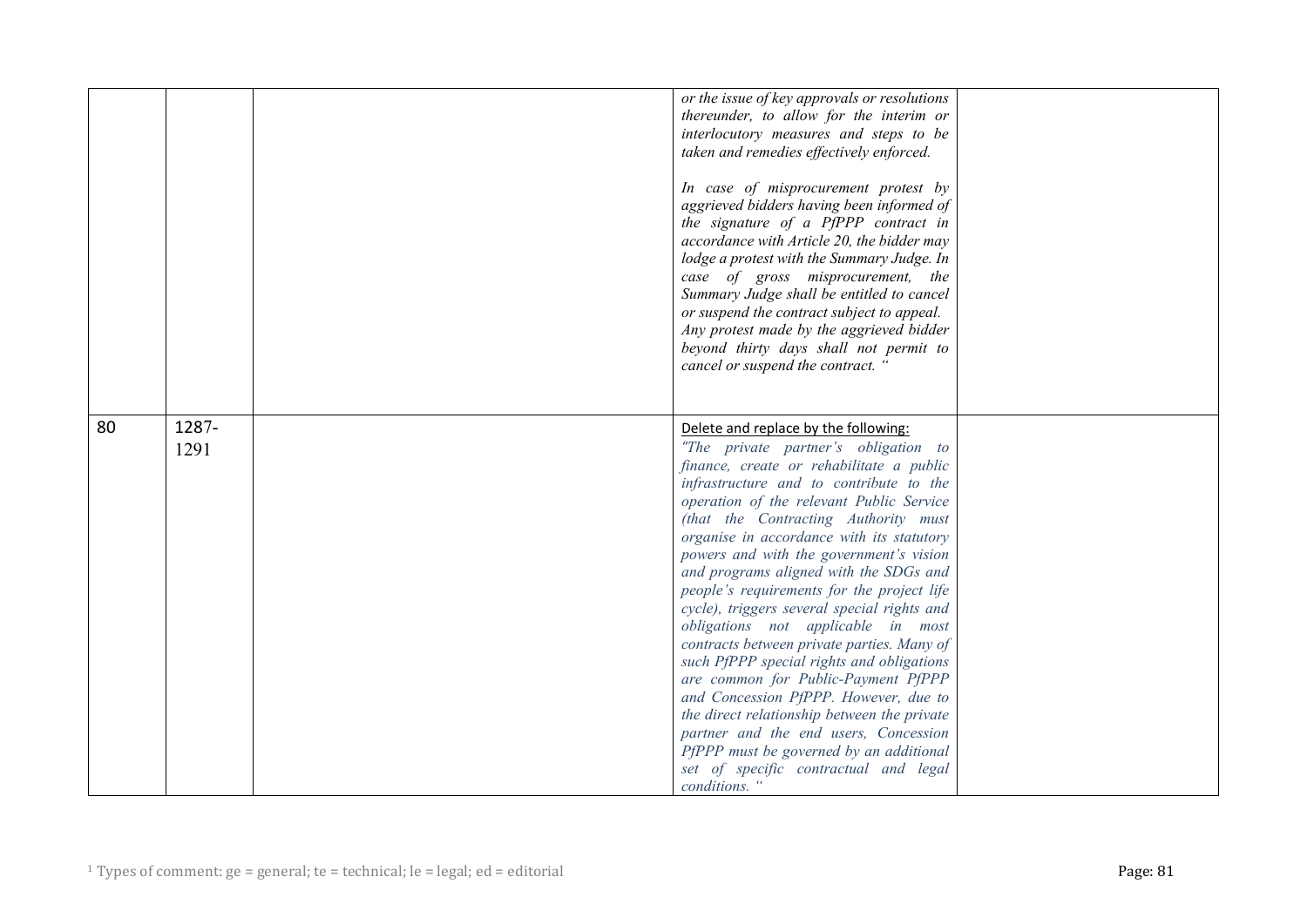| | | | | |
|---|---|---|---|---|
| | | | *or the issue of key approvals or resolutions thereunder, to allow for the interim or interlocutory measures and steps to be taken and remedies effectively enforced.*<br><br>*In case of misprocurement protest by aggrieved bidders having been informed of the signature of a PfPPP contract in accordance with Article 20, the bidder may lodge a protest with the Summary Judge. In case of gross misprocurement, the Summary Judge shall be entitled to cancel or suspend the contract subject to appeal. Any protest made by the aggrieved bidder beyond thirty days shall not permit to cancel or suspend the contract. "* | |
| 80 | 1287-1291 | | Delete and replace by the following:<br>*"The private partner's obligation to finance, create or rehabilitate a public infrastructure and to contribute to the operation of the relevant Public Service (that the Contracting Authority must organise in accordance with its statutory powers and with the government's vision and programs aligned with the SDGs and people's requirements for the project life cycle), triggers several special rights and obligations not applicable in most contracts between private parties. Many of such PfPPP special rights and obligations are common for Public-Payment PfPPP and Concession PfPPP. However, due to the direct relationship between the private partner and the end users, Concession PfPPP must be governed by an additional set of specific contractual and legal conditions. "* | |

[1] Types of comment: ge = general; te = technical; le = legal; ed = editorial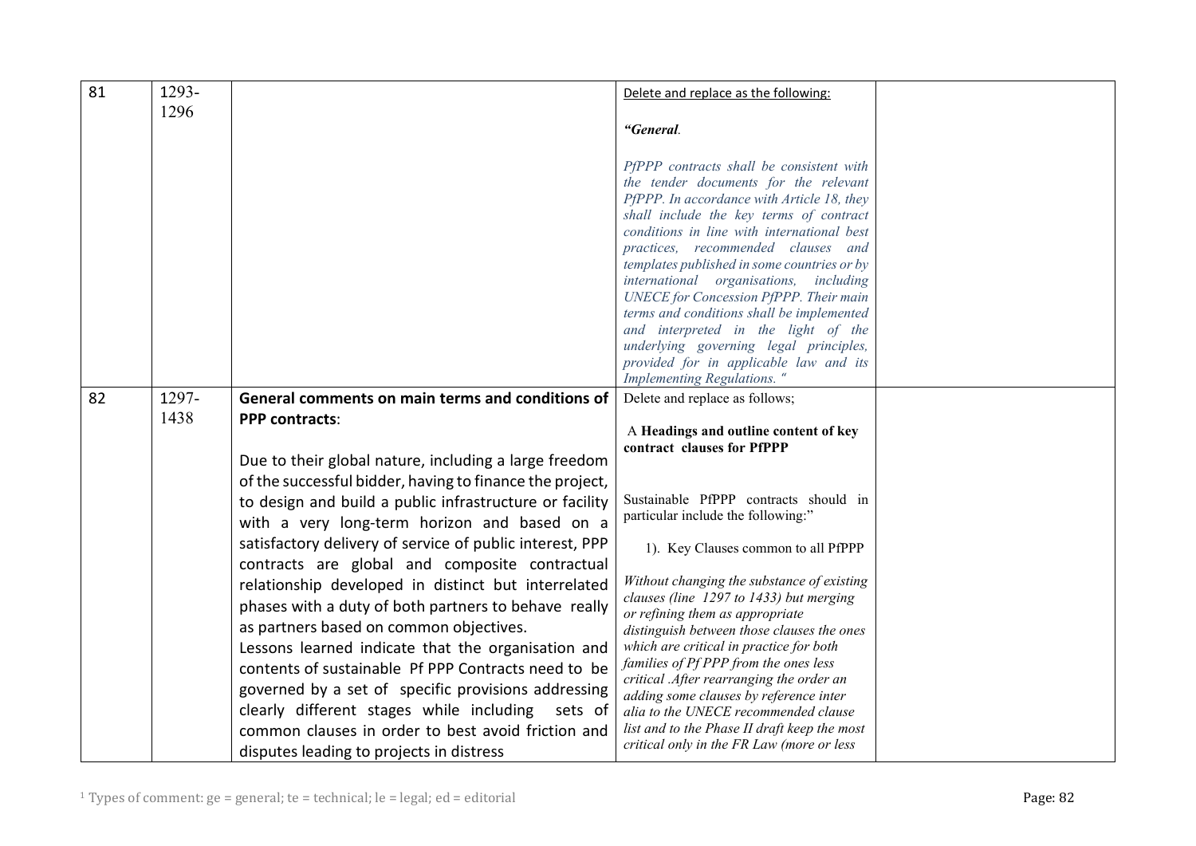| 81 | 1293-1296 | | Delete and replace as the following:<br><br>***"General**.*<br><br>*PfPPP contracts shall be consistent with the tender documents for the relevant PfPPP. In accordance with Article 18, they shall include the key terms of contract conditions in line with international best practices, recommended clauses and templates published in some countries or by international organisations, including UNECE for Concession PfPPP. Their main terms and conditions shall be implemented and interpreted in the light of the underlying governing legal principles, provided for in applicable law and its Implementing Regulations. "* | |
|---|---|---|---|---|
| 82 | 1297-1438 | **General comments on main terms and conditions of PPP contracts**:<br><br>Due to their global nature, including a large freedom of the successful bidder, having to finance the project, to design and build a public infrastructure or facility with a very long-term horizon and based on a satisfactory delivery of service of public interest, PPP contracts are global and composite contractual relationship developed in distinct but interrelated phases with a duty of both partners to behave really as partners based on common objectives.<br>Lessons learned indicate that the organisation and contents of sustainable Pf PPP Contracts need to be governed by a set of specific provisions addressing clearly different stages while including sets of common clauses in order to best avoid friction and disputes leading to projects in distress | Delete and replace as follows;<br><br>A **Headings and outline content of key contract clauses for PfPPP**<br><br>Sustainable PfPPP contracts should in particular include the following:"<br><br>1). Key Clauses common to all PfPPP<br><br>*Without changing the substance of existing clauses (line 1297 to 1433) but merging or refining them as appropriate distinguish between those clauses the ones which are critical in practice for both families of Pf PPP from the ones less critical .After rearranging the order an adding some clauses by reference inter alia to the UNECE recommended clause list and to the Phase II draft keep the most critical only in the FR Law (more or less* | |

[1] Types of comment: ge = general; te = technical; le = legal; ed = editorial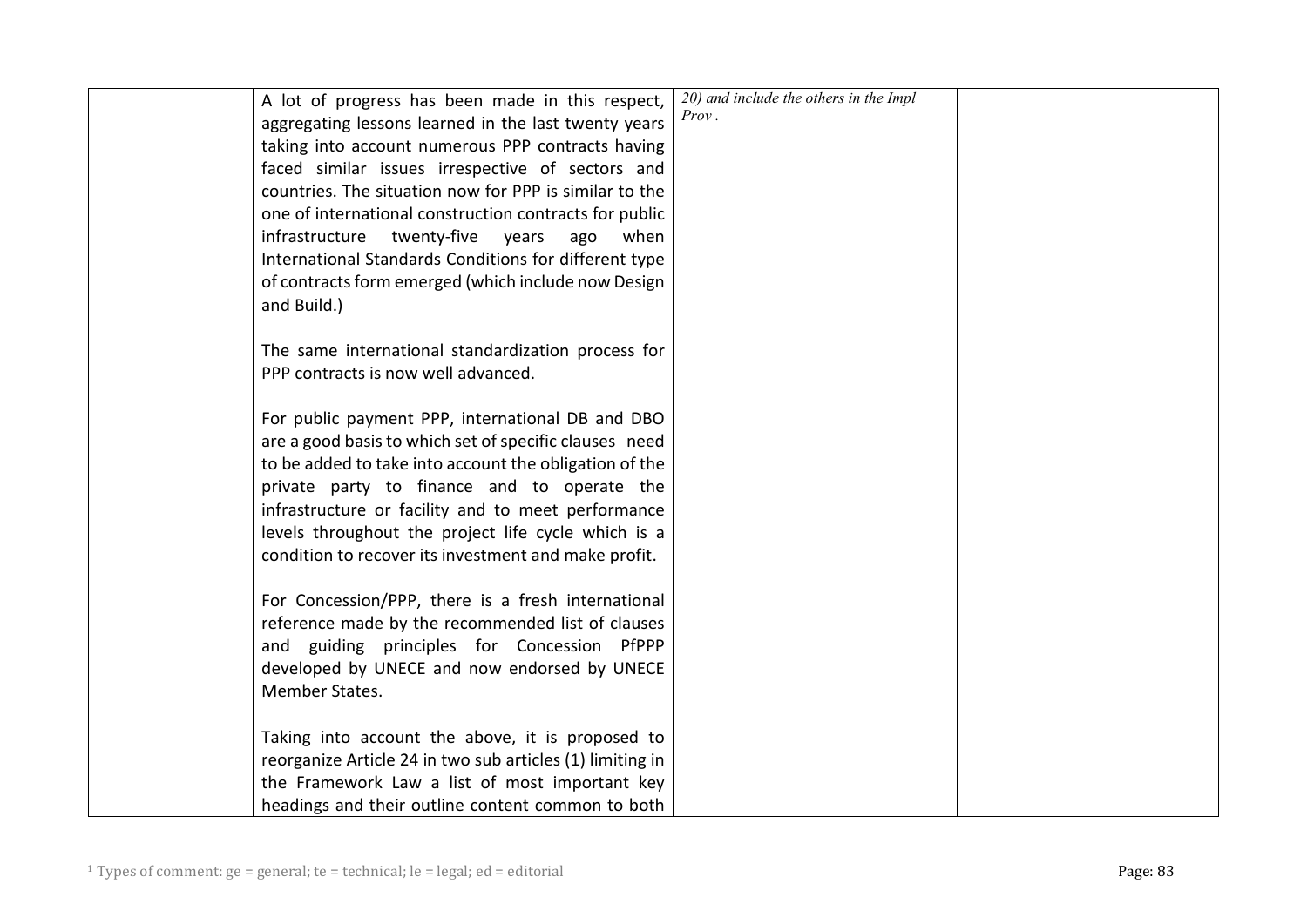|  |  |  |  |  |
|---|---|---|---|---|
|  |  | A lot of progress has been made in this respect, aggregating lessons learned in the last twenty years taking into account numerous PPP contracts having faced similar issues irrespective of sectors and countries. The situation now for PPP is similar to the one of international construction contracts for public infrastructure twenty-five years ago when International Standards Conditions for different type of contracts form emerged (which include now Design and Build.)<br><br>The same international standardization process for PPP contracts is now well advanced.<br><br>For public payment PPP, international DB and DBO are a good basis to which set of specific clauses need to be added to take into account the obligation of the private party to finance and to operate the infrastructure or facility and to meet performance levels throughout the project life cycle which is a condition to recover its investment and make profit.<br><br>For Concession/PPP, there is a fresh international reference made by the recommended list of clauses and guiding principles for Concession PfPPP developed by UNECE and now endorsed by UNECE Member States.<br><br>Taking into account the above, it is proposed to reorganize Article 24 in two sub articles (1) limiting in the Framework Law a list of most important key headings and their outline content common to both | *20) and include the others in the Impl Prov .* |  |

[1] Types of comment: ge = general; te = technical; le = legal; ed = editorial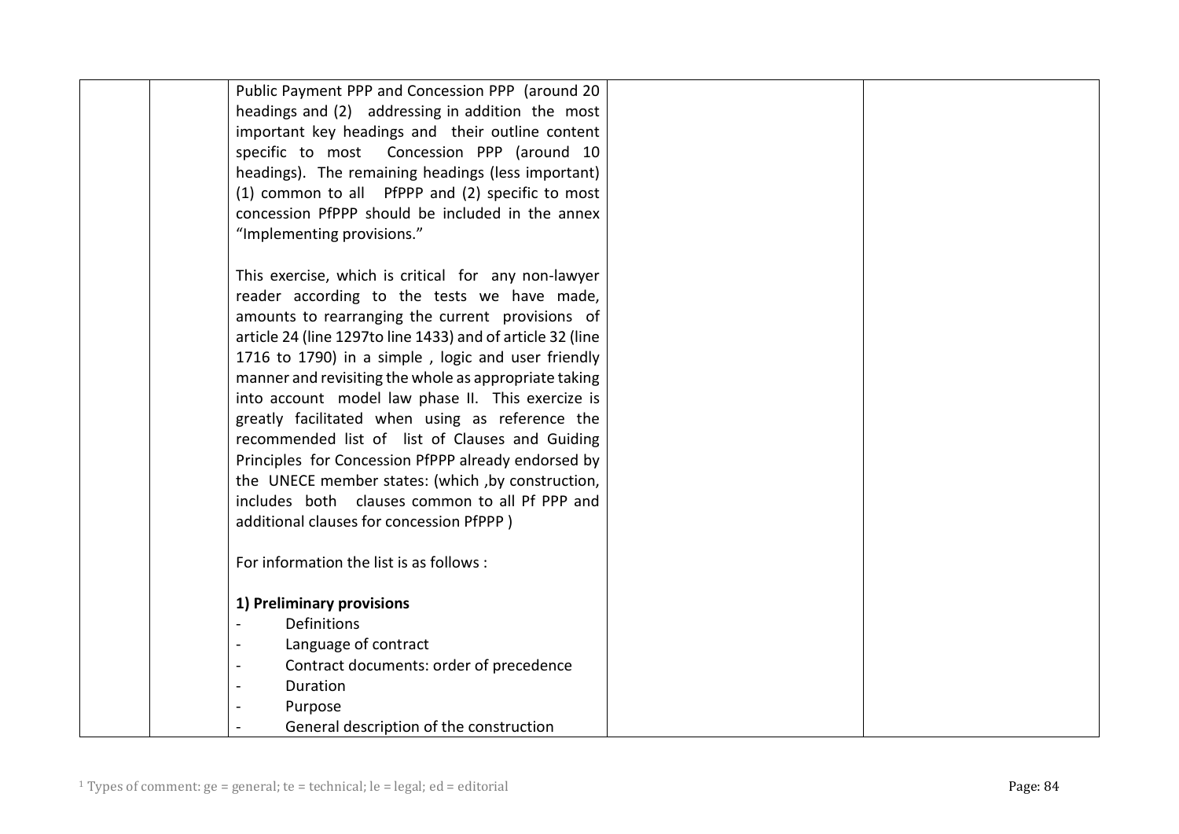| | | | | |
|---|---|---|---|---|
| | | Public Payment PPP and Concession PPP (around 20 headings and (2) addressing in addition the most important key headings and their outline content specific to most Concession PPP (around 10 headings). The remaining headings (less important) (1) common to all PfPPP and (2) specific to most concession PfPPP should be included in the annex "Implementing provisions."<br><br>This exercise, which is critical for any non-lawyer reader according to the tests we have made, amounts to rearranging the current provisions of article 24 (line 1297to line 1433) and of article 32 (line 1716 to 1790) in a simple , logic and user friendly manner and revisiting the whole as appropriate taking into account model law phase II. This exercize is greatly facilitated when using as reference the recommended list of list of Clauses and Guiding Principles for Concession PfPPP already endorsed by the UNECE member states: (which ,by construction, includes both clauses common to all Pf PPP and additional clauses for concession PfPPP )<br><br>For information the list is as follows :<br><br>**1) Preliminary provisions**<br>- Definitions<br>- Language of contract<br>- Contract documents: order of precedence<br>- Duration<br>- Purpose<br>- General description of the construction | | |

[1] Types of comment: ge = general; te = technical; le = legal; ed = editorial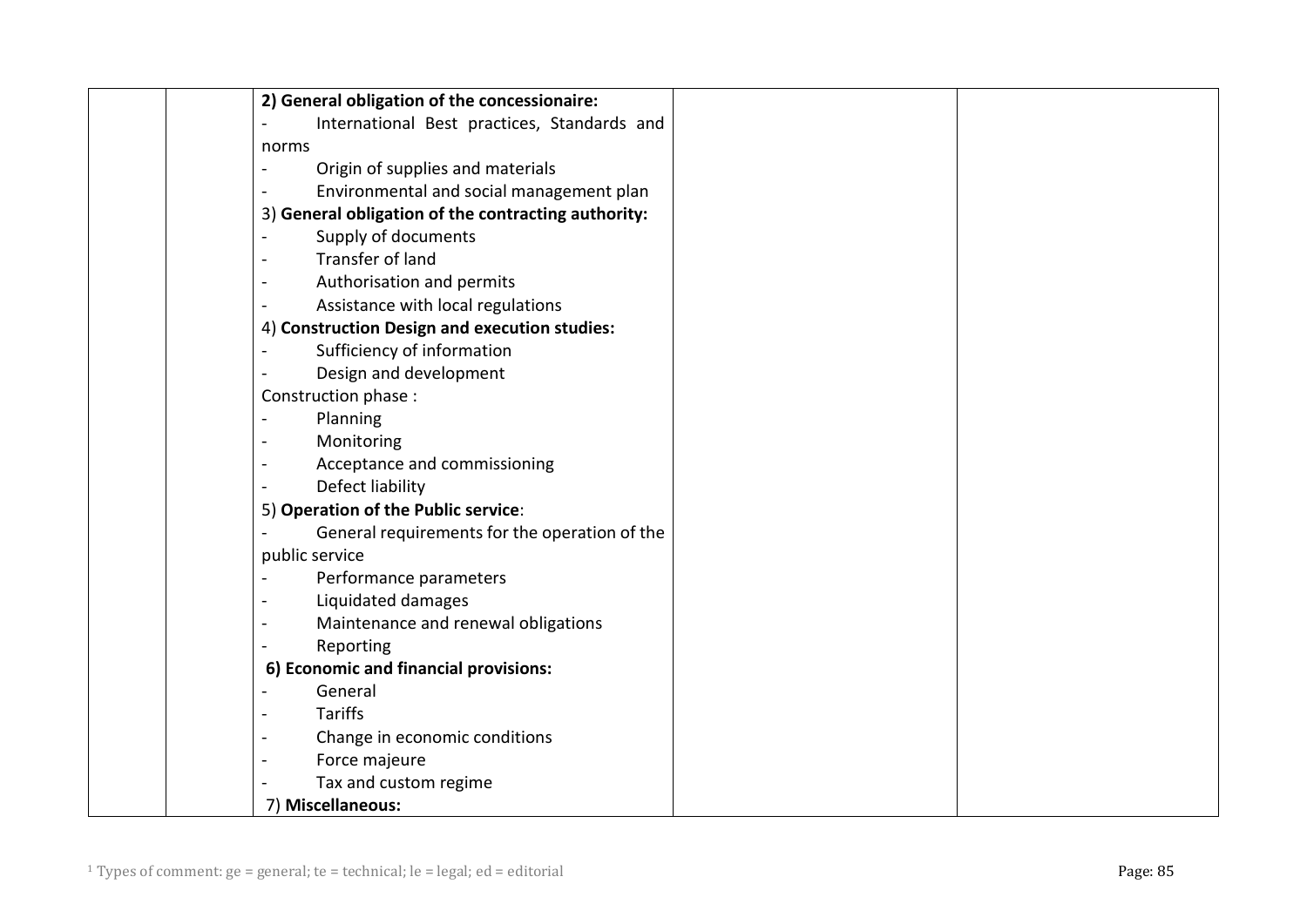|  |  |  |  |  |
|---|---|---|---|---|
|  |  | **2) General obligation of the concessionaire:**<br>- International Best practices, Standards and norms<br>- Origin of supplies and materials<br>- Environmental and social management plan<br>3) **General obligation of the contracting authority:**<br>- Supply of documents<br>- Transfer of land<br>- Authorisation and permits<br>- Assistance with local regulations<br>4) **Construction Design and execution studies:**<br>- Sufficiency of information<br>- Design and development<br>Construction phase :<br>- Planning<br>- Monitoring<br>- Acceptance and commissioning<br>- Defect liability<br>5) **Operation of the Public service**:<br>- General requirements for the operation of the public service<br>- Performance parameters<br>- Liquidated damages<br>- Maintenance and renewal obligations<br>- Reporting<br>**6) Economic and financial provisions:**<br>- General<br>- Tariffs<br>- Change in economic conditions<br>- Force majeure<br>- Tax and custom regime<br>7) **Miscellaneous:** |  |  |

[1] Types of comment: ge = general; te = technical; le = legal; ed = editorial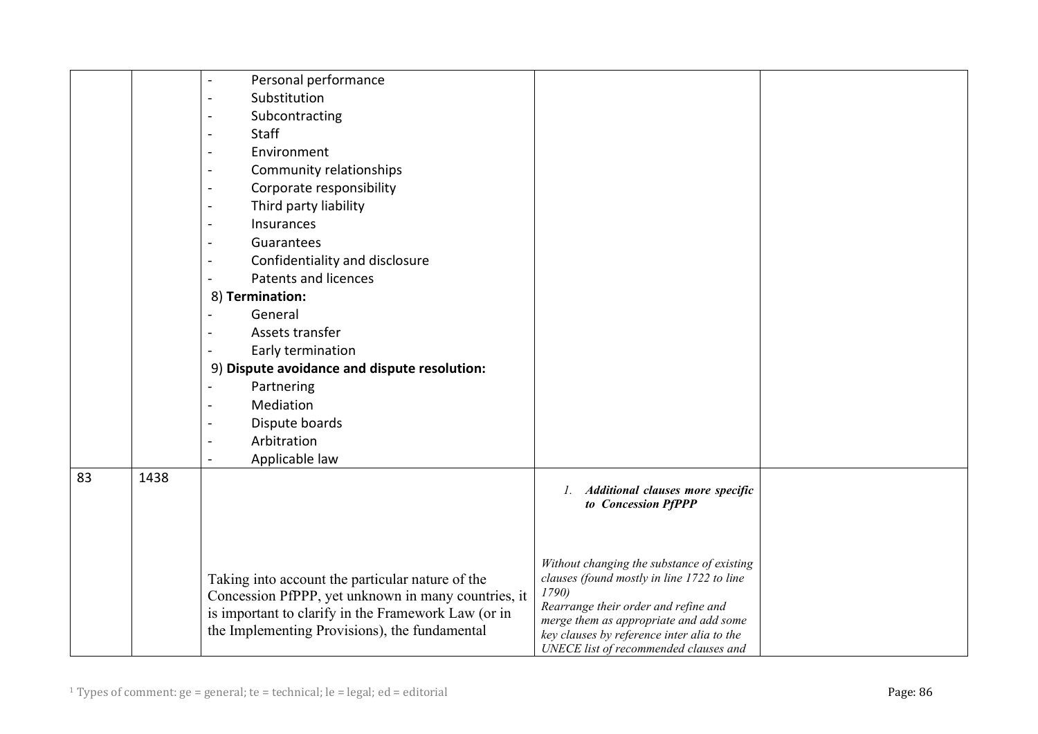| | | | | |
|---|---|---|---|---|
| | | - Personal performance<br>- Substitution<br>- Subcontracting<br>- Staff<br>- Environment<br>- Community relationships<br>- Corporate responsibility<br>- Third party liability<br>- Insurances<br>- Guarantees<br>- Confidentiality and disclosure<br>- Patents and licences<br>8) **Termination:**<br>- General<br>- Assets transfer<br>- Early termination<br>9) **Dispute avoidance and dispute resolution:**<br>- Partnering<br>- Mediation<br>- Dispute boards<br>- Arbitration<br>- Applicable law | | |
| 83 | 1438 | Taking into account the particular nature of the Concession PfPPP, yet unknown in many countries, it is important to clarify in the Framework Law (or in the Implementing Provisions), the fundamental | 1. ***Additional clauses more specific to Concession PfPPP***<br><br>*Without changing the substance of existing clauses (found mostly in line 1722 to line 1790)*<br>*Rearrange their order and refine and merge them as appropriate and add some key clauses by reference inter alia to the UNECE list of recommended clauses and* | |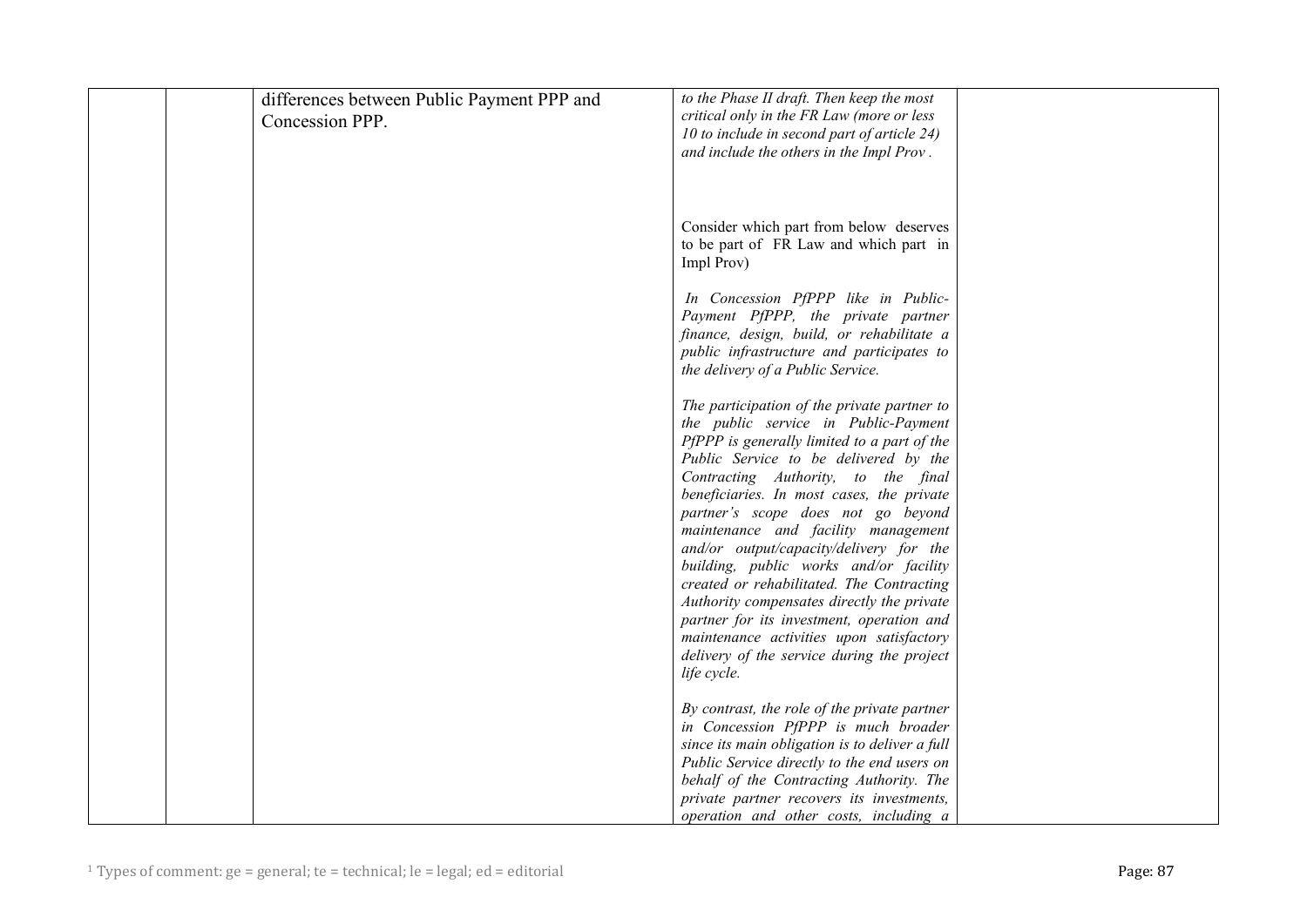| | | | | |
|---|---|---|---|---|
| | | differences between Public Payment PPP and Concession PPP. | *to the Phase II draft. Then keep the most critical only in the FR Law (more or less 10 to include in second part of article 24) and include the others in the Impl Prov .*<br><br>Consider which part from below deserves to be part of FR Law and which part in Impl Prov)<br><br>*In Concession PfPPP like in Public-Payment PfPPP, the private partner finance, design, build, or rehabilitate a public infrastructure and participates to the delivery of a Public Service.*<br><br>*The participation of the private partner to the public service in Public-Payment PfPPP is generally limited to a part of the Public Service to be delivered by the Contracting Authority, to the final beneficiaries. In most cases, the private partner's scope does not go beyond maintenance and facility management and/or output/capacity/delivery for the building, public works and/or facility created or rehabilitated. The Contracting Authority compensates directly the private partner for its investment, operation and maintenance activities upon satisfactory delivery of the service during the project life cycle.*<br><br>*By contrast, the role of the private partner in Concession PfPPP is much broader since its main obligation is to deliver a full Public Service directly to the end users on behalf of the Contracting Authority. The private partner recovers its investments, operation and other costs, including a* | |

[1] Types of comment: ge = general; te = technical; le = legal; ed = editorial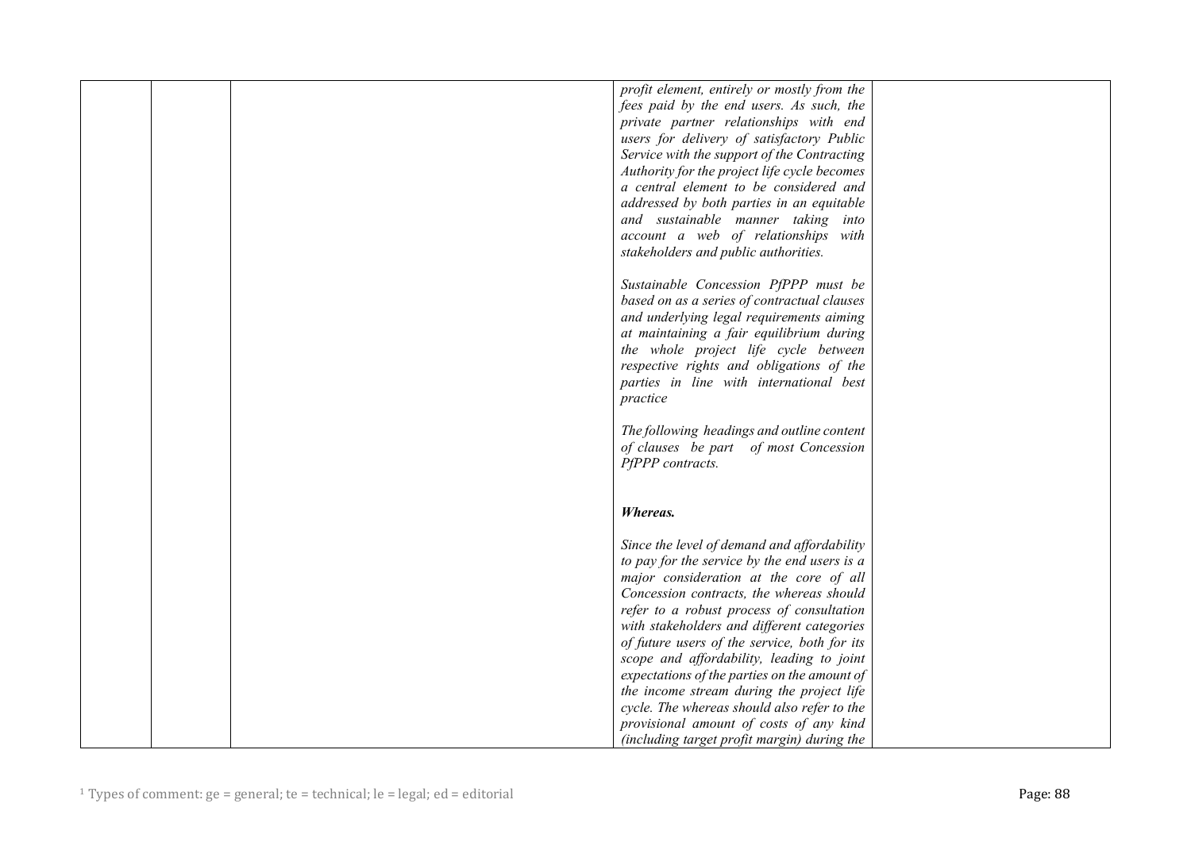| | | | | |
|---|---|---|---|---|
| | | | *profit element, entirely or mostly from the fees paid by the end users. As such, the private partner relationships with end users for delivery of satisfactory Public Service with the support of the Contracting Authority for the project life cycle becomes a central element to be considered and addressed by both parties in an equitable and sustainable manner taking into account a web of relationships with stakeholders and public authorities.*<br><br>*Sustainable Concession PfPPP must be based on as a series of contractual clauses and underlying legal requirements aiming at maintaining a fair equilibrium during the whole project life cycle between respective rights and obligations of the parties in line with international best practice*<br><br>*The following headings and outline content of clauses be part of most Concession PfPPP contracts.*<br><br>***Whereas.***<br><br>*Since the level of demand and affordability to pay for the service by the end users is a major consideration at the core of all Concession contracts, the whereas should refer to a robust process of consultation with stakeholders and different categories of future users of the service, both for its scope and affordability, leading to joint expectations of the parties on the amount of the income stream during the project life cycle. The whereas should also refer to the provisional amount of costs of any kind (including target profit margin) during the* | |

[1] Types of comment: ge = general; te = technical; le = legal; ed = editorial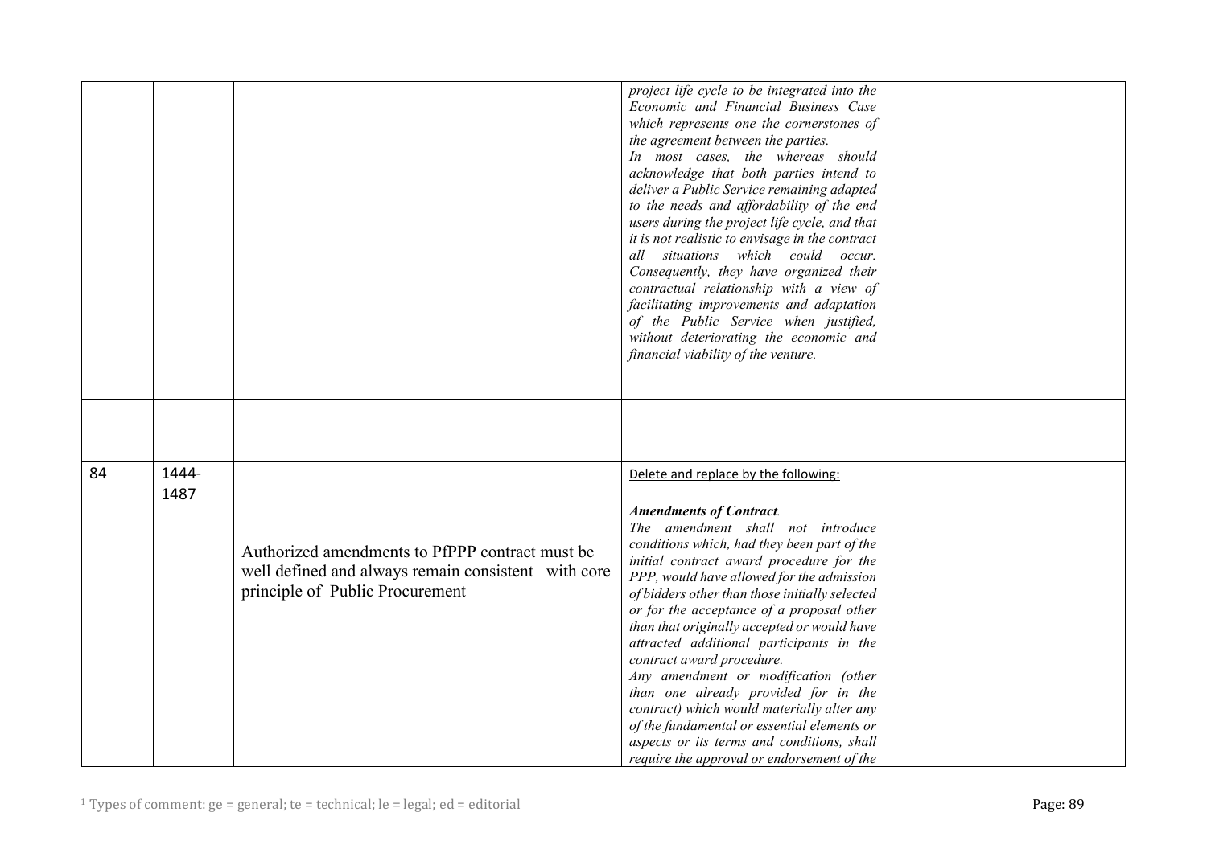| | | | | |
|---|---|---|---|---|
| | | | *project life cycle to be integrated into the Economic and Financial Business Case which represents one the cornerstones of the agreement between the parties.*<br>*In most cases, the whereas should acknowledge that both parties intend to deliver a Public Service remaining adapted to the needs and affordability of the end users during the project life cycle, and that it is not realistic to envisage in the contract all situations which could occur. Consequently, they have organized their contractual relationship with a view of facilitating improvements and adaptation of the Public Service when justified, without deteriorating the economic and financial viability of the venture.* | |
| | | | | |
| 84 | 1444-1487 | Authorized amendments to PfPPP contract must be well defined and always remain consistent with core principle of Public Procurement | Delete and replace by the following:<br><br>***Amendments of Contract.***<br>*The amendment shall not introduce conditions which, had they been part of the initial contract award procedure for the PPP, would have allowed for the admission of bidders other than those initially selected or for the acceptance of a proposal other than that originally accepted or would have attracted additional participants in the contract award procedure.*<br>*Any amendment or modification (other than one already provided for in the contract) which would materially alter any of the fundamental or essential elements or aspects or its terms and conditions, shall require the approval or endorsement of the* | |

[1] Types of comment: ge = general; te = technical; le = legal; ed = editorial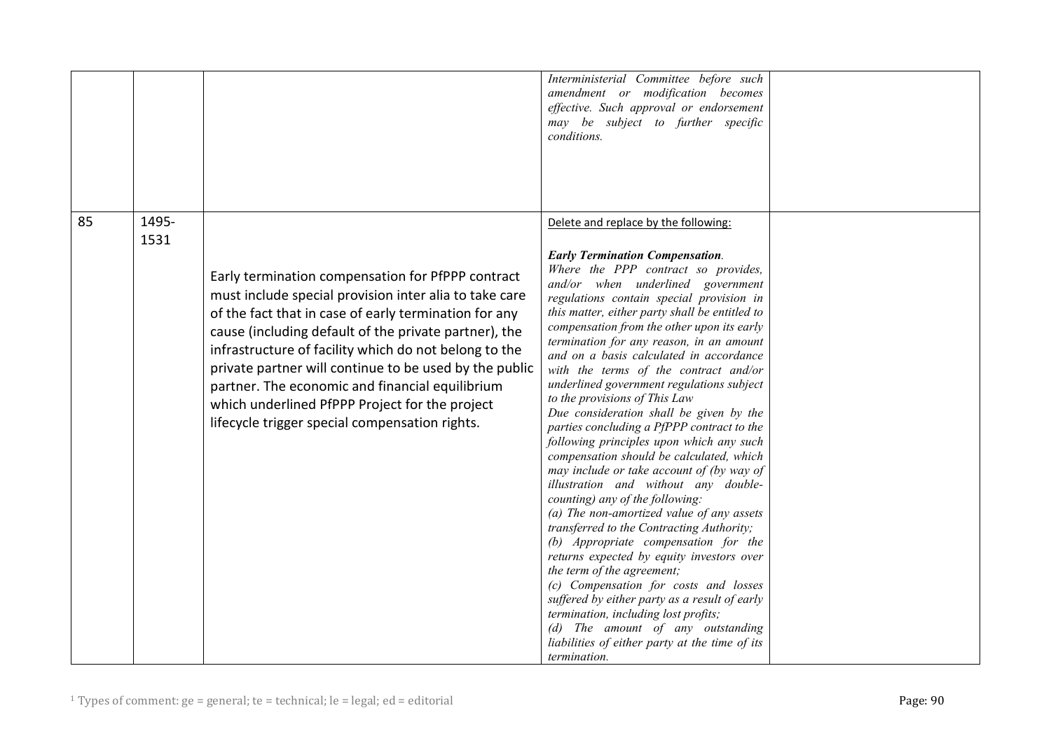| | | | | |
|---|---|---|---|---|
| | | | *Interministerial Committee before such amendment or modification becomes effective. Such approval or endorsement may be subject to further specific conditions.* | |
| 85 | 1495-1531 | Early termination compensation for PfPPP contract must include special provision inter alia to take care of the fact that in case of early termination for any cause (including default of the private partner), the infrastructure of facility which do not belong to the private partner will continue to be used by the public partner. The economic and financial equilibrium which underlined PfPPP Project for the project lifecycle trigger special compensation rights. | Delete and replace by the following:<br><br>***Early Termination Compensation.***<br>*Where the PPP contract so provides, and/or when underlined government regulations contain special provision in this matter, either party shall be entitled to compensation from the other upon its early termination for any reason, in an amount and on a basis calculated in accordance with the terms of the contract and/or underlined government regulations subject to the provisions of This Law*<br>*Due consideration shall be given by the parties concluding a PfPPP contract to the following principles upon which any such compensation should be calculated, which may include or take account of (by way of illustration and without any double-counting) any of the following:*<br>*(a) The non-amortized value of any assets transferred to the Contracting Authority;*<br>*(b) Appropriate compensation for the returns expected by equity investors over the term of the agreement;*<br>*(c) Compensation for costs and losses suffered by either party as a result of early termination, including lost profits;*<br>*(d) The amount of any outstanding liabilities of either party at the time of its termination.* | |

[1] Types of comment: ge = general; te = technical; le = legal; ed = editorial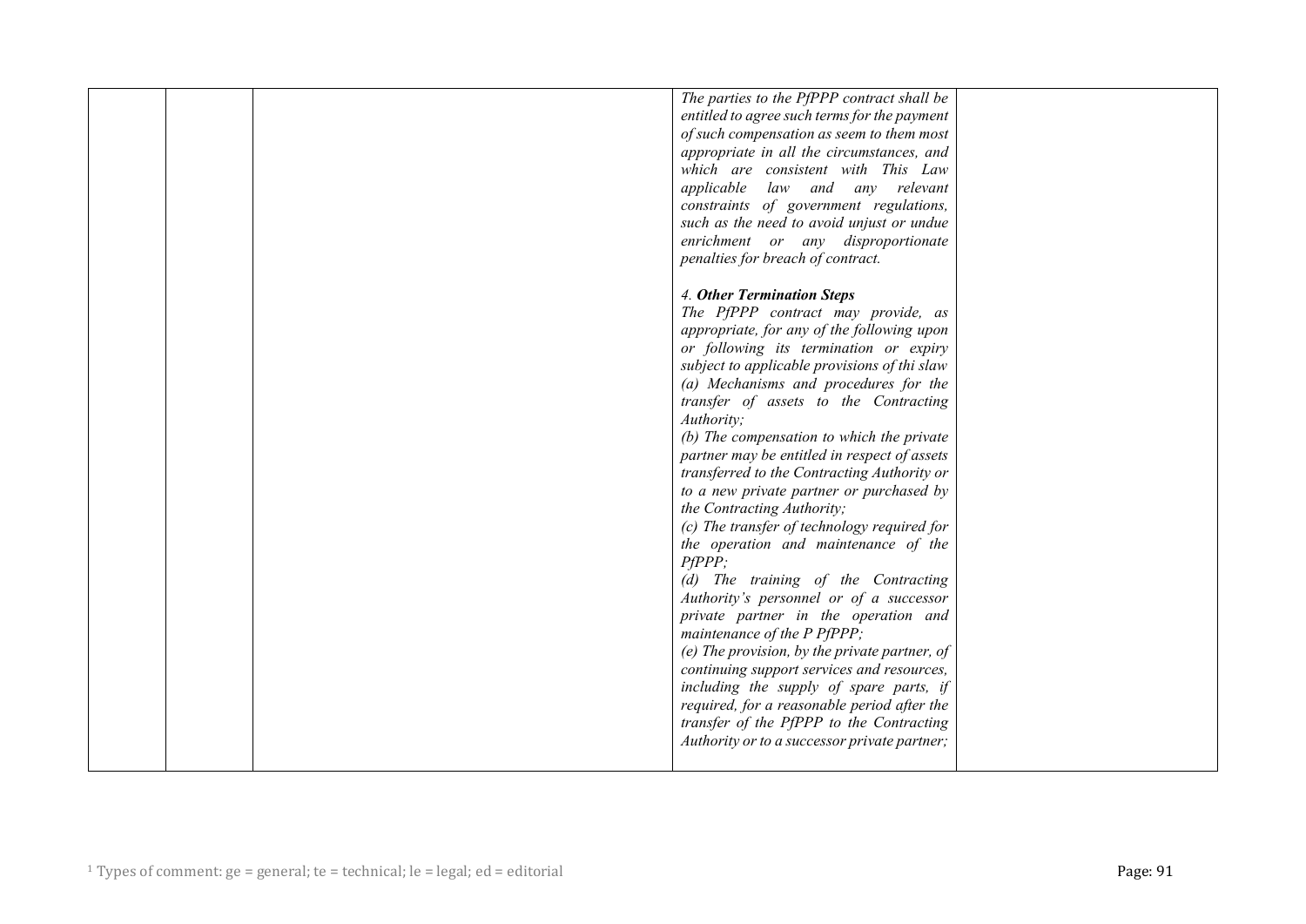|  |  |  | *The parties to the PfPPP contract shall be entitled to agree such terms for the payment of such compensation as seem to them most appropriate in all the circumstances, and which are consistent with This Law applicable law and any relevant constraints of government regulations, such as the need to avoid unjust or undue enrichment or any disproportionate penalties for breach of contract.*<br><br>*4. **Other Termination Steps***<br>*The PfPPP contract may provide, as appropriate, for any of the following upon or following its termination or expiry subject to applicable provisions of thi slaw*<br>*(a) Mechanisms and procedures for the transfer of assets to the Contracting Authority;*<br>*(b) The compensation to which the private partner may be entitled in respect of assets transferred to the Contracting Authority or to a new private partner or purchased by the Contracting Authority;*<br>*(c) The transfer of technology required for the operation and maintenance of the PfPPP;*<br>*(d) The training of the Contracting Authority's personnel or of a successor private partner in the operation and maintenance of the P PfPPP;*<br>*(e) The provision, by the private partner, of continuing support services and resources, including the supply of spare parts, if required, for a reasonable period after the transfer of the PfPPP to the Contracting Authority or to a successor private partner;* |  |
|---|---|---|---|---|

[1] Types of comment: ge = general; te = technical; le = legal; ed = editorial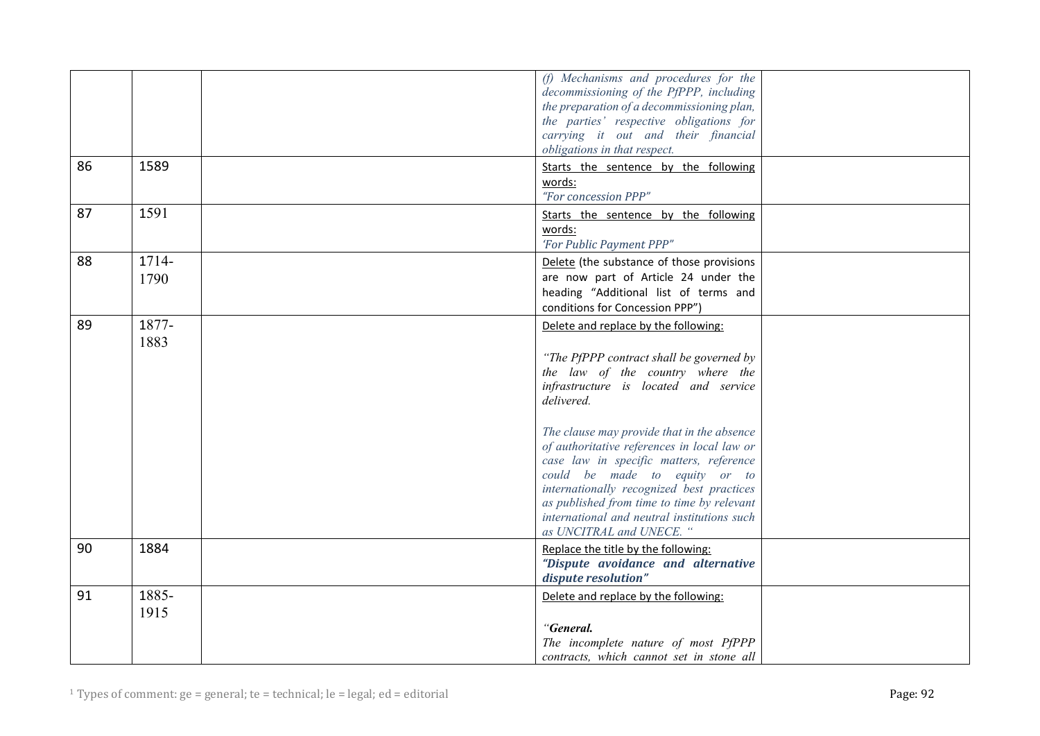|  |  |  | *(f) Mechanisms and procedures for the decommissioning of the PfPPP, including the preparation of a decommissioning plan, the parties' respective obligations for carrying it out and their financial obligations in that respect.* |  |
|---|---|---|---|---|
| 86 | 1589 |  | Starts the sentence by the following words:<br>*"For concession PPP"* |  |
| 87 | 1591 |  | Starts the sentence by the following words:<br>*'For Public Payment PPP"* |  |
| 88 | 1714-1790 |  | Delete (the substance of those provisions are now part of Article 24 under the heading "Additional list of terms and conditions for Concession PPP") |  |
| 89 | 1877-1883 |  | Delete and replace by the following:<br><br>*"The PfPPP contract shall be governed by the law of the country where the infrastructure is located and service delivered.*<br><br>*The clause may provide that in the absence of authoritative references in local law or case law in specific matters, reference could be made to equity or to internationally recognized best practices as published from time to time by relevant international and neutral institutions such as UNCITRAL and UNECE. "* |  |
| 90 | 1884 |  | Replace the title by the following:<br>***"Dispute avoidance and alternative dispute resolution"*** |  |
| 91 | 1885-1915 |  | Delete and replace by the following:<br><br>*"**General.***<br>*The incomplete nature of most PfPPP contracts, which cannot set in stone all* |  |

[1] Types of comment: ge = general; te = technical; le = legal; ed = editorial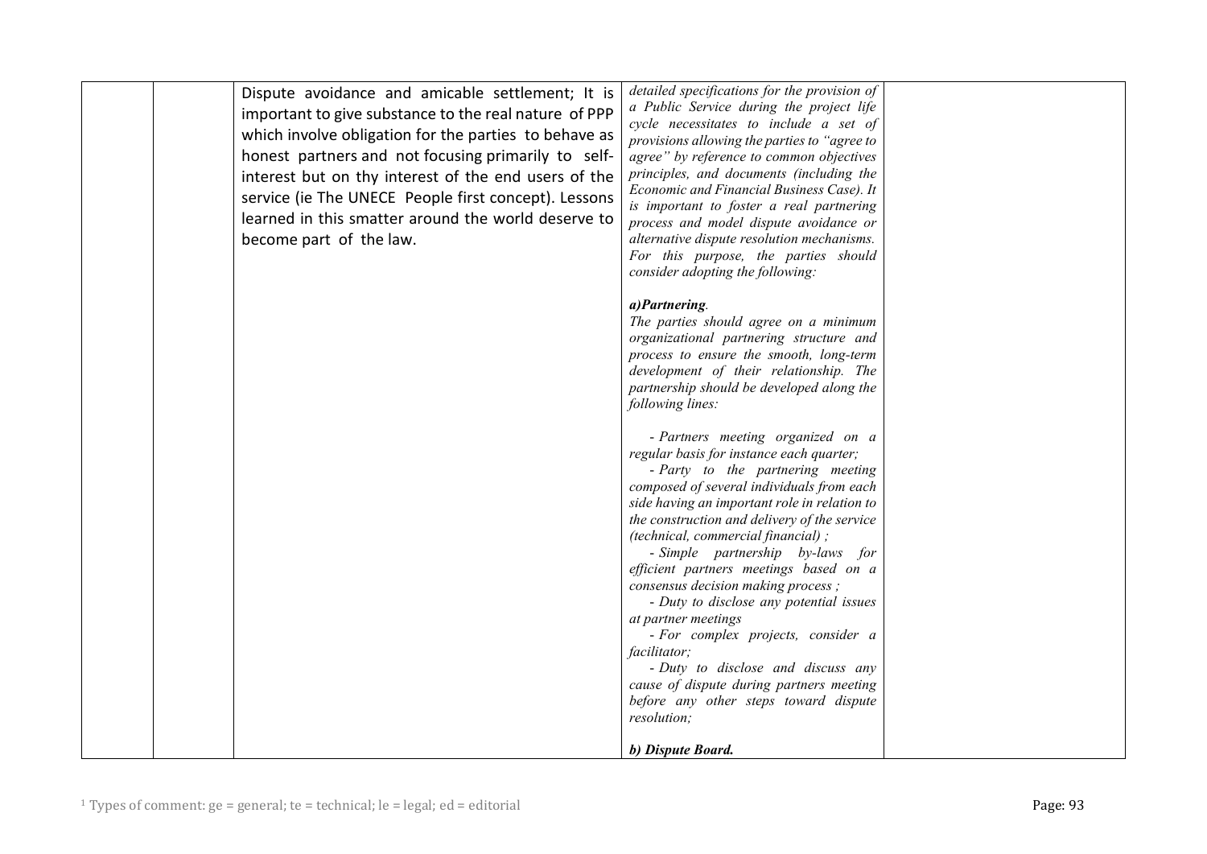| | | | | |
|---|---|---|---|---|
| | | Dispute avoidance and amicable settlement; It is important to give substance to the real nature of PPP which involve obligation for the parties to behave as honest partners and not focusing primarily to self-interest but on thy interest of the end users of the service (ie The UNECE People first concept). Lessons learned in this smatter around the world deserve to become part of the law. | *detailed specifications for the provision of a Public Service during the project life cycle necessitates to include a set of provisions allowing the parties to "agree to agree" by reference to common objectives principles, and documents (including the Economic and Financial Business Case). It is important to foster a real partnering process and model dispute avoidance or alternative dispute resolution mechanisms. For this purpose, the parties should consider adopting the following:*<br><br>***a)Partnering**.*<br>*The parties should agree on a minimum organizational partnering structure and process to ensure the smooth, long-term development of their relationship. The partnership should be developed along the following lines:*<br><br>*- Partners meeting organized on a regular basis for instance each quarter;*<br>*- Party to the partnering meeting composed of several individuals from each side having an important role in relation to the construction and delivery of the service (technical, commercial financial) ;*<br>*- Simple partnership by-laws for efficient partners meetings based on a consensus decision making process ;*<br>*- Duty to disclose any potential issues at partner meetings*<br>*- For complex projects, consider a facilitator;*<br>*- Duty to disclose and discuss any cause of dispute during partners meeting before any other steps toward dispute resolution;*<br><br>***b) Dispute Board.*** | |

[1] Types of comment: ge = general; te = technical; le = legal; ed = editorial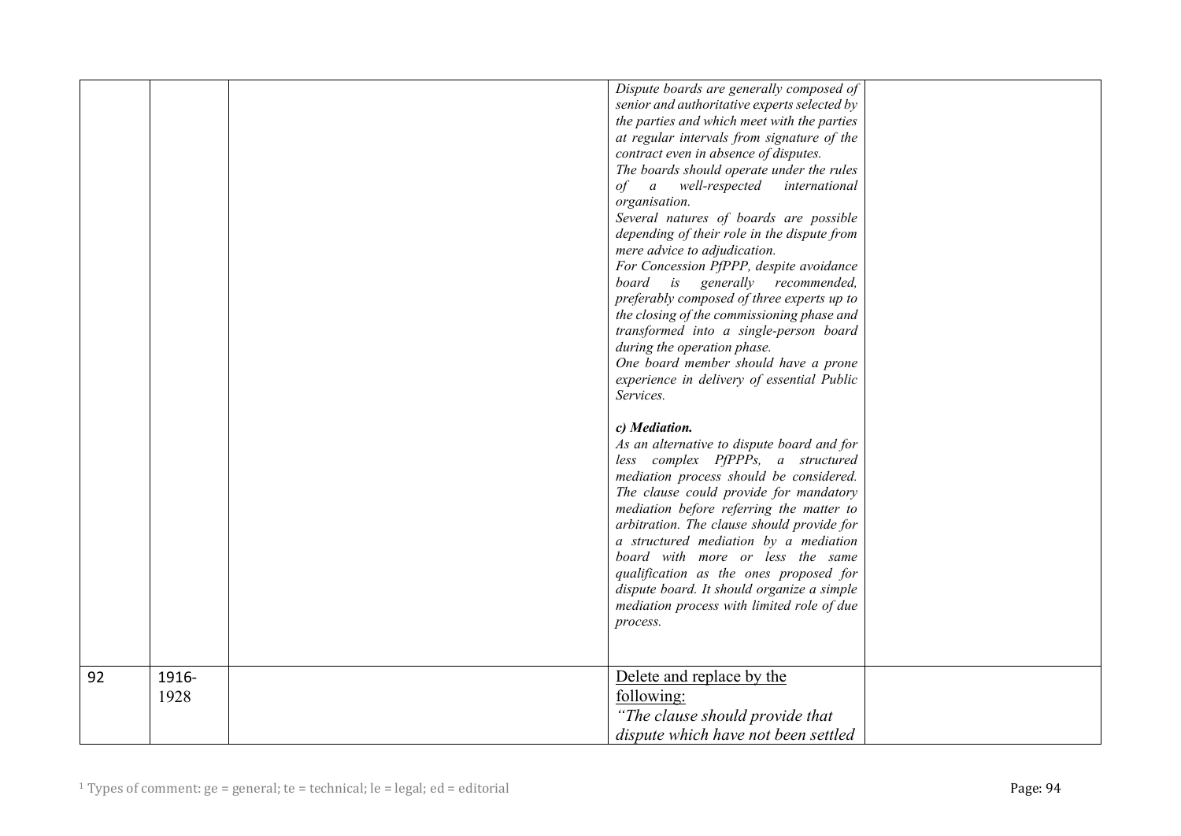| | | | | |
|---|---|---|---|---|
| | | | *Dispute boards are generally composed of senior and authoritative experts selected by the parties and which meet with the parties at regular intervals from signature of the contract even in absence of disputes.* *The boards should operate under the rules of a well-respected international organisation.* *Several natures of boards are possible depending of their role in the dispute from mere advice to adjudication.* *For Concession PfPPP, despite avoidance board is generally recommended, preferably composed of three experts up to the closing of the commissioning phase and transformed into a single-person board during the operation phase.* *One board member should have a prone experience in delivery of essential Public Services.* ***c) Mediation.*** *As an alternative to dispute board and for less complex PfPPPs, a structured mediation process should be considered. The clause could provide for mandatory mediation before referring the matter to arbitration. The clause should provide for a structured mediation by a mediation board with more or less the same qualification as the ones proposed for dispute board. It should organize a simple mediation process with limited role of due process.* | |
| 92 | 1916-1928 | | <u>Delete and replace by the following:</u> *"The clause should provide that dispute which have not been settled* | |

[1] Types of comment: ge = general; te = technical; le = legal; ed = editorial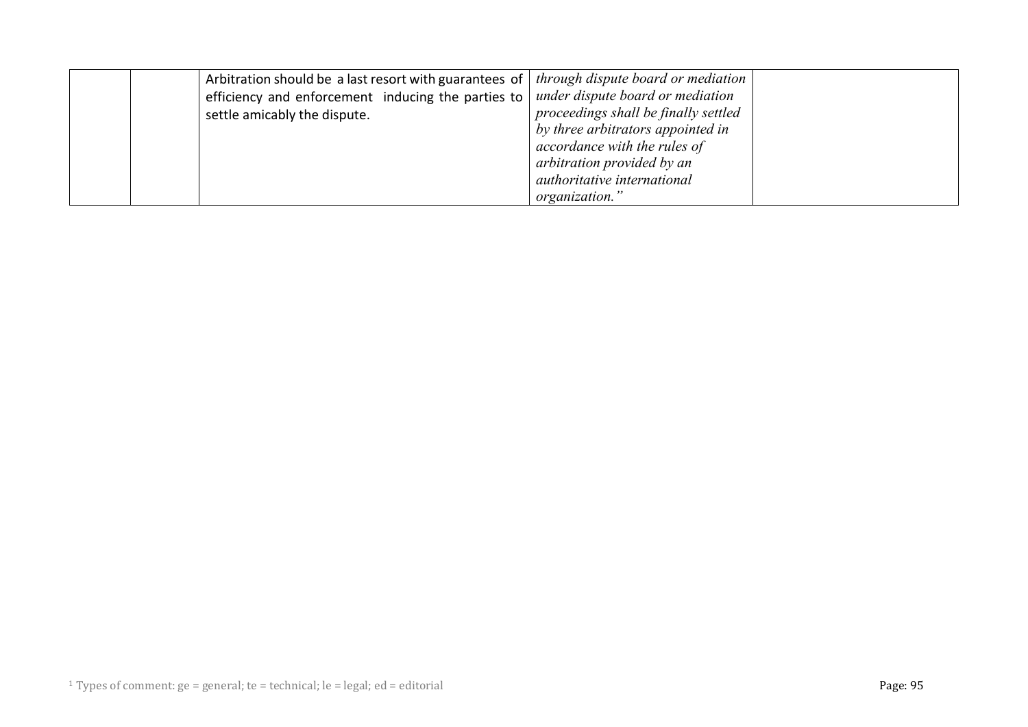| | | | | |
|---|---|---|---|---|
| | | Arbitration should be a last resort with guarantees of efficiency and enforcement inducing the parties to settle amicably the dispute. | *through dispute board or mediation under dispute board or mediation proceedings shall be finally settled by three arbitrators appointed in accordance with the rules of arbitration provided by an authoritative international organization."* | |

[1] Types of comment: ge = general; te = technical; le = legal; ed = editorial